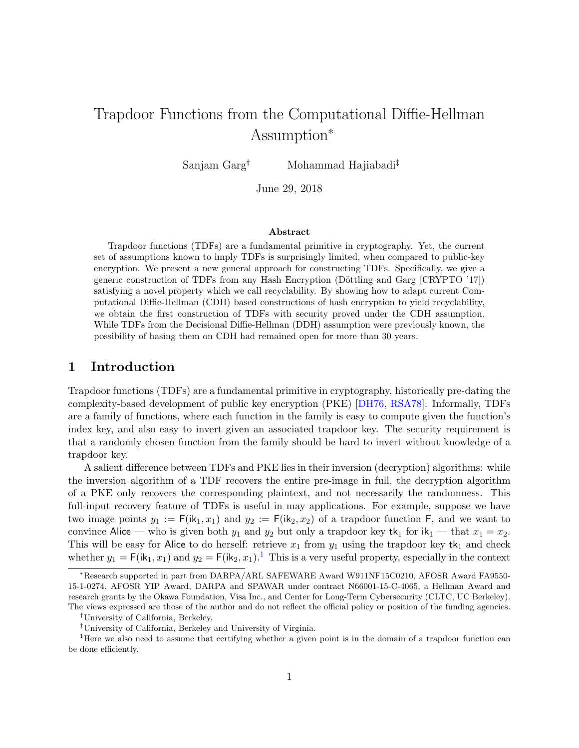# Trapdoor Functions from the Computational Diffie-Hellman Assumption*

Sanjam Garg[†] Mohammad Hajiabadi[‡]

June 29, 2018

### Abstract

Trapdoor functions (TDFs) are a fundamental primitive in cryptography. Yet, the current set of assumptions known to imply TDFs is surprisingly limited, when compared to public-key encryption. We present a new general approach for constructing TDFs. Specifically, we give a generic construction of TDFs from any Hash Encryption (Döttling and Garg [CRYPTO '17]) satisfying a novel property which we call recyclability. By showing how to adapt current Computational Diffie-Hellman (CDH) based constructions of hash encryption to yield recyclability, we obtain the first construction of TDFs with security proved under the CDH assumption. While TDFs from the Decisional Diffie-Hellman (DDH) assumption were previously known, the possibility of basing them on CDH had remained open for more than 30 years.

## 1 Introduction

Trapdoor functions (TDFs) are a fundamental primitive in cryptography, historically pre-dating the complexity-based development of public key encryption (PKE) [DH76, RSA78]. Informally, TDFs are a family of functions, where each function in the family is easy to compute given the function's index key, and also easy to invert given an associated trapdoor key. The security requirement is that a randomly chosen function from the family should be hard to invert without knowledge of a trapdoor key.

A salient difference between TDFs and PKE lies in their inversion (decryption) algorithms: while the inversion algorithm of a TDF recovers the entire pre-image in full, the decryption algorithm of a PKE only recovers the corresponding plaintext, and not necessarily the randomness. This full-input recovery feature of TDFs is useful in may applications. For example, suppose we have two image points $y_1 := \mathsf{F}(\mathsf{ik}_1, x_1)$ and $y_2 := \mathsf{F}(\mathsf{ik}_2, x_2)$ of a trapdoor function $\mathsf{F}$, and we want to convince $\mathsf{Alice}$ — who is given both $y_1$ and $y_2$ but only a trapdoor key $\mathsf{tk}_1$ for $\mathsf{ik}_1$ — that $x_1 = x_2$. This will be easy for $\mathsf{Alice}$ to do herself: retrieve $x_1$ from $y_1$ using the trapdoor key $\mathsf{tk}_1$ and check whether $y_1 = \mathsf{F}(\mathsf{ik}_1, x_1)$ and $y_2 = \mathsf{F}(\mathsf{ik}_2, x_1)$.[1] This is a very useful property, especially in the context

---

*Research supported in part from DARPA/ARL SAFEWARE Award W911NF15C0210, AFOSR Award FA9550-15-1-0274, AFOSR YIP Award, DARPA and SPAWAR under contract N66001-15-C-4065, a Hellman Award and research grants by the Okawa Foundation, Visa Inc., and Center for Long-Term Cybersecurity (CLTC, UC Berkeley). The views expressed are those of the author and do not reflect the official policy or position of the funding agencies.

[†]University of California, Berkeley.

[‡]University of California, Berkeley and University of Virginia.

[1]Here we also need to assume that certifying whether a given point is in the domain of a trapdoor function can be done efficiently.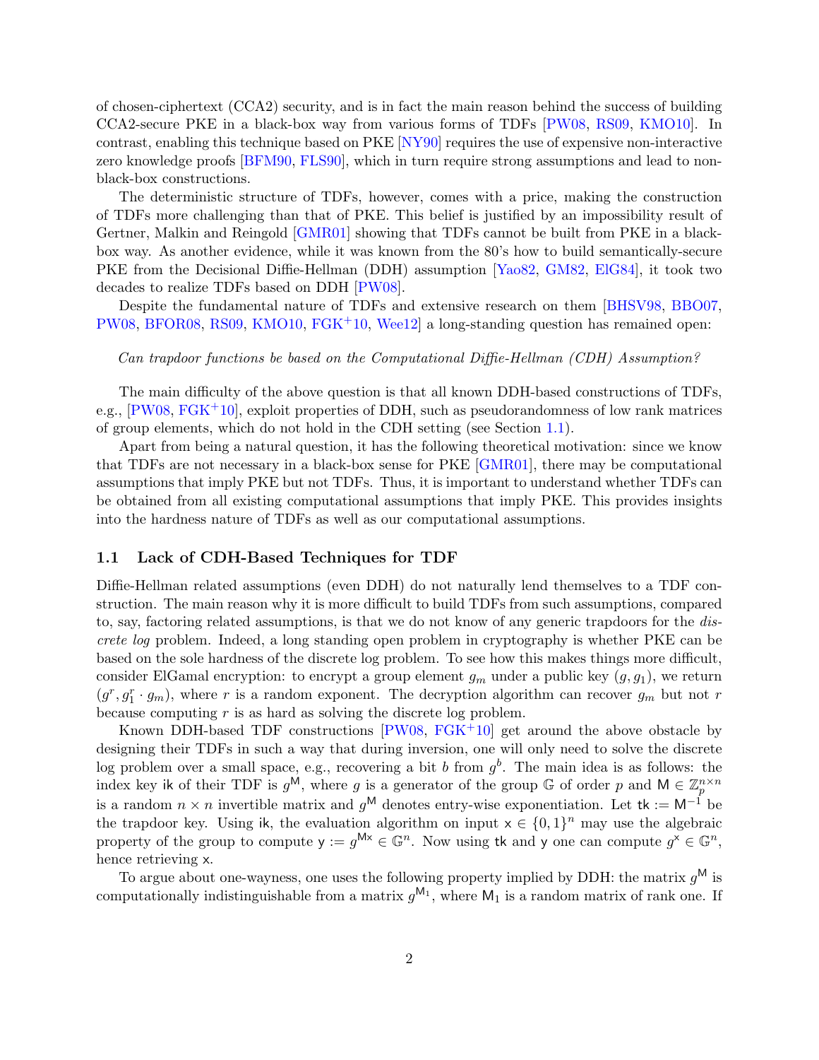of chosen-ciphertext (CCA2) security, and is in fact the main reason behind the success of building CCA2-secure PKE in a black-box way from various forms of TDFs [PW08, RS09, KMO10]. In contrast, enabling this technique based on PKE [NY90] requires the use of expensive non-interactive zero knowledge proofs [BFM90, FLS90], which in turn require strong assumptions and lead to non-black-box constructions.

The deterministic structure of TDFs, however, comes with a price, making the construction of TDFs more challenging than that of PKE. This belief is justified by an impossibility result of Gertner, Malkin and Reingold [GMR01] showing that TDFs cannot be built from PKE in a black-box way. As another evidence, while it was known from the 80's how to build semantically-secure PKE from the Decisional Diffie-Hellman (DDH) assumption [Yao82, GM82, ElG84], it took two decades to realize TDFs based on DDH [PW08].

Despite the fundamental nature of TDFs and extensive research on them [BHSV98, BBO07, PW08, BFOR08, RS09, KMO10, FGK+10, Wee12] a long-standing question has remained open:

*Can trapdoor functions be based on the Computational Diffie-Hellman (CDH) Assumption?*

The main difficulty of the above question is that all known DDH-based constructions of TDFs, e.g., [PW08, FGK+10], exploit properties of DDH, such as pseudorandomness of low rank matrices of group elements, which do not hold in the CDH setting (see Section 1.1).

Apart from being a natural question, it has the following theoretical motivation: since we know that TDFs are not necessary in a black-box sense for PKE [GMR01], there may be computational assumptions that imply PKE but not TDFs. Thus, it is important to understand whether TDFs can be obtained from all existing computational assumptions that imply PKE. This provides insights into the hardness nature of TDFs as well as our computational assumptions.

### 1.1 Lack of CDH-Based Techniques for TDF

Diffie-Hellman related assumptions (even DDH) do not naturally lend themselves to a TDF construction. The main reason why it is more difficult to build TDFs from such assumptions, compared to, say, factoring related assumptions, is that we do not know of any generic trapdoors for the *discrete log* problem. Indeed, a long standing open problem in cryptography is whether PKE can be based on the sole hardness of the discrete log problem. To see how this makes things more difficult, consider ElGamal encryption: to encrypt a group element $g_m$ under a public key $(g, g_1)$, we return $(g^r, g_1^r \cdot g_m)$, where $r$ is a random exponent. The decryption algorithm can recover $g_m$ but not $r$ because computing $r$ is as hard as solving the discrete log problem.

Known DDH-based TDF constructions [PW08, FGK+10] get around the above obstacle by designing their TDFs in such a way that during inversion, one will only need to solve the discrete log problem over a small space, e.g., recovering a bit $b$ from $g^b$. The main idea is as follows: the index key $\mathsf{ik}$ of their TDF is $g^{\mathsf{M}}$, where $g$ is a generator of the group $\mathbb{G}$ of order $p$ and $\mathsf{M} \in \mathbb{Z}_p^{n \times n}$ is a random $n \times n$ invertible matrix and $g^{\mathsf{M}}$ denotes entry-wise exponentiation. Let $\mathsf{tk} := \mathsf{M}^{-1}$ be the trapdoor key. Using $\mathsf{ik}$, the evaluation algorithm on input $\mathsf{x} \in \{0,1\}^n$ may use the algebraic property of the group to compute $\mathsf{y} := g^{\mathsf{M}\mathsf{x}} \in \mathbb{G}^n$. Now using $\mathsf{tk}$ and $\mathsf{y}$ one can compute $g^{\mathsf{x}} \in \mathbb{G}^n$, hence retrieving $\mathsf{x}$.

To argue about one-wayness, one uses the following property implied by DDH: the matrix $g^{\mathsf{M}}$ is computationally indistinguishable from a matrix $g^{\mathsf{M}_1}$, where $\mathsf{M}_1$ is a random matrix of rank one. If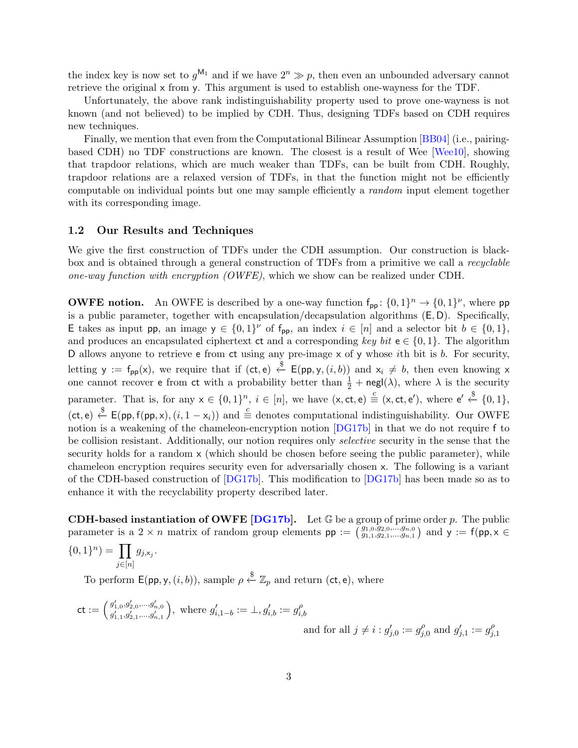the index key is now set to $g^{\mathsf{M}_1}$ and if we have $2^n \gg p$, then even an unbounded adversary cannot retrieve the original $\mathsf{x}$ from $\mathsf{y}$. This argument is used to establish one-wayness for the TDF.

Unfortunately, the above rank indistinguishability property used to prove one-wayness is not known (and not believed) to be implied by CDH. Thus, designing TDFs based on CDH requires new techniques.

Finally, we mention that even from the Computational Bilinear Assumption [BB04] (i.e., pairing-based CDH) no TDF constructions are known. The closest is a result of Wee [Wee10], showing that trapdoor relations, which are much weaker than TDFs, can be built from CDH. Roughly, trapdoor relations are a relaxed version of TDFs, in that the function might not be efficiently computable on individual points but one may sample efficiently a *random* input element together with its corresponding image.

## 1.2 Our Results and Techniques

We give the first construction of TDFs under the CDH assumption. Our construction is black-box and is obtained through a general construction of TDFs from a primitive we call a *recyclable one-way function with encryption (OWFE)*, which we show can be realized under CDH.

**OWFE notion.** An OWFE is described by a one-way function $\mathsf{f}_{\mathsf{pp}} \colon \{0,1\}^n \to \{0,1\}^\nu$, where $\mathsf{pp}$ is a public parameter, together with encapsulation/decapsulation algorithms $(\mathsf{E}, \mathsf{D})$. Specifically, $\mathsf{E}$ takes as input $\mathsf{pp}$, an image $\mathsf{y} \in \{0,1\}^\nu$ of $\mathsf{f}_{\mathsf{pp}}$, an index $i \in [n]$ and a selector bit $b \in \{0,1\}$, and produces an encapsulated ciphertext $\mathsf{ct}$ and a corresponding *key bit* $\mathsf{e} \in \{0,1\}$. The algorithm $\mathsf{D}$ allows anyone to retrieve $\mathsf{e}$ from $\mathsf{ct}$ using any pre-image $\mathsf{x}$ of $\mathsf{y}$ whose $i$th bit is $b$. For security, letting $\mathsf{y} := \mathsf{f}_{\mathsf{pp}}(\mathsf{x})$, we require that if $(\mathsf{ct}, \mathsf{e}) \xleftarrow{\$} \mathsf{E}(\mathsf{pp}, \mathsf{y}, (i, b))$ and $\mathsf{x}_i \neq b$, then even knowing $\mathsf{x}$ one cannot recover $\mathsf{e}$ from $\mathsf{ct}$ with a probability better than $\frac{1}{2} + \mathsf{negl}(\lambda)$, where $\lambda$ is the security parameter. That is, for any $\mathsf{x} \in \{0,1\}^n$, $i \in [n]$, we have $(\mathsf{x}, \mathsf{ct}, \mathsf{e}) \stackrel{c}{\equiv} (\mathsf{x}, \mathsf{ct}, \mathsf{e}')$, where $\mathsf{e}' \xleftarrow{\$} \{0,1\}$, $(\mathsf{ct}, \mathsf{e}) \xleftarrow{\$} \mathsf{E}(\mathsf{pp}, \mathsf{f}(\mathsf{pp}, \mathsf{x}), (i, 1 - \mathsf{x}_i))$ and $\stackrel{c}{\equiv}$ denotes computational indistinguishability. Our OWFE notion is a weakening of the chameleon-encryption notion [DG17b] in that we do not require $\mathsf{f}$ to be collision resistant. Additionally, our notion requires only *selective* security in the sense that the security holds for a random $\mathsf{x}$ (which should be chosen before seeing the public parameter), while chameleon encryption requires security even for adversarially chosen $\mathsf{x}$. The following is a variant of the CDH-based construction of [DG17b]. This modification to [DG17b] has been made so as to enhance it with the recyclability property described later.

**CDH-based instantiation of OWFE [DG17b].** Let $\mathbb{G}$ be a group of prime order $p$. The public parameter is a $2 \times n$ matrix of random group elements $\mathsf{pp} := \left(\begin{smallmatrix} g_{1,0}, g_{2,0}, \ldots, g_{n,0} \\ g_{1,1}, g_{2,1}, \ldots, g_{n,1} \end{smallmatrix}\right)$ and $\mathsf{y} := \mathsf{f}(\mathsf{pp}, \mathsf{x} \in \{0,1\}^n) = \prod_{j \in [n]} g_{j, \mathsf{x}_j}$.

To perform $\mathsf{E}(\mathsf{pp}, \mathsf{y}, (i, b))$, sample $\rho \xleftarrow{\$} \mathbb{Z}_p$ and return $(\mathsf{ct}, \mathsf{e})$, where

$$\mathsf{ct} := \left(\begin{smallmatrix} g'_{1,0}, g'_{2,0}, \ldots, g'_{n,0} \\ g'_{1,1}, g'_{2,1}, \ldots, g'_{n,1} \end{smallmatrix}\right), \text{ where } g'_{i,1-b} := \perp, g'_{i,b} := g^{\rho}_{i,b}$$

$$\text{and for all } j \neq i : g'_{j,0} := g^{\rho}_{j,0} \text{ and } g'_{j,1} := g^{\rho}_{j,1}$$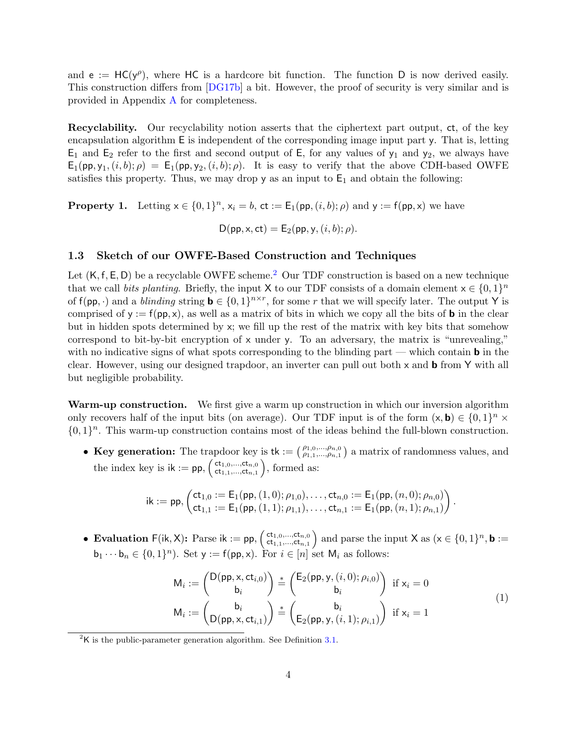and $\mathsf{e} := \mathsf{HC}(\mathsf{y}^{\rho})$, where $\mathsf{HC}$ is a hardcore bit function. The function $\mathsf{D}$ is now derived easily. This construction differs from [DG17b] a bit. However, the proof of security is very similar and is provided in Appendix A for completeness.

**Recyclability.** Our recyclability notion asserts that the ciphertext part output, $\mathsf{ct}$, of the key encapsulation algorithm $\mathsf{E}$ is independent of the corresponding image input part $\mathsf{y}$. That is, letting $\mathsf{E}_1$ and $\mathsf{E}_2$ refer to the first and second output of $\mathsf{E}$, for any values of $\mathsf{y}_1$ and $\mathsf{y}_2$, we always have $\mathsf{E}_1(\mathsf{pp}, \mathsf{y}_1, (i, b); \rho) = \mathsf{E}_1(\mathsf{pp}, \mathsf{y}_2, (i, b); \rho)$. It is easy to verify that the above CDH-based OWFE satisfies this property. Thus, we may drop $\mathsf{y}$ as an input to $\mathsf{E}_1$ and obtain the following:

**Property 1.** Letting $\mathsf{x} \in \{0,1\}^n$, $\mathsf{x}_i = b$, $\mathsf{ct} := \mathsf{E}_1(\mathsf{pp}, (i, b); \rho)$ and $\mathsf{y} := \mathsf{f}(\mathsf{pp}, \mathsf{x})$ we have

$$\mathsf{D}(\mathsf{pp}, \mathsf{x}, \mathsf{ct}) = \mathsf{E}_2(\mathsf{pp}, \mathsf{y}, (i, b); \rho).$$

### 1.3 Sketch of our OWFE-Based Construction and Techniques

Let $(\mathsf{K}, \mathsf{f}, \mathsf{E}, \mathsf{D})$ be a recyclable OWFE scheme.[2] Our TDF construction is based on a new technique that we call *bits planting*. Briefly, the input $\mathsf{X}$ to our TDF consists of a domain element $\mathsf{x} \in \{0,1\}^n$ of $\mathsf{f}(\mathsf{pp}, \cdot)$ and a *blinding* string $\mathbf{b} \in \{0,1\}^{n \times r}$, for some $r$ that we will specify later. The output $\mathsf{Y}$ is comprised of $\mathsf{y} := \mathsf{f}(\mathsf{pp}, \mathsf{x})$, as well as a matrix of bits in which we copy all the bits of $\mathbf{b}$ in the clear but in hidden spots determined by $\mathsf{x}$; we fill up the rest of the matrix with key bits that somehow correspond to bit-by-bit encryption of $\mathsf{x}$ under $\mathsf{y}$. To an adversary, the matrix is "unrevealing," with no indicative signs of what spots corresponding to the blinding part — which contain $\mathbf{b}$ in the clear. However, using our designed trapdoor, an inverter can pull out both $\mathsf{x}$ and $\mathbf{b}$ from $\mathsf{Y}$ with all but negligible probability.

**Warm-up construction.** We first give a warm up construction in which our inversion algorithm only recovers half of the input bits (on average). Our TDF input is of the form $(\mathsf{x}, \mathbf{b}) \in \{0,1\}^n \times \{0,1\}^n$. This warm-up construction contains most of the ideas behind the full-blown construction.

- **Key generation:** The trapdoor key is $\mathsf{tk} := \begin{pmatrix} \rho_{1,0}, \ldots, \rho_{n,0} \\ \rho_{1,1}, \ldots, \rho_{n,1} \end{pmatrix}$ a matrix of randomness values, and the index key is $\mathsf{ik} := \mathsf{pp}, \begin{pmatrix} \mathsf{ct}_{1,0}, \ldots, \mathsf{ct}_{n,0} \\ \mathsf{ct}_{1,1}, \ldots, \mathsf{ct}_{n,1} \end{pmatrix}$, formed as:

$$\mathsf{ik} := \mathsf{pp}, \begin{pmatrix} \mathsf{ct}_{1,0} := \mathsf{E}_1(\mathsf{pp}, (1,0); \rho_{1,0}), \ldots, \mathsf{ct}_{n,0} := \mathsf{E}_1(\mathsf{pp}, (n,0); \rho_{n,0}) \\ \mathsf{ct}_{1,1} := \mathsf{E}_1(\mathsf{pp}, (1,1); \rho_{1,1}), \ldots, \mathsf{ct}_{n,1} := \mathsf{E}_1(\mathsf{pp}, (n,1); \rho_{n,1}) \end{pmatrix}.$$

- **Evaluation $\mathsf{F}(\mathsf{ik}, \mathsf{X})$:** Parse $\mathsf{ik} := \mathsf{pp}, \begin{pmatrix} \mathsf{ct}_{1,0}, \ldots, \mathsf{ct}_{n,0} \\ \mathsf{ct}_{1,1}, \ldots, \mathsf{ct}_{n,1} \end{pmatrix}$ and parse the input $\mathsf{X}$ as $(\mathsf{x} \in \{0,1\}^n, \mathbf{b} := \mathsf{b}_1 \cdots \mathsf{b}_n \in \{0,1\}^n)$. Set $\mathsf{y} := \mathsf{f}(\mathsf{pp}, \mathsf{x})$. For $i \in [n]$ set $\mathsf{M}_i$ as follows:

$$\begin{aligned} \mathsf{M}_i &:= \begin{pmatrix} \mathsf{D}(\mathsf{pp}, \mathsf{x}, \mathsf{ct}_{i,0}) \\ \mathsf{b}_i \end{pmatrix} \overset{*}{=} \begin{pmatrix} \mathsf{E}_2(\mathsf{pp}, \mathsf{y}, (i,0); \rho_{i,0}) \\ \mathsf{b}_i \end{pmatrix} \text{ if } \mathsf{x}_i = 0 \\ \mathsf{M}_i &:= \begin{pmatrix} \mathsf{b}_i \\ \mathsf{D}(\mathsf{pp}, \mathsf{x}, \mathsf{ct}_{i,1}) \end{pmatrix} \overset{*}{=} \begin{pmatrix} \mathsf{b}_i \\ \mathsf{E}_2(\mathsf{pp}, \mathsf{y}, (i,1); \rho_{i,1}) \end{pmatrix} \text{ if } \mathsf{x}_i = 1 \end{aligned} \tag{1}$$

[2] $\mathsf{K}$ is the public-parameter generation algorithm. See Definition 3.1.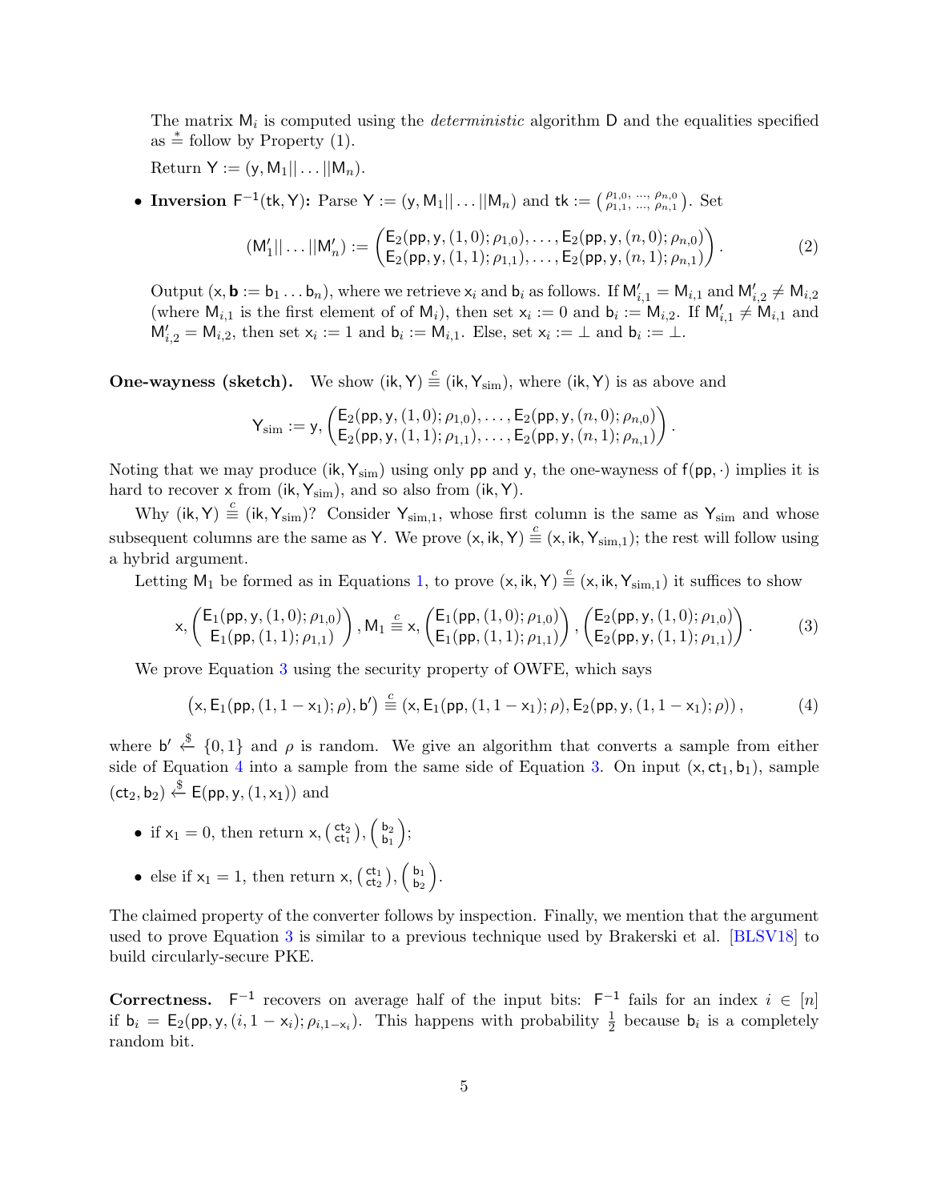The matrix $\mathsf{M}_i$ is computed using the *deterministic* algorithm $\mathsf{D}$ and the equalities specified as $\overset{*}{=}$ follow by Property (1).

Return $\mathsf{Y} := (\mathsf{y}, \mathsf{M}_1 || \ldots || \mathsf{M}_n)$.

- **Inversion** $\mathsf{F}^{-1}(\mathsf{tk}, \mathsf{Y})$**:** Parse $\mathsf{Y} := (\mathsf{y}, \mathsf{M}_1 || \ldots || \mathsf{M}_n)$ and $\mathsf{tk} := \left( \begin{smallmatrix} \rho_{1,0}, & \ldots, & \rho_{n,0} \\ \rho_{1,1}, & \ldots, & \rho_{n,1} \end{smallmatrix} \right)$. Set

$$(\mathsf{M}'_1 || \ldots || \mathsf{M}'_n) := \begin{pmatrix} \mathsf{E}_2(\mathsf{pp}, \mathsf{y}, (1,0); \rho_{1,0}), \ldots, \mathsf{E}_2(\mathsf{pp}, \mathsf{y}, (n,0); \rho_{n,0}) \\ \mathsf{E}_2(\mathsf{pp}, \mathsf{y}, (1,1); \rho_{1,1}), \ldots, \mathsf{E}_2(\mathsf{pp}, \mathsf{y}, (n,1); \rho_{n,1}) \end{pmatrix}. \tag{2}$$

Output $(\mathsf{x}, \mathbf{b} := \mathsf{b}_1 \ldots \mathsf{b}_n)$, where we retrieve $\mathsf{x}_i$ and $\mathsf{b}_i$ as follows. If $\mathsf{M}'_{i,1} = \mathsf{M}_{i,1}$ and $\mathsf{M}'_{i,2} \neq \mathsf{M}_{i,2}$ (where $\mathsf{M}_{i,1}$ is the first element of of $\mathsf{M}_i$), then set $\mathsf{x}_i := 0$ and $\mathsf{b}_i := \mathsf{M}_{i,2}$. If $\mathsf{M}'_{i,1} \neq \mathsf{M}_{i,1}$ and $\mathsf{M}'_{i,2} = \mathsf{M}_{i,2}$, then set $\mathsf{x}_i := 1$ and $\mathsf{b}_i := \mathsf{M}_{i,1}$. Else, set $\mathsf{x}_i := \perp$ and $\mathsf{b}_i := \perp$.

**One-wayness (sketch).** We show $(\mathsf{ik}, \mathsf{Y}) \overset{c}{\equiv} (\mathsf{ik}, \mathsf{Y}_{\text{sim}})$, where $(\mathsf{ik}, \mathsf{Y})$ is as above and

$$\mathsf{Y}_{\text{sim}} := \mathsf{y}, \begin{pmatrix} \mathsf{E}_2(\mathsf{pp}, \mathsf{y}, (1,0); \rho_{1,0}), \ldots, \mathsf{E}_2(\mathsf{pp}, \mathsf{y}, (n,0); \rho_{n,0}) \\ \mathsf{E}_2(\mathsf{pp}, \mathsf{y}, (1,1); \rho_{1,1}), \ldots, \mathsf{E}_2(\mathsf{pp}, \mathsf{y}, (n,1); \rho_{n,1}) \end{pmatrix}.$$

Noting that we may produce $(\mathsf{ik}, \mathsf{Y}_{\text{sim}})$ using only $\mathsf{pp}$ and $\mathsf{y}$, the one-wayness of $\mathsf{f}(\mathsf{pp}, \cdot)$ implies it is hard to recover $\mathsf{x}$ from $(\mathsf{ik}, \mathsf{Y}_{\text{sim}})$, and so also from $(\mathsf{ik}, \mathsf{Y})$.

Why $(\mathsf{ik}, \mathsf{Y}) \overset{c}{\equiv} (\mathsf{ik}, \mathsf{Y}_{\text{sim}})$? Consider $\mathsf{Y}_{\text{sim},1}$, whose first column is the same as $\mathsf{Y}_{\text{sim}}$ and whose subsequent columns are the same as $\mathsf{Y}$. We prove $(\mathsf{x}, \mathsf{ik}, \mathsf{Y}) \overset{c}{\equiv} (\mathsf{x}, \mathsf{ik}, \mathsf{Y}_{\text{sim},1})$; the rest will follow using a hybrid argument.

Letting $\mathsf{M}_1$ be formed as in Equations 1, to prove $(\mathsf{x}, \mathsf{ik}, \mathsf{Y}) \overset{c}{\equiv} (\mathsf{x}, \mathsf{ik}, \mathsf{Y}_{\text{sim},1})$ it suffices to show

$$\mathsf{x}, \begin{pmatrix} \mathsf{E}_1(\mathsf{pp}, \mathsf{y}, (1,0); \rho_{1,0}) \\ \mathsf{E}_1(\mathsf{pp}, (1,1); \rho_{1,1}) \end{pmatrix}, \mathsf{M}_1 \overset{c}{\equiv} \mathsf{x}, \begin{pmatrix} \mathsf{E}_1(\mathsf{pp}, (1,0); \rho_{1,0}) \\ \mathsf{E}_1(\mathsf{pp}, (1,1); \rho_{1,1}) \end{pmatrix}, \begin{pmatrix} \mathsf{E}_2(\mathsf{pp}, \mathsf{y}, (1,0); \rho_{1,0}) \\ \mathsf{E}_2(\mathsf{pp}, \mathsf{y}, (1,1); \rho_{1,1}) \end{pmatrix}. \tag{3}$$

We prove Equation 3 using the security property of OWFE, which says

$$(\mathsf{x}, \mathsf{E}_1(\mathsf{pp}, (1, 1 - \mathsf{x}_1); \rho), \mathsf{b}') \overset{c}{\equiv} (\mathsf{x}, \mathsf{E}_1(\mathsf{pp}, (1, 1 - \mathsf{x}_1); \rho), \mathsf{E}_2(\mathsf{pp}, \mathsf{y}, (1, 1 - \mathsf{x}_1); \rho)), \tag{4}$$

where $\mathsf{b}' \xleftarrow{\$} \{0,1\}$ and $\rho$ is random. We give an algorithm that converts a sample from either side of Equation 4 into a sample from the same side of Equation 3. On input $(\mathsf{x}, \mathsf{ct}_1, \mathsf{b}_1)$, sample $(\mathsf{ct}_2, \mathsf{b}_2) \xleftarrow{\$} \mathsf{E}(\mathsf{pp}, \mathsf{y}, (1, \mathsf{x}_1))$ and

- if $\mathsf{x}_1 = 0$, then return $\mathsf{x}, \left( \begin{smallmatrix} \mathsf{ct}_2 \\ \mathsf{ct}_1 \end{smallmatrix} \right), \begin{pmatrix} \mathsf{b}_2 \\ \mathsf{b}_1 \end{pmatrix}$;
- else if $\mathsf{x}_1 = 1$, then return $\mathsf{x}, \left( \begin{smallmatrix} \mathsf{ct}_1 \\ \mathsf{ct}_2 \end{smallmatrix} \right), \begin{pmatrix} \mathsf{b}_1 \\ \mathsf{b}_2 \end{pmatrix}$.

The claimed property of the converter follows by inspection. Finally, we mention that the argument used to prove Equation 3 is similar to a previous technique used by Brakerski et al. [BLSV18] to build circularly-secure PKE.

**Correctness.** $\mathsf{F}^{-1}$ recovers on average half of the input bits: $\mathsf{F}^{-1}$ fails for an index $i \in [n]$ if $\mathsf{b}_i = \mathsf{E}_2(\mathsf{pp}, \mathsf{y}, (i, 1 - \mathsf{x}_i); \rho_{i, 1-\mathsf{x}_i})$. This happens with probability $\frac{1}{2}$ because $\mathsf{b}_i$ is a completely random bit.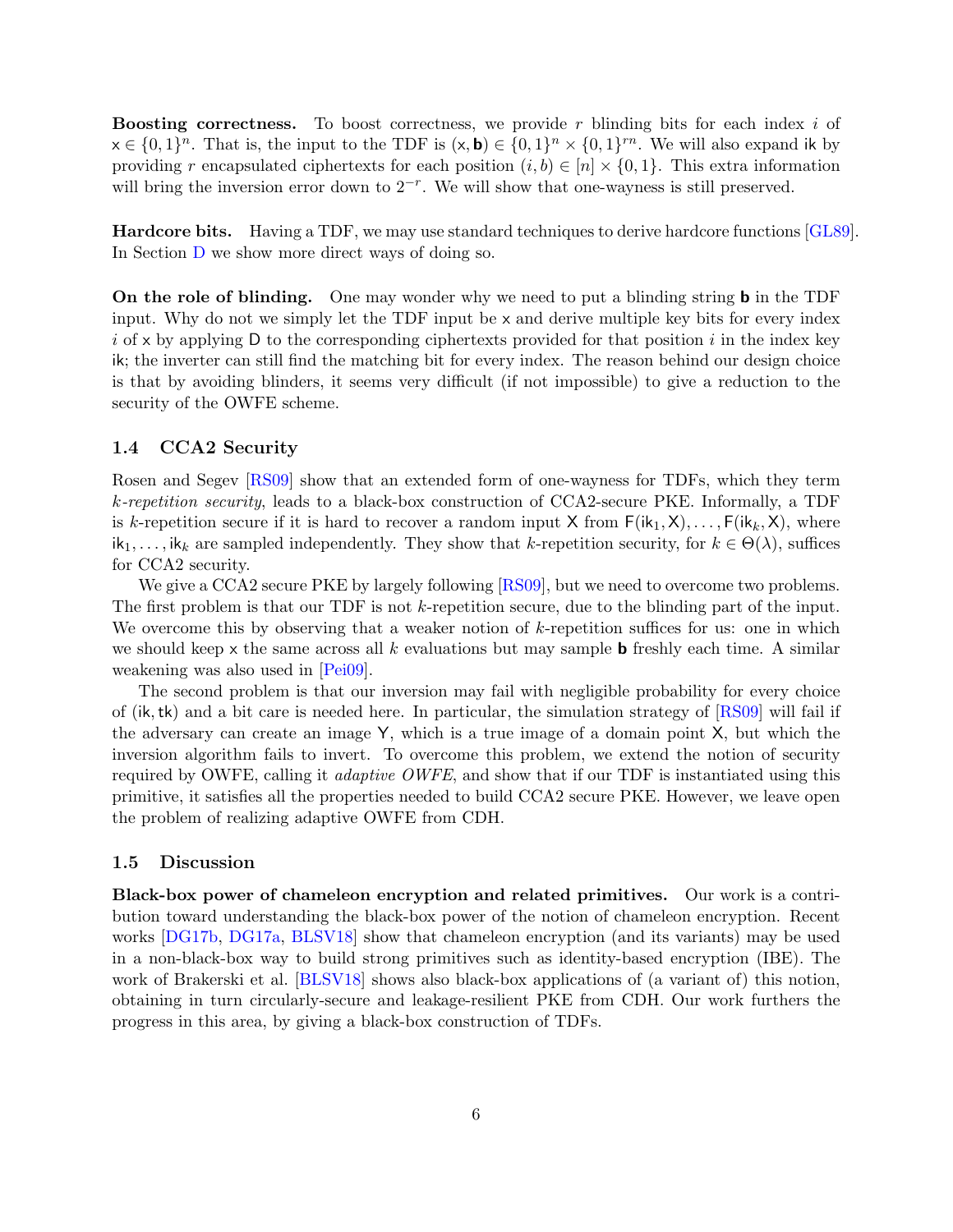**Boosting correctness.** To boost correctness, we provide $r$ blinding bits for each index $i$ of $\mathsf{x} \in \{0,1\}^n$. That is, the input to the TDF is $(\mathsf{x}, \mathbf{b}) \in \{0,1\}^n \times \{0,1\}^{rn}$. We will also expand $\mathsf{ik}$ by providing $r$ encapsulated ciphertexts for each position $(i,b) \in [n] \times \{0,1\}$. This extra information will bring the inversion error down to $2^{-r}$. We will show that one-wayness is still preserved.

**Hardcore bits.** Having a TDF, we may use standard techniques to derive hardcore functions [GL89]. In Section D we show more direct ways of doing so.

**On the role of blinding.** One may wonder why we need to put a blinding string $\mathbf{b}$ in the TDF input. Why do not we simply let the TDF input be $\mathsf{x}$ and derive multiple key bits for every index $i$ of $\mathsf{x}$ by applying $\mathsf{D}$ to the corresponding ciphertexts provided for that position $i$ in the index key $\mathsf{ik}$; the inverter can still find the matching bit for every index. The reason behind our design choice is that by avoiding blinders, it seems very difficult (if not impossible) to give a reduction to the security of the OWFE scheme.

### 1.4 CCA2 Security

Rosen and Segev [RS09] show that an extended form of one-wayness for TDFs, which they term *k-repetition security*, leads to a black-box construction of CCA2-secure PKE. Informally, a TDF is $k$-repetition secure if it is hard to recover a random input $\mathsf{X}$ from $\mathsf{F}(\mathsf{ik}_1, \mathsf{X}), \ldots, \mathsf{F}(\mathsf{ik}_k, \mathsf{X})$, where $\mathsf{ik}_1, \ldots, \mathsf{ik}_k$ are sampled independently. They show that $k$-repetition security, for $k \in \Theta(\lambda)$, suffices for CCA2 security.

We give a CCA2 secure PKE by largely following [RS09], but we need to overcome two problems. The first problem is that our TDF is not $k$-repetition secure, due to the blinding part of the input. We overcome this by observing that a weaker notion of $k$-repetition suffices for us: one in which we should keep $\mathsf{x}$ the same across all $k$ evaluations but may sample $\mathbf{b}$ freshly each time. A similar weakening was also used in [Pei09].

The second problem is that our inversion may fail with negligible probability for every choice of $(\mathsf{ik}, \mathsf{tk})$ and a bit care is needed here. In particular, the simulation strategy of [RS09] will fail if the adversary can create an image $\mathsf{Y}$, which is a true image of a domain point $\mathsf{X}$, but which the inversion algorithm fails to invert. To overcome this problem, we extend the notion of security required by OWFE, calling it *adaptive OWFE*, and show that if our TDF is instantiated using this primitive, it satisfies all the properties needed to build CCA2 secure PKE. However, we leave open the problem of realizing adaptive OWFE from CDH.

### 1.5 Discussion

**Black-box power of chameleon encryption and related primitives.** Our work is a contribution toward understanding the black-box power of the notion of chameleon encryption. Recent works [DG17b, DG17a, BLSV18] show that chameleon encryption (and its variants) may be used in a non-black-box way to build strong primitives such as identity-based encryption (IBE). The work of Brakerski et al. [BLSV18] shows also black-box applications of (a variant of) this notion, obtaining in turn circularly-secure and leakage-resilient PKE from CDH. Our work furthers the progress in this area, by giving a black-box construction of TDFs.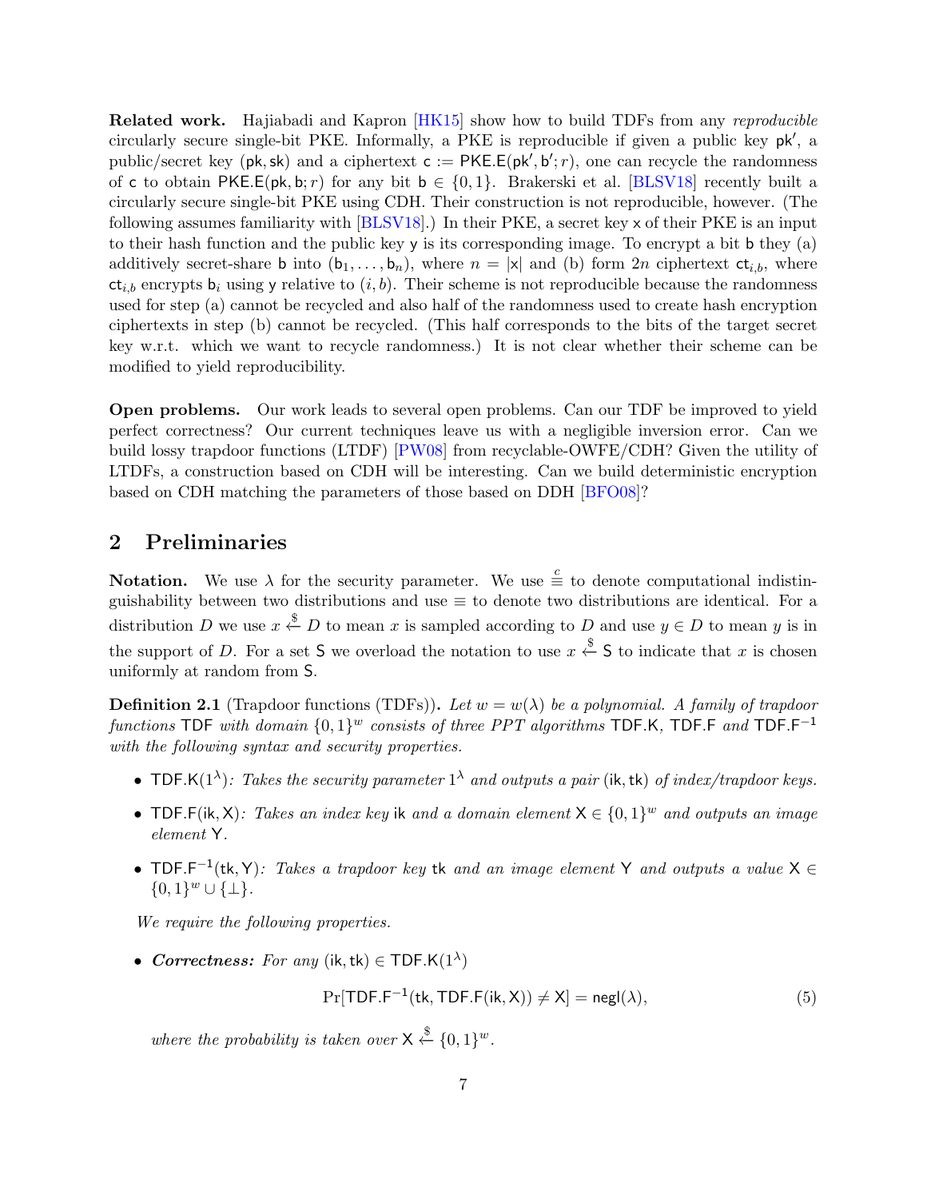**Related work.** Hajiabadi and Kapron [HK15] show how to build TDFs from any *reproducible* circularly secure single-bit PKE. Informally, a PKE is reproducible if given a public key $\mathsf{pk}'$, a public/secret key $(\mathsf{pk}, \mathsf{sk})$ and a ciphertext $\mathsf{c} := \mathsf{PKE.E}(\mathsf{pk}', \mathsf{b}'; r)$, one can recycle the randomness of $\mathsf{c}$ to obtain $\mathsf{PKE.E}(\mathsf{pk}, \mathsf{b}; r)$ for any bit $\mathsf{b} \in \{0, 1\}$. Brakerski et al. [BLSV18] recently built a circularly secure single-bit PKE using CDH. Their construction is not reproducible, however. (The following assumes familiarity with [BLSV18].) In their PKE, a secret key $\mathsf{x}$ of their PKE is an input to their hash function and the public key $\mathsf{y}$ is its corresponding image. To encrypt a bit $\mathsf{b}$ they (a) additively secret-share $\mathsf{b}$ into $(\mathsf{b}_1, \ldots, \mathsf{b}_n)$, where $n = |\mathsf{x}|$ and (b) form $2n$ ciphertext $\mathsf{ct}_{i,b}$, where $\mathsf{ct}_{i,b}$ encrypts $\mathsf{b}_i$ using $\mathsf{y}$ relative to $(i, b)$. Their scheme is not reproducible because the randomness used for step (a) cannot be recycled and also half of the randomness used to create hash encryption ciphertexts in step (b) cannot be recycled. (This half corresponds to the bits of the target secret key w.r.t. which we want to recycle randomness.) It is not clear whether their scheme can be modified to yield reproducibility.

**Open problems.** Our work leads to several open problems. Can our TDF be improved to yield perfect correctness? Our current techniques leave us with a negligible inversion error. Can we build lossy trapdoor functions (LTDF) [PW08] from recyclable-OWFE/CDH? Given the utility of LTDFs, a construction based on CDH will be interesting. Can we build deterministic encryption based on CDH matching the parameters of those based on DDH [BFO08]?

## 2 Preliminaries

**Notation.** We use $\lambda$ for the security parameter. We use $\stackrel{c}{\equiv}$ to denote computational indistinguishability between two distributions and use $\equiv$ to denote two distributions are identical. For a distribution $D$ we use $x \xleftarrow{\$} D$ to mean $x$ is sampled according to $D$ and use $y \in D$ to mean $y$ is in the support of $D$. For a set $\mathsf{S}$ we overload the notation to use $x \xleftarrow{\$} \mathsf{S}$ to indicate that $x$ is chosen uniformly at random from $\mathsf{S}$.

**Definition 2.1** (Trapdoor functions (TDFs))**.** *Let $w = w(\lambda)$ be a polynomial. A family of trapdoor functions $\mathsf{TDF}$ with domain $\{0, 1\}^w$ consists of three PPT algorithms $\mathsf{TDF.K}$, $\mathsf{TDF.F}$ and $\mathsf{TDF.F}^{-1}$ with the following syntax and security properties.*

- $\mathsf{TDF.K}(1^\lambda)$*: Takes the security parameter $1^\lambda$ and outputs a pair $(\mathsf{ik}, \mathsf{tk})$ of index/trapdoor keys.*
- $\mathsf{TDF.F}(\mathsf{ik}, \mathsf{X})$*: Takes an index key $\mathsf{ik}$ and a domain element $\mathsf{X} \in \{0, 1\}^w$ and outputs an image element $\mathsf{Y}$.*
- $\mathsf{TDF.F}^{-1}(\mathsf{tk}, \mathsf{Y})$*: Takes a trapdoor key $\mathsf{tk}$ and an image element $\mathsf{Y}$ and outputs a value $\mathsf{X} \in \{0, 1\}^w \cup \{\perp\}$.*

*We require the following properties.*

- ***Correctness:*** *For any $(\mathsf{ik}, \mathsf{tk}) \in \mathsf{TDF.K}(1^\lambda)$*

$$\Pr[\mathsf{TDF.F}^{-1}(\mathsf{tk}, \mathsf{TDF.F}(\mathsf{ik}, \mathsf{X})) \neq \mathsf{X}] = \mathsf{negl}(\lambda), \tag{5}$$

*where the probability is taken over $\mathsf{X} \xleftarrow{\$} \{0, 1\}^w$.*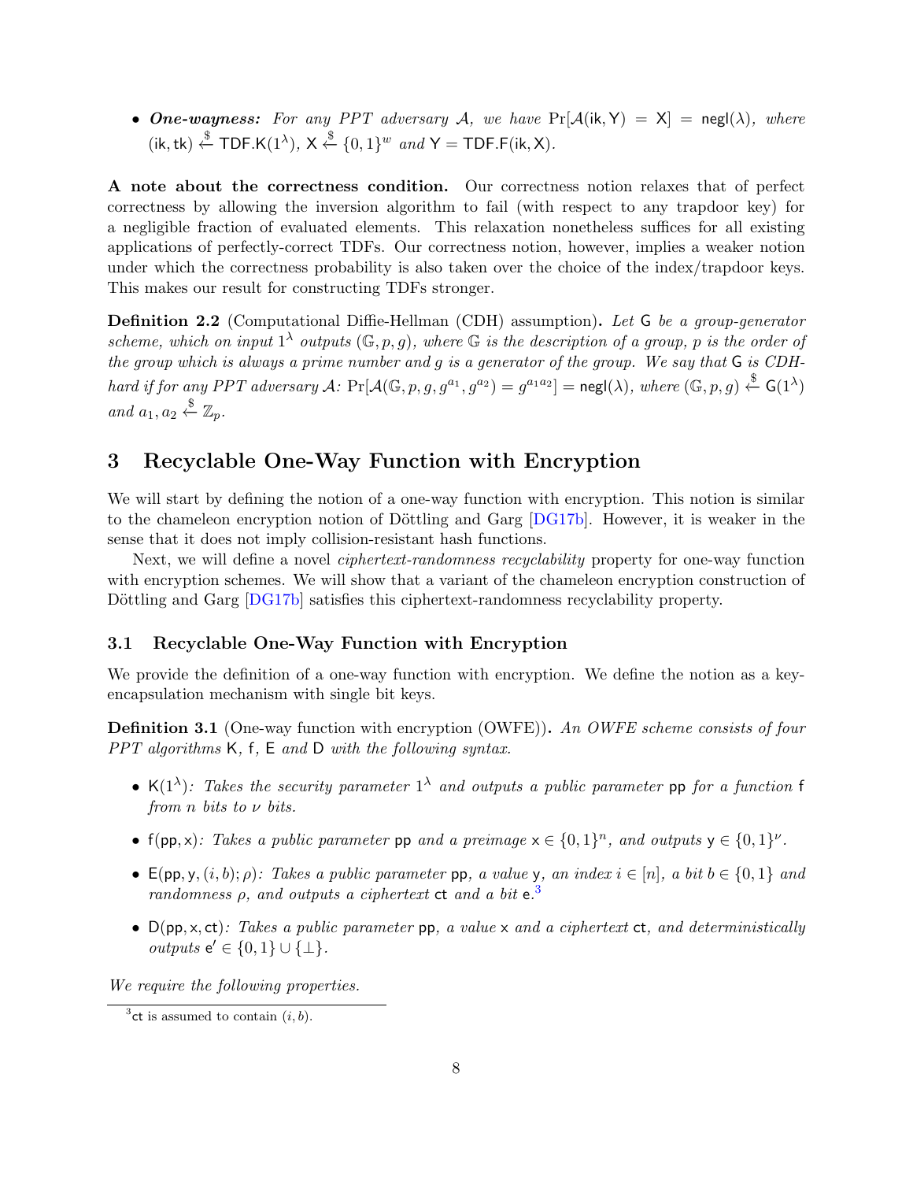- ***One-wayness:*** *For any PPT adversary $\mathcal{A}$, we have $\Pr[\mathcal{A}(\mathsf{ik}, \mathsf{Y}) = \mathsf{X}] = \mathsf{negl}(\lambda)$, where $(\mathsf{ik}, \mathsf{tk}) \xleftarrow{\$} \mathsf{TDF.K}(1^\lambda)$, $\mathsf{X} \xleftarrow{\$} \{0,1\}^w$ and $\mathsf{Y} = \mathsf{TDF.F}(\mathsf{ik}, \mathsf{X})$.*

**A note about the correctness condition.** Our correctness notion relaxes that of perfect correctness by allowing the inversion algorithm to fail (with respect to any trapdoor key) for a negligible fraction of evaluated elements. This relaxation nonetheless suffices for all existing applications of perfectly-correct TDFs. Our correctness notion, however, implies a weaker notion under which the correctness probability is also taken over the choice of the index/trapdoor keys. This makes our result for constructing TDFs stronger.

**Definition 2.2** (Computational Diffie-Hellman (CDH) assumption)**.** *Let $\mathsf{G}$ be a group-generator scheme, which on input $1^\lambda$ outputs $(\mathbb{G}, p, g)$, where $\mathbb{G}$ is the description of a group, $p$ is the order of the group which is always a prime number and $g$ is a generator of the group. We say that $\mathsf{G}$ is CDH-hard if for any PPT adversary $\mathcal{A}$: $\Pr[\mathcal{A}(\mathbb{G}, p, g, g^{a_1}, g^{a_2}) = g^{a_1 a_2}] = \mathsf{negl}(\lambda)$, where $(\mathbb{G}, p, g) \xleftarrow{\$} \mathsf{G}(1^\lambda)$ and $a_1, a_2 \xleftarrow{\$} \mathbb{Z}_p$.*

# 3 Recyclable One-Way Function with Encryption

We will start by defining the notion of a one-way function with encryption. This notion is similar to the chameleon encryption notion of Döttling and Garg [DG17b]. However, it is weaker in the sense that it does not imply collision-resistant hash functions.

Next, we will define a novel *ciphertext-randomness recyclability* property for one-way function with encryption schemes. We will show that a variant of the chameleon encryption construction of Döttling and Garg [DG17b] satisfies this ciphertext-randomness recyclability property.

## 3.1 Recyclable One-Way Function with Encryption

We provide the definition of a one-way function with encryption. We define the notion as a key-encapsulation mechanism with single bit keys.

**Definition 3.1** (One-way function with encryption (OWFE))**.** *An OWFE scheme consists of four PPT algorithms $\mathsf{K}$, $\mathsf{f}$, $\mathsf{E}$ and $\mathsf{D}$ with the following syntax.*

- *$\mathsf{K}(1^\lambda)$: Takes the security parameter $1^\lambda$ and outputs a public parameter $\mathsf{pp}$ for a function $\mathsf{f}$ from $n$ bits to $\nu$ bits.*
- *$\mathsf{f}(\mathsf{pp}, \mathsf{x})$: Takes a public parameter $\mathsf{pp}$ and a preimage $\mathsf{x} \in \{0,1\}^n$, and outputs $\mathsf{y} \in \{0,1\}^\nu$.*
- *$\mathsf{E}(\mathsf{pp}, \mathsf{y}, (i, b); \rho)$: Takes a public parameter $\mathsf{pp}$, a value $\mathsf{y}$, an index $i \in [n]$, a bit $b \in \{0,1\}$ and randomness $\rho$, and outputs a ciphertext $\mathsf{ct}$ and a bit $\mathsf{e}$.*[3]
- *$\mathsf{D}(\mathsf{pp}, \mathsf{x}, \mathsf{ct})$: Takes a public parameter $\mathsf{pp}$, a value $\mathsf{x}$ and a ciphertext $\mathsf{ct}$, and deterministically outputs $\mathsf{e}' \in \{0,1\} \cup \{\perp\}$.*

*We require the following properties.*

[3] $\mathsf{ct}$ is assumed to contain $(i, b)$.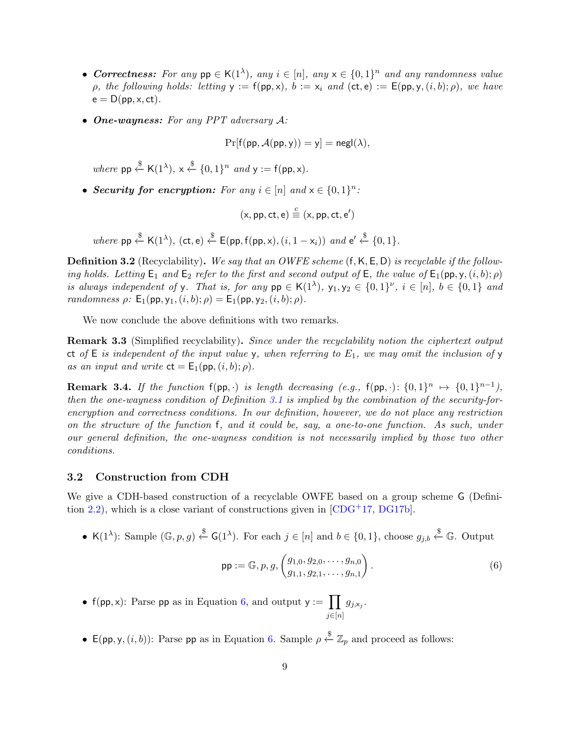- ***Correctness:*** *For any* $\mathsf{pp} \in \mathsf{K}(1^\lambda)$*, any* $i \in [n]$*, any* $\mathsf{x} \in \{0,1\}^n$ *and any randomness value* $\rho$*, the following holds: letting* $\mathsf{y} := \mathsf{f}(\mathsf{pp}, \mathsf{x})$*,* $b := \mathsf{x}_i$ *and* $(\mathsf{ct}, \mathsf{e}) := \mathsf{E}(\mathsf{pp}, \mathsf{y}, (i, b); \rho)$*, we have* $\mathsf{e} = \mathsf{D}(\mathsf{pp}, \mathsf{x}, \mathsf{ct})$*.*

- ***One-wayness:*** *For any PPT adversary* $\mathcal{A}$*:*

$$\Pr[\mathsf{f}(\mathsf{pp}, \mathcal{A}(\mathsf{pp}, \mathsf{y})) = \mathsf{y}] = \mathsf{negl}(\lambda),$$

*where* $\mathsf{pp} \xleftarrow{\$} \mathsf{K}(1^\lambda)$*,* $\mathsf{x} \xleftarrow{\$} \{0,1\}^n$ *and* $\mathsf{y} := \mathsf{f}(\mathsf{pp}, \mathsf{x})$*.*

- ***Security for encryption:*** *For any* $i \in [n]$ *and* $\mathsf{x} \in \{0,1\}^n$*:*

$$(\mathsf{x}, \mathsf{pp}, \mathsf{ct}, \mathsf{e}) \stackrel{c}{\equiv} (\mathsf{x}, \mathsf{pp}, \mathsf{ct}, \mathsf{e}')$$

*where* $\mathsf{pp} \xleftarrow{\$} \mathsf{K}(1^\lambda)$*,* $(\mathsf{ct}, \mathsf{e}) \xleftarrow{\$} \mathsf{E}(\mathsf{pp}, \mathsf{f}(\mathsf{pp}, \mathsf{x}), (i, 1 - \mathsf{x}_i))$ *and* $\mathsf{e}' \xleftarrow{\$} \{0,1\}$*.*

**Definition 3.2** (Recyclability)**.** *We say that an OWFE scheme* $(\mathsf{f}, \mathsf{K}, \mathsf{E}, \mathsf{D})$ *is recyclable if the following holds. Letting* $\mathsf{E}_1$ *and* $\mathsf{E}_2$ *refer to the first and second output of* $\mathsf{E}$*, the value of* $\mathsf{E}_1(\mathsf{pp}, \mathsf{y}, (i, b); \rho)$ *is always independent of* $\mathsf{y}$*. That is, for any* $\mathsf{pp} \in \mathsf{K}(1^\lambda)$*,* $\mathsf{y}_1, \mathsf{y}_2 \in \{0,1\}^\nu$*,* $i \in [n]$*,* $b \in \{0,1\}$ *and randomness* $\rho$*:* $\mathsf{E}_1(\mathsf{pp}, \mathsf{y}_1, (i, b); \rho) = \mathsf{E}_1(\mathsf{pp}, \mathsf{y}_2, (i, b); \rho)$*.*

We now conclude the above definitions with two remarks.

**Remark 3.3** (Simplified recyclability)**.** *Since under the recyclability notion the ciphertext output* $\mathsf{ct}$ *of* $\mathsf{E}$ *is independent of the input value* $\mathsf{y}$*, when referring to* $E_1$*, we may omit the inclusion of* $\mathsf{y}$ *as an input and write* $\mathsf{ct} = \mathsf{E}_1(\mathsf{pp}, (i, b); \rho)$*.*

**Remark 3.4.** *If the function* $\mathsf{f}(\mathsf{pp}, \cdot)$ *is length decreasing (e.g.,* $\mathsf{f}(\mathsf{pp}, \cdot) \colon \{0,1\}^n \mapsto \{0,1\}^{n-1}$*), then the one-wayness condition of Definition 3.1 is implied by the combination of the security-for-encryption and correctness conditions. In our definition, however, we do not place any restriction on the structure of the function* $\mathsf{f}$*, and it could be, say, a one-to-one function. As such, under our general definition, the one-wayness condition is not necessarily implied by those two other conditions.*

### 3.2 Construction from CDH

We give a CDH-based construction of a recyclable OWFE based on a group scheme $\mathsf{G}$ (Definition 2.2), which is a close variant of constructions given in [CDG+17, DG17b].

- $\mathsf{K}(1^\lambda)$: Sample $(\mathbb{G}, p, g) \xleftarrow{\$} \mathsf{G}(1^\lambda)$. For each $j \in [n]$ and $b \in \{0,1\}$, choose $g_{j,b} \xleftarrow{\$} \mathbb{G}$. Output

$$\mathsf{pp} := \mathbb{G}, p, g, \begin{pmatrix} g_{1,0}, g_{2,0}, \ldots, g_{n,0} \\ g_{1,1}, g_{2,1}, \ldots, g_{n,1} \end{pmatrix}. \tag{6}$$

- $\mathsf{f}(\mathsf{pp}, \mathsf{x})$: Parse $\mathsf{pp}$ as in Equation 6, and output $\mathsf{y} := \prod_{j \in [n]} g_{j,\mathsf{x}_j}$.

- $\mathsf{E}(\mathsf{pp}, \mathsf{y}, (i, b))$: Parse $\mathsf{pp}$ as in Equation 6. Sample $\rho \xleftarrow{\$} \mathbb{Z}_p$ and proceed as follows: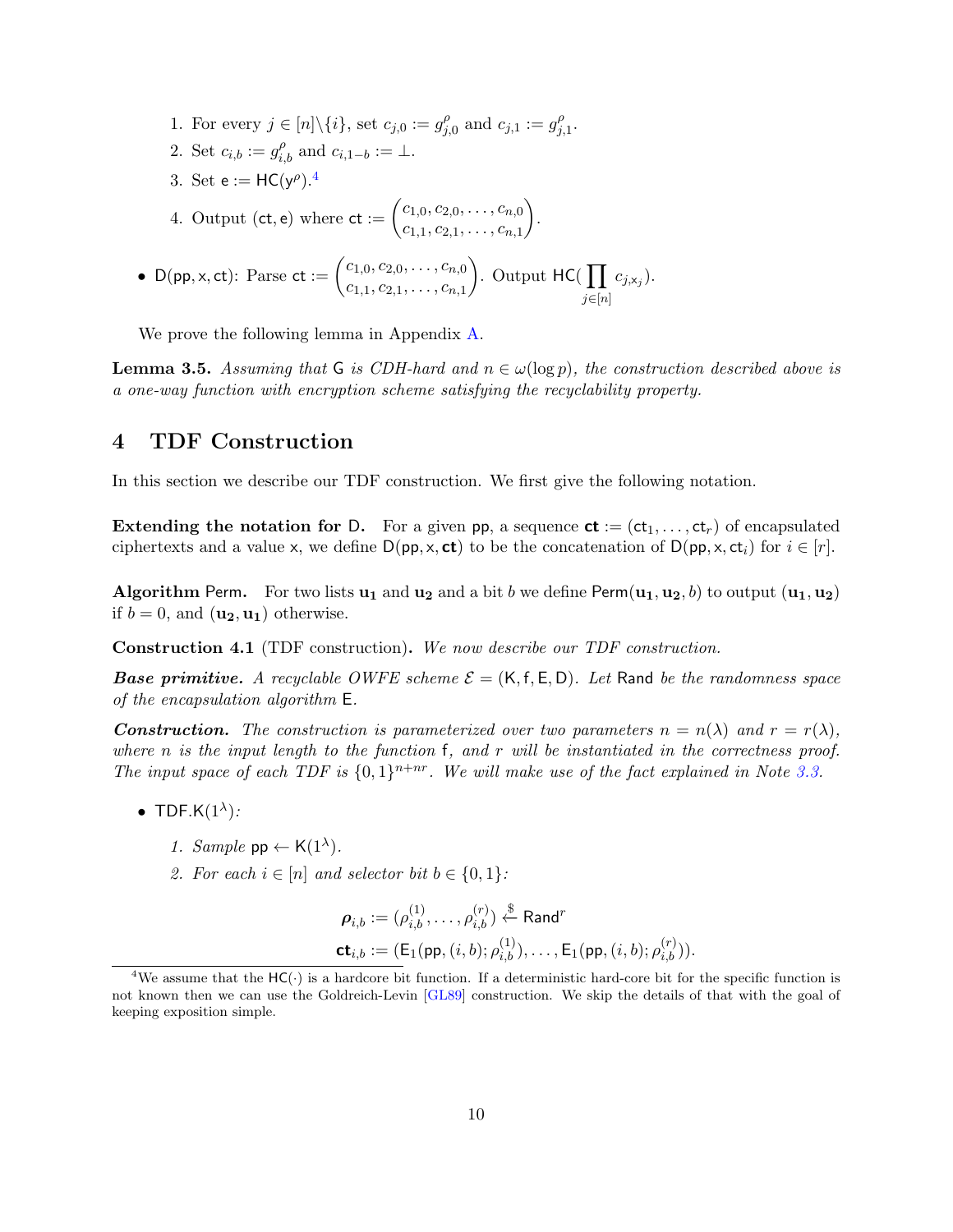1. For every $j \in [n] \backslash \{i\}$, set $c_{j,0} := g_{j,0}^{\rho}$ and $c_{j,1} := g_{j,1}^{\rho}$.
2. Set $c_{i,b} := g_{i,b}^{\rho}$ and $c_{i,1-b} := \perp$.
3. Set $\mathsf{e} := \mathsf{HC}(\mathsf{y}^{\rho})$.[4]
4. Output $(\mathsf{ct}, \mathsf{e})$ where $\mathsf{ct} := \begin{pmatrix} c_{1,0}, c_{2,0}, \ldots, c_{n,0} \\ c_{1,1}, c_{2,1}, \ldots, c_{n,1} \end{pmatrix}$.

- $\mathsf{D}(\mathsf{pp}, \mathsf{x}, \mathsf{ct})$: Parse $\mathsf{ct} := \begin{pmatrix} c_{1,0}, c_{2,0}, \ldots, c_{n,0} \\ c_{1,1}, c_{2,1}, \ldots, c_{n,1} \end{pmatrix}$. Output $\mathsf{HC}(\prod_{j \in [n]} c_{j,\mathsf{x}_j})$.

We prove the following lemma in Appendix A.

**Lemma 3.5.** *Assuming that* $\mathsf{G}$ *is CDH-hard and* $n \in \omega(\log p)$*, the construction described above is a one-way function with encryption scheme satisfying the recyclability property.*

# 4 TDF Construction

In this section we describe our TDF construction. We first give the following notation.

**Extending the notation for D.** For a given $\mathsf{pp}$, a sequence $\mathbf{ct} := (\mathsf{ct}_1, \ldots, \mathsf{ct}_r)$ of encapsulated ciphertexts and a value $\mathsf{x}$, we define $\mathsf{D}(\mathsf{pp}, \mathsf{x}, \mathbf{ct})$ to be the concatenation of $\mathsf{D}(\mathsf{pp}, \mathsf{x}, \mathsf{ct}_i)$ for $i \in [r]$.

**Algorithm Perm.** For two lists $\mathbf{u_1}$ and $\mathbf{u_2}$ and a bit $b$ we define $\mathsf{Perm}(\mathbf{u_1}, \mathbf{u_2}, b)$ to output $(\mathbf{u_1}, \mathbf{u_2})$ if $b = 0$, and $(\mathbf{u_2}, \mathbf{u_1})$ otherwise.

**Construction 4.1** (TDF construction)**.** *We now describe our TDF construction.*

***Base primitive.*** *A recyclable OWFE scheme* $\mathcal{E} = (\mathsf{K}, \mathsf{f}, \mathsf{E}, \mathsf{D})$*. Let* $\mathsf{Rand}$ *be the randomness space of the encapsulation algorithm* $\mathsf{E}$*.*

***Construction.*** *The construction is parameterized over two parameters* $n = n(\lambda)$ *and* $r = r(\lambda)$*, where* $n$ *is the input length to the function* $\mathsf{f}$*, and* $r$ *will be instantiated in the correctness proof. The input space of each TDF is* $\{0,1\}^{n+nr}$*. We will make use of the fact explained in Note 3.3.*

- $\mathsf{TDF.K}(1^{\lambda})$*:*
  1. *Sample* $\mathsf{pp} \leftarrow \mathsf{K}(1^{\lambda})$*.*
  2. *For each* $i \in [n]$ *and selector bit* $b \in \{0,1\}$*:*

$$\boldsymbol{\rho}_{i,b} := (\rho_{i,b}^{(1)}, \ldots, \rho_{i,b}^{(r)}) \xleftarrow{\$} \mathsf{Rand}^r$$
$$\mathbf{ct}_{i,b} := (\mathsf{E}_1(\mathsf{pp}, (i,b); \rho_{i,b}^{(1)}), \ldots, \mathsf{E}_1(\mathsf{pp}, (i,b); \rho_{i,b}^{(r)})).$$

[4] We assume that the $\mathsf{HC}(\cdot)$ is a hardcore bit function. If a deterministic hard-core bit for the specific function is not known then we can use the Goldreich-Levin [GL89] construction. We skip the details of that with the goal of keeping exposition simple.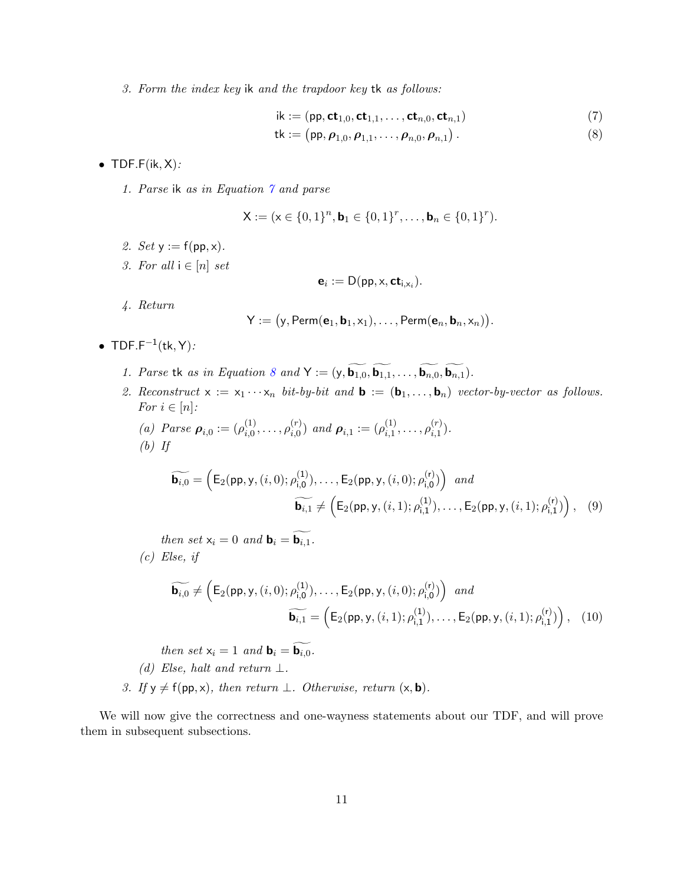3. *Form the index key* $\mathsf{ik}$ *and the trapdoor key* $\mathsf{tk}$ *as follows:*

$$\mathsf{ik} := (\mathsf{pp}, \mathbf{ct}_{1,0}, \mathbf{ct}_{1,1}, \ldots, \mathbf{ct}_{n,0}, \mathbf{ct}_{n,1}) \tag{7}$$

$$\mathsf{tk} := \left(\mathsf{pp}, \boldsymbol{\rho}_{1,0}, \boldsymbol{\rho}_{1,1}, \ldots, \boldsymbol{\rho}_{n,0}, \boldsymbol{\rho}_{n,1}\right). \tag{8}$$

- $\mathsf{TDF.F}(\mathsf{ik}, \mathsf{X})$*:*

  1. *Parse* $\mathsf{ik}$ *as in Equation 7 and parse*

  $$\mathsf{X} := (\mathsf{x} \in \{0,1\}^n, \mathbf{b}_1 \in \{0,1\}^r, \ldots, \mathbf{b}_n \in \{0,1\}^r).$$

  2. *Set* $\mathsf{y} := \mathsf{f}(\mathsf{pp}, \mathsf{x})$.
  3. *For all* $\mathsf{i} \in [n]$ *set*

  $$\mathbf{e}_i := \mathsf{D}(\mathsf{pp}, \mathsf{x}, \mathbf{ct}_{\mathsf{i},\mathsf{x}_\mathsf{i}}).$$

  4. *Return*

  $$\mathsf{Y} := \big(\mathsf{y}, \mathsf{Perm}(\mathbf{e}_1, \mathbf{b}_1, \mathsf{x}_1), \ldots, \mathsf{Perm}(\mathbf{e}_n, \mathbf{b}_n, \mathsf{x}_n)\big).$$

- $\mathsf{TDF.F}^{-1}(\mathsf{tk}, \mathsf{Y})$*:*

  1. *Parse* $\mathsf{tk}$ *as in Equation 8 and* $\mathsf{Y} := (\mathsf{y}, \widetilde{\mathbf{b}_{1,0}}, \widetilde{\mathbf{b}_{1,1}}, \ldots, \widetilde{\mathbf{b}_{n,0}}, \widetilde{\mathbf{b}_{n,1}})$.
  2. *Reconstruct* $\mathsf{x} := \mathsf{x}_1 \cdots \mathsf{x}_n$ *bit-by-bit and* $\mathbf{b} := (\mathbf{b}_1, \ldots, \mathbf{b}_n)$ *vector-by-vector as follows. For* $i \in [n]$*:*

     (a) *Parse* $\boldsymbol{\rho}_{i,0} := (\rho_{i,0}^{(1)}, \ldots, \rho_{i,0}^{(r)})$ *and* $\boldsymbol{\rho}_{i,1} := (\rho_{i,1}^{(1)}, \ldots, \rho_{i,1}^{(r)})$.

     (b) *If*

     $$\widetilde{\mathbf{b}_{i,0}} = \left(\mathsf{E}_2(\mathsf{pp}, \mathsf{y}, (i,0); \rho_{\mathsf{i},0}^{(1)}), \ldots, \mathsf{E}_2(\mathsf{pp}, \mathsf{y}, (i,0); \rho_{\mathsf{i},0}^{(\mathsf{r})})\right) \text{ and}$$
     $$\widetilde{\mathbf{b}_{i,1}} \neq \left(\mathsf{E}_2(\mathsf{pp}, \mathsf{y}, (i,1); \rho_{\mathsf{i},1}^{(1)}), \ldots, \mathsf{E}_2(\mathsf{pp}, \mathsf{y}, (i,1); \rho_{\mathsf{i},1}^{(\mathsf{r})})\right), \tag{9}$$

     *then set* $\mathsf{x}_i = 0$ *and* $\mathbf{b}_i = \widetilde{\mathbf{b}_{i,1}}$.

     (c) *Else, if*

     $$\widetilde{\mathbf{b}_{i,0}} \neq \left(\mathsf{E}_2(\mathsf{pp}, \mathsf{y}, (i,0); \rho_{\mathsf{i},0}^{(1)}), \ldots, \mathsf{E}_2(\mathsf{pp}, \mathsf{y}, (i,0); \rho_{\mathsf{i},0}^{(\mathsf{r})})\right) \text{ and}$$
     $$\widetilde{\mathbf{b}_{i,1}} = \left(\mathsf{E}_2(\mathsf{pp}, \mathsf{y}, (i,1); \rho_{\mathsf{i},1}^{(1)}), \ldots, \mathsf{E}_2(\mathsf{pp}, \mathsf{y}, (i,1); \rho_{\mathsf{i},1}^{(\mathsf{r})})\right), \tag{10}$$

     *then set* $\mathsf{x}_i = 1$ *and* $\mathbf{b}_i = \widetilde{\mathbf{b}_{i,0}}$.

     (d) *Else, halt and return* $\perp$.

  3. *If* $\mathsf{y} \neq \mathsf{f}(\mathsf{pp}, \mathsf{x})$*, then return* $\perp$*. Otherwise, return* $(\mathsf{x}, \mathbf{b})$.

We will now give the correctness and one-wayness statements about our TDF, and will prove them in subsequent subsections.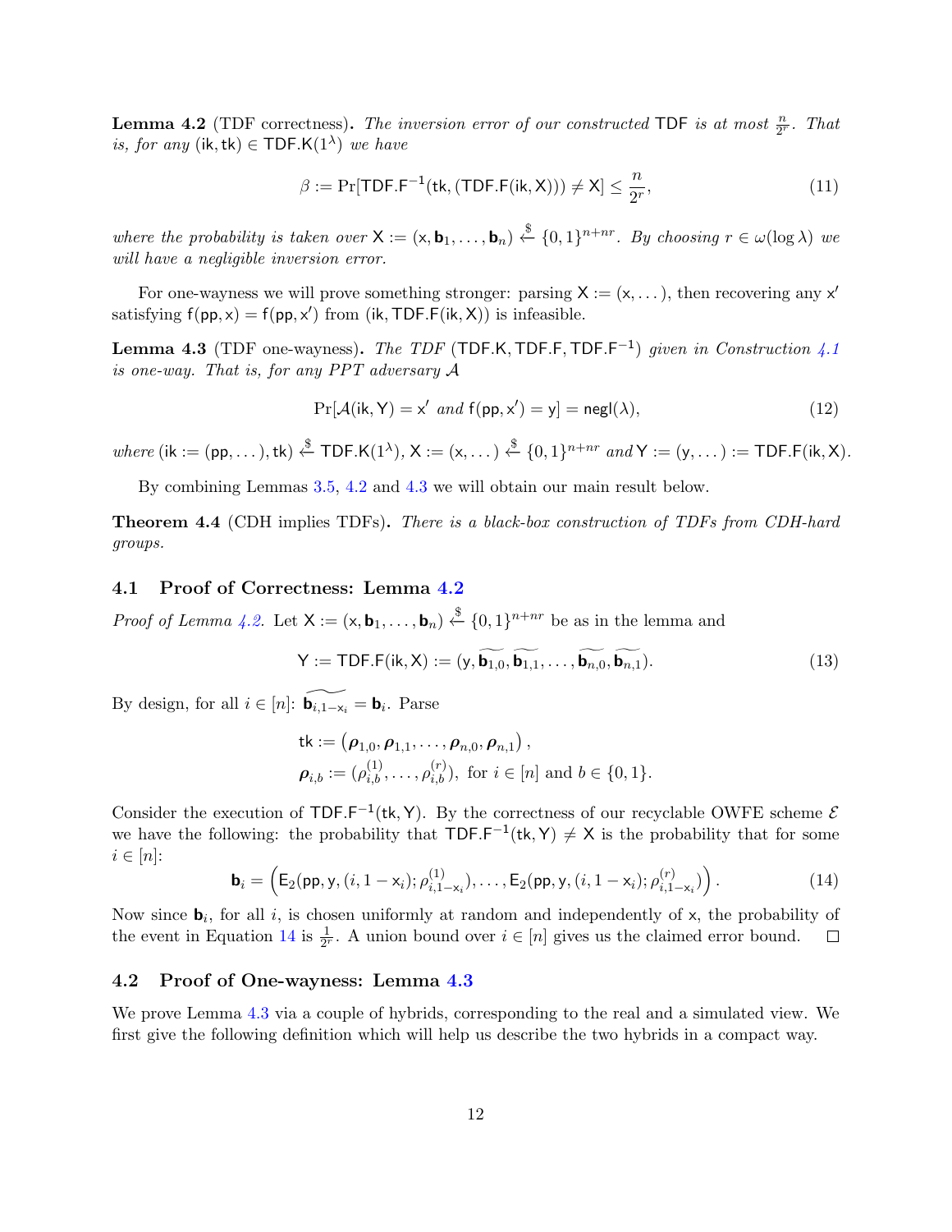**Lemma 4.2** (TDF correctness)**.** *The inversion error of our constructed* $\mathsf{TDF}$ *is at most* $\frac{n}{2^r}$*. That is, for any* $(\mathsf{ik}, \mathsf{tk}) \in \mathsf{TDF.K}(1^\lambda)$ *we have*

$$\beta := \Pr[\mathsf{TDF.F}^{-1}(\mathsf{tk}, (\mathsf{TDF.F}(\mathsf{ik}, \mathsf{X}))) \neq \mathsf{X}] \leq \frac{n}{2^r}, \tag{11}$$

*where the probability is taken over* $\mathsf{X} := (\mathsf{x}, \mathbf{b}_1, \ldots, \mathbf{b}_n) \xleftarrow{\$} \{0,1\}^{n+nr}$*. By choosing* $r \in \omega(\log \lambda)$ *we will have a negligible inversion error.*

For one-wayness we will prove something stronger: parsing $\mathsf{X} := (\mathsf{x}, \ldots)$, then recovering any $\mathsf{x}'$ satisfying $\mathsf{f}(\mathsf{pp}, \mathsf{x}) = \mathsf{f}(\mathsf{pp}, \mathsf{x}')$ from $(\mathsf{ik}, \mathsf{TDF.F}(\mathsf{ik}, \mathsf{X}))$ is infeasible.

**Lemma 4.3** (TDF one-wayness)**.** *The TDF* $(\mathsf{TDF.K}, \mathsf{TDF.F}, \mathsf{TDF.F}^{-1})$ *given in Construction 4.1 is one-way. That is, for any PPT adversary* $\mathcal{A}$

$$\Pr[\mathcal{A}(\mathsf{ik}, \mathsf{Y}) = \mathsf{x}' \text{ and } \mathsf{f}(\mathsf{pp}, \mathsf{x}') = \mathsf{y}] = \mathsf{negl}(\lambda), \tag{12}$$

*where* $(\mathsf{ik} := (\mathsf{pp}, \ldots), \mathsf{tk}) \xleftarrow{\$} \mathsf{TDF.K}(1^\lambda)$*,* $\mathsf{X} := (\mathsf{x}, \ldots) \xleftarrow{\$} \{0,1\}^{n+nr}$ *and* $\mathsf{Y} := (\mathsf{y}, \ldots) := \mathsf{TDF.F}(\mathsf{ik}, \mathsf{X})$*.*

By combining Lemmas 3.5, 4.2 and 4.3 we will obtain our main result below.

**Theorem 4.4** (CDH implies TDFs)**.** *There is a black-box construction of TDFs from CDH-hard groups.*

## 4.1 Proof of Correctness: Lemma 4.2

*Proof of Lemma 4.2.* Let $\mathsf{X} := (\mathsf{x}, \mathbf{b}_1, \ldots, \mathbf{b}_n) \xleftarrow{\$} \{0,1\}^{n+nr}$ be as in the lemma and

$$\mathsf{Y} := \mathsf{TDF.F}(\mathsf{ik}, \mathsf{X}) := (\mathsf{y}, \widetilde{\mathbf{b}_{1,0}}, \widetilde{\mathbf{b}_{1,1}}, \ldots, \widetilde{\mathbf{b}_{n,0}}, \widetilde{\mathbf{b}_{n,1}}). \tag{13}$$

By design, for all $i \in [n]$: $\widetilde{\mathbf{b}_{i,1-\mathsf{x}_i}} = \mathbf{b}_i$. Parse

$$\mathsf{tk} := \left(\boldsymbol{\rho}_{1,0}, \boldsymbol{\rho}_{1,1}, \ldots, \boldsymbol{\rho}_{n,0}, \boldsymbol{\rho}_{n,1}\right),$$
$$\boldsymbol{\rho}_{i,b} := (\rho_{i,b}^{(1)}, \ldots, \rho_{i,b}^{(r)}), \text{ for } i \in [n] \text{ and } b \in \{0,1\}.$$

Consider the execution of $\mathsf{TDF.F}^{-1}(\mathsf{tk}, \mathsf{Y})$. By the correctness of our recyclable OWFE scheme $\mathcal{E}$ we have the following: the probability that $\mathsf{TDF.F}^{-1}(\mathsf{tk}, \mathsf{Y}) \neq \mathsf{X}$ is the probability that for some $i \in [n]$:

$$\mathbf{b}_i = \left(\mathsf{E}_2(\mathsf{pp}, \mathsf{y}, (i, 1-\mathsf{x}_i); \rho_{i,1-\mathsf{x}_i}^{(1)}), \ldots, \mathsf{E}_2(\mathsf{pp}, \mathsf{y}, (i, 1-\mathsf{x}_i); \rho_{i,1-\mathsf{x}_i}^{(r)})\right). \tag{14}$$

Now since $\mathbf{b}_i$, for all $i$, is chosen uniformly at random and independently of $\mathsf{x}$, the probability of the event in Equation 14 is $\frac{1}{2^r}$. A union bound over $i \in [n]$ gives us the claimed error bound. □

## 4.2 Proof of One-wayness: Lemma 4.3

We prove Lemma 4.3 via a couple of hybrids, corresponding to the real and a simulated view. We first give the following definition which will help us describe the two hybrids in a compact way.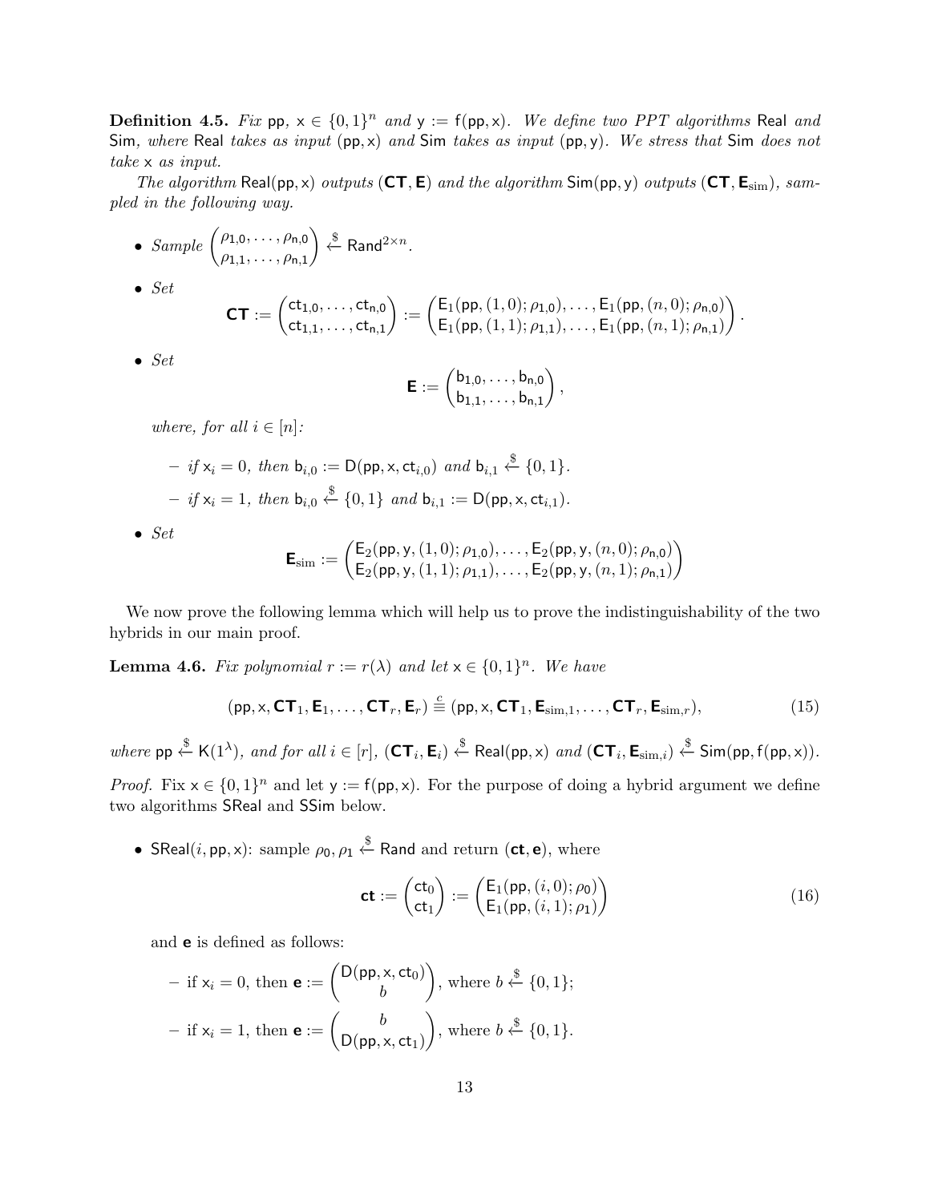**Definition 4.5.** *Fix* $\mathsf{pp}$*,* $\mathsf{x} \in \{0,1\}^n$ *and* $\mathsf{y} := \mathsf{f}(\mathsf{pp}, \mathsf{x})$*. We define two PPT algorithms* $\mathsf{Real}$ *and* $\mathsf{Sim}$*, where* $\mathsf{Real}$ *takes as input* $(\mathsf{pp}, \mathsf{x})$ *and* $\mathsf{Sim}$ *takes as input* $(\mathsf{pp}, \mathsf{y})$*. We stress that* $\mathsf{Sim}$ *does not take* $\mathsf{x}$ *as input.*

*The algorithm* $\mathsf{Real}(\mathsf{pp}, \mathsf{x})$ *outputs* $(\mathbf{CT}, \mathbf{E})$ *and the algorithm* $\mathsf{Sim}(\mathsf{pp}, \mathsf{y})$ *outputs* $(\mathbf{CT}, \mathbf{E}_{\mathrm{sim}})$*, sampled in the following way.*

- *Sample* $\begin{pmatrix} \rho_{1,0}, \dots, \rho_{n,0} \\ \rho_{1,1}, \dots, \rho_{n,1} \end{pmatrix} \xleftarrow{\$} \mathsf{Rand}^{2 \times n}$.

- *Set*
$$\mathbf{CT} := \begin{pmatrix} \mathsf{ct}_{1,0}, \dots, \mathsf{ct}_{n,0} \\ \mathsf{ct}_{1,1}, \dots, \mathsf{ct}_{n,1} \end{pmatrix} := \begin{pmatrix} \mathsf{E}_1(\mathsf{pp}, (1,0); \rho_{1,0}), \dots, \mathsf{E}_1(\mathsf{pp}, (n,0); \rho_{n,0}) \\ \mathsf{E}_1(\mathsf{pp}, (1,1); \rho_{1,1}), \dots, \mathsf{E}_1(\mathsf{pp}, (n,1); \rho_{n,1}) \end{pmatrix}.$$

- *Set*
$$\mathbf{E} := \begin{pmatrix} \mathsf{b}_{1,0}, \dots, \mathsf{b}_{n,0} \\ \mathsf{b}_{1,1}, \dots, \mathsf{b}_{n,1} \end{pmatrix},$$
*where, for all* $i \in [n]$*:*
  - *if* $\mathsf{x}_i = 0$*, then* $\mathsf{b}_{i,0} := \mathsf{D}(\mathsf{pp}, \mathsf{x}, \mathsf{ct}_{i,0})$ *and* $\mathsf{b}_{i,1} \xleftarrow{\$} \{0,1\}$*.*
  - *if* $\mathsf{x}_i = 1$*, then* $\mathsf{b}_{i,0} \xleftarrow{\$} \{0,1\}$ *and* $\mathsf{b}_{i,1} := \mathsf{D}(\mathsf{pp}, \mathsf{x}, \mathsf{ct}_{i,1})$*.*

- *Set*
$$\mathbf{E}_{\mathrm{sim}} := \begin{pmatrix} \mathsf{E}_2(\mathsf{pp}, \mathsf{y}, (1,0); \rho_{1,0}), \dots, \mathsf{E}_2(\mathsf{pp}, \mathsf{y}, (n,0); \rho_{n,0}) \\ \mathsf{E}_2(\mathsf{pp}, \mathsf{y}, (1,1); \rho_{1,1}), \dots, \mathsf{E}_2(\mathsf{pp}, \mathsf{y}, (n,1); \rho_{n,1}) \end{pmatrix}$$

We now prove the following lemma which will help us to prove the indistinguishability of the two hybrids in our main proof.

**Lemma 4.6.** *Fix polynomial* $r := r(\lambda)$ *and let* $\mathsf{x} \in \{0,1\}^n$*. We have*

$$(\mathsf{pp}, \mathsf{x}, \mathbf{CT}_1, \mathbf{E}_1, \dots, \mathbf{CT}_r, \mathbf{E}_r) \stackrel{c}{\equiv} (\mathsf{pp}, \mathsf{x}, \mathbf{CT}_1, \mathbf{E}_{\mathrm{sim},1}, \dots, \mathbf{CT}_r, \mathbf{E}_{\mathrm{sim},r}), \tag{15}$$

*where* $\mathsf{pp} \xleftarrow{\$} \mathsf{K}(1^\lambda)$*, and for all* $i \in [r]$*,* $(\mathbf{CT}_i, \mathbf{E}_i) \xleftarrow{\$} \mathsf{Real}(\mathsf{pp}, \mathsf{x})$ *and* $(\mathbf{CT}_i, \mathbf{E}_{\mathrm{sim},i}) \xleftarrow{\$} \mathsf{Sim}(\mathsf{pp}, \mathsf{f}(\mathsf{pp}, \mathsf{x}))$*.*

*Proof.* Fix $\mathsf{x} \in \{0,1\}^n$ and let $\mathsf{y} := \mathsf{f}(\mathsf{pp}, \mathsf{x})$. For the purpose of doing a hybrid argument we define two algorithms $\mathsf{SReal}$ and $\mathsf{SSim}$ below.

- $\mathsf{SReal}(i, \mathsf{pp}, \mathsf{x})$: sample $\rho_0, \rho_1 \xleftarrow{\$} \mathsf{Rand}$ and return $(\mathbf{ct}, \mathbf{e})$, where
$$\mathbf{ct} := \begin{pmatrix} \mathsf{ct}_0 \\ \mathsf{ct}_1 \end{pmatrix} := \begin{pmatrix} \mathsf{E}_1(\mathsf{pp}, (i,0); \rho_0) \\ \mathsf{E}_1(\mathsf{pp}, (i,1); \rho_1) \end{pmatrix} \tag{16}$$
and $\mathbf{e}$ is defined as follows:
  - if $\mathsf{x}_i = 0$, then $\mathbf{e} := \begin{pmatrix} \mathsf{D}(\mathsf{pp}, \mathsf{x}, \mathsf{ct}_0) \\ b \end{pmatrix}$, where $b \xleftarrow{\$} \{0,1\}$;
  - if $\mathsf{x}_i = 1$, then $\mathbf{e} := \begin{pmatrix} b \\ \mathsf{D}(\mathsf{pp}, \mathsf{x}, \mathsf{ct}_1) \end{pmatrix}$, where $b \xleftarrow{\$} \{0,1\}$.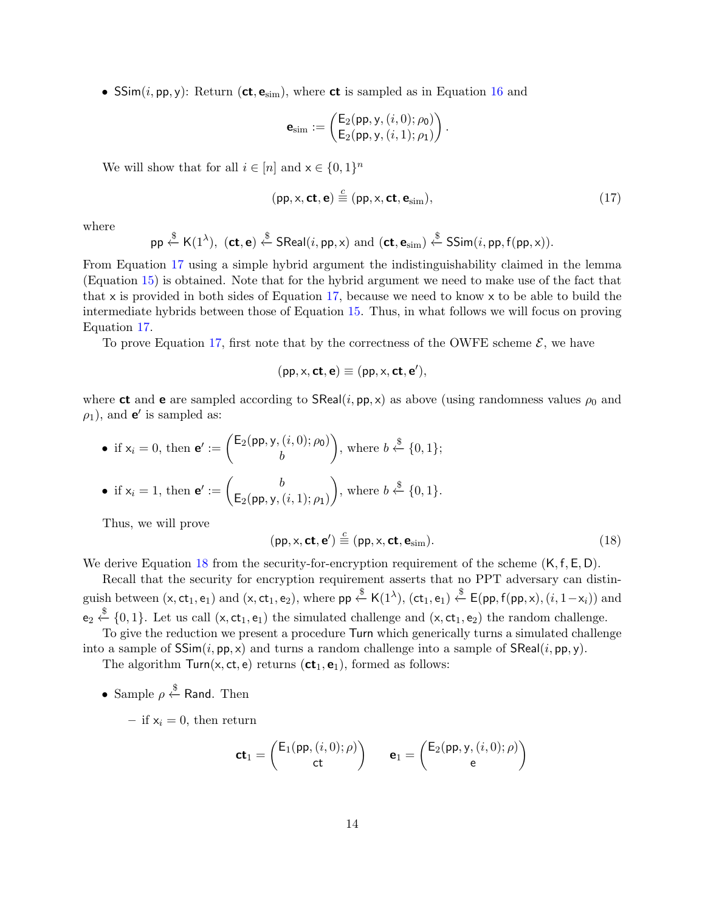- $\mathsf{SSim}(i, \mathsf{pp}, \mathsf{y})$: Return $(\mathbf{ct}, \mathbf{e}_{\text{sim}})$, where $\mathbf{ct}$ is sampled as in Equation 16 and

$$\mathbf{e}_{\text{sim}} := \begin{pmatrix} \mathsf{E}_2(\mathsf{pp}, \mathsf{y}, (i,0); \rho_0) \\ \mathsf{E}_2(\mathsf{pp}, \mathsf{y}, (i,1); \rho_1) \end{pmatrix}.$$

We will show that for all $i \in [n]$ and $\mathsf{x} \in \{0,1\}^n$

$$(\mathsf{pp}, \mathsf{x}, \mathbf{ct}, \mathbf{e}) \stackrel{c}{\equiv} (\mathsf{pp}, \mathsf{x}, \mathbf{ct}, \mathbf{e}_{\text{sim}}), \tag{17}$$

where

$$\mathsf{pp} \xleftarrow{\$} \mathsf{K}(1^\lambda),\ (\mathbf{ct}, \mathbf{e}) \xleftarrow{\$} \mathsf{SReal}(i, \mathsf{pp}, \mathsf{x}) \text{ and } (\mathbf{ct}, \mathbf{e}_{\text{sim}}) \xleftarrow{\$} \mathsf{SSim}(i, \mathsf{pp}, \mathsf{f}(\mathsf{pp}, \mathsf{x})).$$

From Equation 17 using a simple hybrid argument the indistinguishability claimed in the lemma (Equation 15) is obtained. Note that for the hybrid argument we need to make use of the fact that that $\mathsf{x}$ is provided in both sides of Equation 17, because we need to know $\mathsf{x}$ to be able to build the intermediate hybrids between those of Equation 15. Thus, in what follows we will focus on proving Equation 17.

To prove Equation 17, first note that by the correctness of the OWFE scheme $\mathcal{E}$, we have

$$(\mathsf{pp}, \mathsf{x}, \mathbf{ct}, \mathbf{e}) \equiv (\mathsf{pp}, \mathsf{x}, \mathbf{ct}, \mathbf{e}'),$$

where $\mathbf{ct}$ and $\mathbf{e}$ are sampled according to $\mathsf{SReal}(i, \mathsf{pp}, \mathsf{x})$ as above (using randomness values $\rho_0$ and $\rho_1$), and $\mathbf{e}'$ is sampled as:

- if $\mathsf{x}_i = 0$, then $\mathbf{e}' := \begin{pmatrix} \mathsf{E}_2(\mathsf{pp}, \mathsf{y}, (i,0); \rho_0) \\ b \end{pmatrix}$, where $b \xleftarrow{\$} \{0,1\}$;
- if $\mathsf{x}_i = 1$, then $\mathbf{e}' := \begin{pmatrix} b \\ \mathsf{E}_2(\mathsf{pp}, \mathsf{y}, (i,1); \rho_1) \end{pmatrix}$, where $b \xleftarrow{\$} \{0,1\}$.

Thus, we will prove

$$(\mathsf{pp}, \mathsf{x}, \mathbf{ct}, \mathbf{e}') \stackrel{c}{\equiv} (\mathsf{pp}, \mathsf{x}, \mathbf{ct}, \mathbf{e}_{\text{sim}}). \tag{18}$$

We derive Equation 18 from the security-for-encryption requirement of the scheme $(\mathsf{K}, \mathsf{f}, \mathsf{E}, \mathsf{D})$.

Recall that the security for encryption requirement asserts that no PPT adversary can distinguish between $(\mathsf{x}, \mathsf{ct}_1, \mathsf{e}_1)$ and $(\mathsf{x}, \mathsf{ct}_1, \mathsf{e}_2)$, where $\mathsf{pp} \xleftarrow{\$} \mathsf{K}(1^\lambda)$, $(\mathsf{ct}_1, \mathsf{e}_1) \xleftarrow{\$} \mathsf{E}(\mathsf{pp}, \mathsf{f}(\mathsf{pp}, \mathsf{x}), (i, 1-\mathsf{x}_i))$ and $\mathsf{e}_2 \xleftarrow{\$} \{0,1\}$. Let us call $(\mathsf{x}, \mathsf{ct}_1, \mathsf{e}_1)$ the simulated challenge and $(\mathsf{x}, \mathsf{ct}_1, \mathsf{e}_2)$ the random challenge.

To give the reduction we present a procedure $\mathsf{Turn}$ which generically turns a simulated challenge into a sample of $\mathsf{SSim}(i, \mathsf{pp}, \mathsf{x})$ and turns a random challenge into a sample of $\mathsf{SReal}(i, \mathsf{pp}, \mathsf{y})$.

The algorithm $\mathsf{Turn}(\mathsf{x}, \mathsf{ct}, \mathsf{e})$ returns $(\mathbf{ct}_1, \mathbf{e}_1)$, formed as follows:

- Sample $\rho \xleftarrow{\$} \mathsf{Rand}$. Then
  - if $\mathsf{x}_i = 0$, then return

$$\mathbf{ct}_1 = \begin{pmatrix} \mathsf{E}_1(\mathsf{pp}, (i,0); \rho) \\ \mathsf{ct} \end{pmatrix} \qquad \mathbf{e}_1 = \begin{pmatrix} \mathsf{E}_2(\mathsf{pp}, \mathsf{y}, (i,0); \rho) \\ \mathsf{e} \end{pmatrix}$$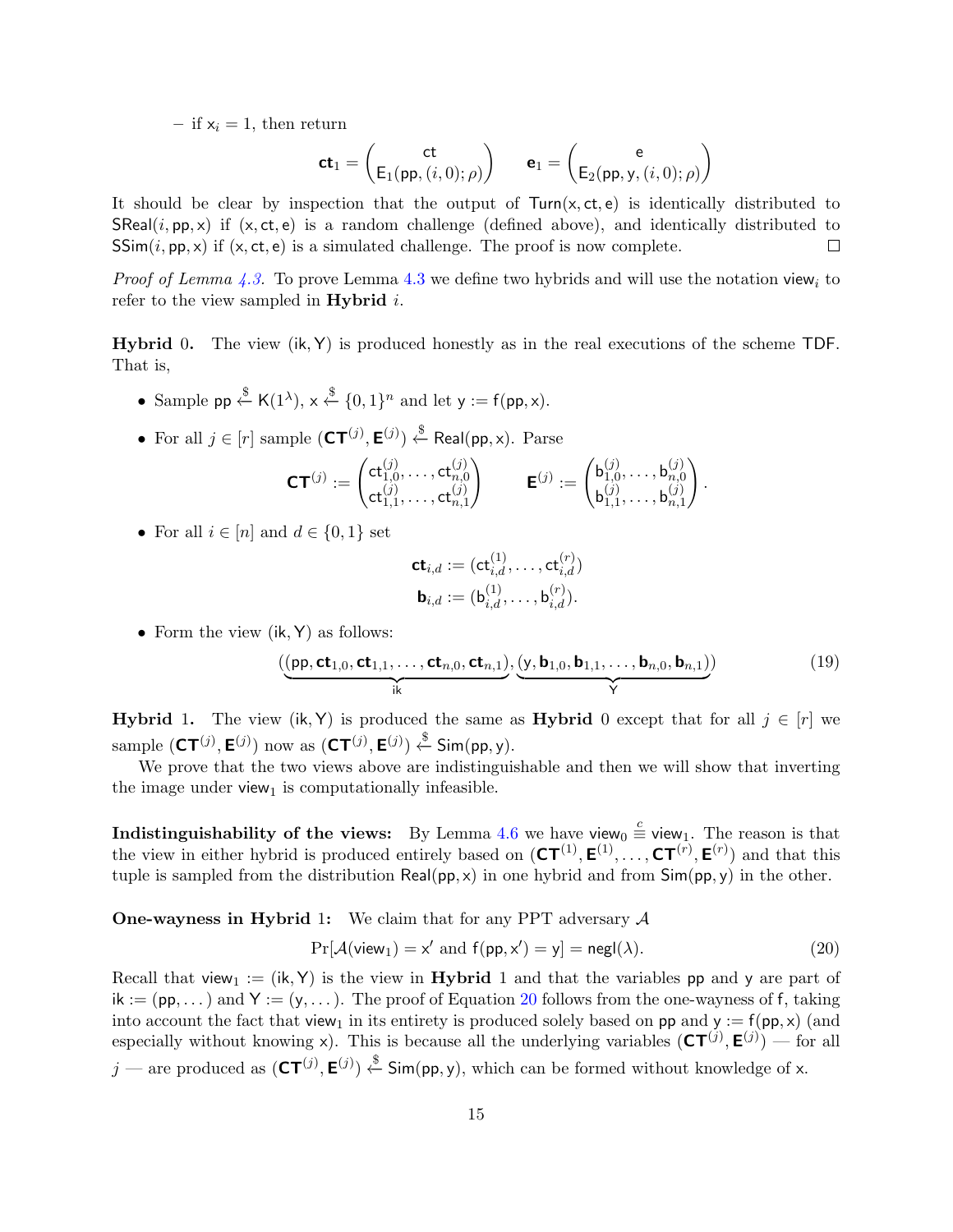– if $\mathsf{x}_i = 1$, then return

$$\mathbf{ct}_1 = \begin{pmatrix} \mathsf{ct} \\ \mathsf{E}_1(\mathsf{pp}, (i,0); \rho) \end{pmatrix} \qquad \mathbf{e}_1 = \begin{pmatrix} \mathsf{e} \\ \mathsf{E}_2(\mathsf{pp}, \mathsf{y}, (i,0); \rho) \end{pmatrix}$$

It should be clear by inspection that the output of $\mathsf{Turn}(\mathsf{x}, \mathsf{ct}, \mathsf{e})$ is identically distributed to $\mathsf{SReal}(i, \mathsf{pp}, \mathsf{x})$ if $(\mathsf{x}, \mathsf{ct}, \mathsf{e})$ is a random challenge (defined above), and identically distributed to $\mathsf{SSim}(i, \mathsf{pp}, \mathsf{x})$ if $(\mathsf{x}, \mathsf{ct}, \mathsf{e})$ is a simulated challenge. The proof is now complete. □

*Proof of Lemma 4.3.* To prove Lemma 4.3 we define two hybrids and will use the notation $\mathsf{view}_i$ to refer to the view sampled in **Hybrid** $i$.

**Hybrid** 0. The view $(\mathsf{ik}, \mathsf{Y})$ is produced honestly as in the real executions of the scheme $\mathsf{TDF}$. That is,

- Sample $\mathsf{pp} \xleftarrow{\$} \mathsf{K}(1^\lambda)$, $\mathsf{x} \xleftarrow{\$} \{0,1\}^n$ and let $\mathsf{y} := \mathsf{f}(\mathsf{pp}, \mathsf{x})$.
- For all $j \in [r]$ sample $(\mathbf{CT}^{(j)}, \mathbf{E}^{(j)}) \xleftarrow{\$} \mathsf{Real}(\mathsf{pp}, \mathsf{x})$. Parse

$$\mathbf{CT}^{(j)} := \begin{pmatrix} \mathsf{ct}^{(j)}_{1,0}, \ldots, \mathsf{ct}^{(j)}_{n,0} \\ \mathsf{ct}^{(j)}_{1,1}, \ldots, \mathsf{ct}^{(j)}_{n,1} \end{pmatrix} \qquad \mathbf{E}^{(j)} := \begin{pmatrix} \mathsf{b}^{(j)}_{1,0}, \ldots, \mathsf{b}^{(j)}_{n,0} \\ \mathsf{b}^{(j)}_{1,1}, \ldots, \mathsf{b}^{(j)}_{n,1} \end{pmatrix}.$$

- For all $i \in [n]$ and $d \in \{0,1\}$ set

$$\mathbf{ct}_{i,d} := (\mathsf{ct}^{(1)}_{i,d}, \ldots, \mathsf{ct}^{(r)}_{i,d})$$
$$\mathbf{b}_{i,d} := (\mathsf{b}^{(1)}_{i,d}, \ldots, \mathsf{b}^{(r)}_{i,d}).$$

- Form the view $(\mathsf{ik}, \mathsf{Y})$ as follows:

$$(\underbrace{(\mathsf{pp}, \mathbf{ct}_{1,0}, \mathbf{ct}_{1,1}, \ldots, \mathbf{ct}_{n,0}, \mathbf{ct}_{n,1})}_{\mathsf{ik}}, \underbrace{(\mathsf{y}, \mathbf{b}_{1,0}, \mathbf{b}_{1,1}, \ldots, \mathbf{b}_{n,0}, \mathbf{b}_{n,1})}_{\mathsf{Y}}) \tag{19}$$

**Hybrid** 1. The view $(\mathsf{ik}, \mathsf{Y})$ is produced the same as **Hybrid** 0 except that for all $j \in [r]$ we sample $(\mathbf{CT}^{(j)}, \mathbf{E}^{(j)})$ now as $(\mathbf{CT}^{(j)}, \mathbf{E}^{(j)}) \xleftarrow{\$} \mathsf{Sim}(\mathsf{pp}, \mathsf{y})$.

We prove that the two views above are indistinguishable and then we will show that inverting the image under $\mathsf{view}_1$ is computationally infeasible.

**Indistinguishability of the views:** By Lemma 4.6 we have $\mathsf{view}_0 \stackrel{c}{\equiv} \mathsf{view}_1$. The reason is that the view in either hybrid is produced entirely based on $(\mathbf{CT}^{(1)}, \mathbf{E}^{(1)}, \ldots, \mathbf{CT}^{(r)}, \mathbf{E}^{(r)})$ and that this tuple is sampled from the distribution $\mathsf{Real}(\mathsf{pp}, \mathsf{x})$ in one hybrid and from $\mathsf{Sim}(\mathsf{pp}, \mathsf{y})$ in the other.

**One-wayness in Hybrid 1:** We claim that for any PPT adversary $\mathcal{A}$

$$\Pr[\mathcal{A}(\mathsf{view}_1) = \mathsf{x}' \text{ and } \mathsf{f}(\mathsf{pp}, \mathsf{x}') = \mathsf{y}] = \mathsf{negl}(\lambda). \tag{20}$$

Recall that $\mathsf{view}_1 := (\mathsf{ik}, \mathsf{Y})$ is the view in **Hybrid** 1 and that the variables $\mathsf{pp}$ and $\mathsf{y}$ are part of $\mathsf{ik} := (\mathsf{pp}, \ldots)$ and $\mathsf{Y} := (\mathsf{y}, \ldots)$. The proof of Equation 20 follows from the one-wayness of $\mathsf{f}$, taking into account the fact that $\mathsf{view}_1$ in its entirety is produced solely based on $\mathsf{pp}$ and $\mathsf{y} := \mathsf{f}(\mathsf{pp}, \mathsf{x})$ (and especially without knowing $\mathsf{x}$). This is because all the underlying variables $(\mathbf{CT}^{(j)}, \mathbf{E}^{(j)})$ — for all $j$ — are produced as $(\mathbf{CT}^{(j)}, \mathbf{E}^{(j)}) \xleftarrow{\$} \mathsf{Sim}(\mathsf{pp}, \mathsf{y})$, which can be formed without knowledge of $\mathsf{x}$.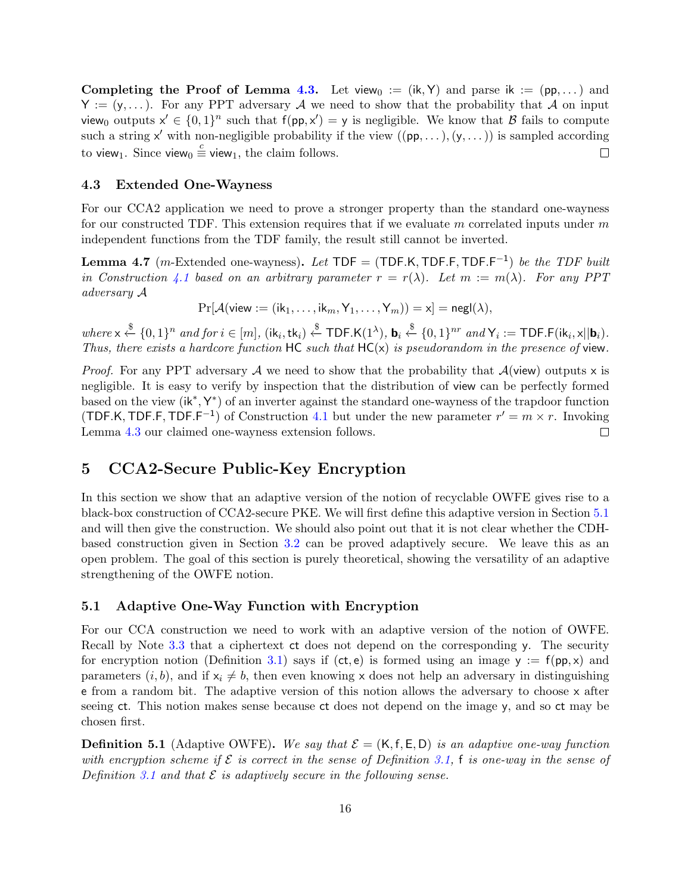**Completing the Proof of Lemma 4.3.** Let $\mathsf{view}_0 := (\mathsf{ik}, \mathsf{Y})$ and parse $\mathsf{ik} := (\mathsf{pp}, \dots)$ and $\mathsf{Y} := (\mathsf{y}, \dots)$. For any PPT adversary $\mathcal{A}$ we need to show that the probability that $\mathcal{A}$ on input $\mathsf{view}_0$ outputs $\mathsf{x}' \in \{0,1\}^n$ such that $\mathsf{f}(\mathsf{pp}, \mathsf{x}') = \mathsf{y}$ is negligible. We know that $\mathcal{B}$ fails to compute such a string $\mathsf{x}'$ with non-negligible probability if the view $((\mathsf{pp}, \dots), (\mathsf{y}, \dots))$ is sampled according to $\mathsf{view}_1$. Since $\mathsf{view}_0 \stackrel{c}{\equiv} \mathsf{view}_1$, the claim follows. □

### 4.3 Extended One-Wayness

For our CCA2 application we need to prove a stronger property than the standard one-wayness for our constructed TDF. This extension requires that if we evaluate $m$ correlated inputs under $m$ independent functions from the TDF family, the result still cannot be inverted.

**Lemma 4.7** ($m$-Extended one-wayness)**.** *Let $\mathsf{TDF} = (\mathsf{TDF.K}, \mathsf{TDF.F}, \mathsf{TDF.F}^{-1})$ be the TDF built in Construction 4.1 based on an arbitrary parameter $r = r(\lambda)$. Let $m := m(\lambda)$. For any PPT adversary $\mathcal{A}$*

$$\Pr[\mathcal{A}(\mathsf{view} := (\mathsf{ik}_1, \dots, \mathsf{ik}_m, \mathsf{Y}_1, \dots, \mathsf{Y}_m)) = \mathsf{x}] = \mathsf{negl}(\lambda),$$

*where $\mathsf{x} \xleftarrow{\$} \{0,1\}^n$ and for $i \in [m]$, $(\mathsf{ik}_i, \mathsf{tk}_i) \xleftarrow{\$} \mathsf{TDF.K}(1^\lambda)$, $\mathbf{b}_i \xleftarrow{\$} \{0,1\}^{nr}$ and $\mathsf{Y}_i := \mathsf{TDF.F}(\mathsf{ik}_i, \mathsf{x}||\mathbf{b}_i)$. Thus, there exists a hardcore function $\mathsf{HC}$ such that $\mathsf{HC}(\mathsf{x})$ is pseudorandom in the presence of $\mathsf{view}$.*

*Proof.* For any PPT adversary $\mathcal{A}$ we need to show that the probability that $\mathcal{A}(\mathsf{view})$ outputs $\mathsf{x}$ is negligible. It is easy to verify by inspection that the distribution of $\mathsf{view}$ can be perfectly formed based on the view $(\mathsf{ik}^*, \mathsf{Y}^*)$ of an inverter against the standard one-wayness of the trapdoor function $(\mathsf{TDF.K}, \mathsf{TDF.F}, \mathsf{TDF.F}^{-1})$ of Construction 4.1 but under the new parameter $r' = m \times r$. Invoking Lemma 4.3 our claimed one-wayness extension follows. □

## 5 CCA2-Secure Public-Key Encryption

In this section we show that an adaptive version of the notion of recyclable OWFE gives rise to a black-box construction of CCA2-secure PKE. We will first define this adaptive version in Section 5.1 and will then give the construction. We should also point out that it is not clear whether the CDH-based construction given in Section 3.2 can be proved adaptively secure. We leave this as an open problem. The goal of this section is purely theoretical, showing the versatility of an adaptive strengthening of the OWFE notion.

### 5.1 Adaptive One-Way Function with Encryption

For our CCA construction we need to work with an adaptive version of the notion of OWFE. Recall by Note 3.3 that a ciphertext $\mathsf{ct}$ does not depend on the corresponding $\mathsf{y}$. The security for encryption notion (Definition 3.1) says if $(\mathsf{ct}, \mathsf{e})$ is formed using an image $\mathsf{y} := \mathsf{f}(\mathsf{pp}, \mathsf{x})$ and parameters $(i, b)$, and if $\mathsf{x}_i \neq b$, then even knowing $\mathsf{x}$ does not help an adversary in distinguishing $\mathsf{e}$ from a random bit. The adaptive version of this notion allows the adversary to choose $\mathsf{x}$ after seeing $\mathsf{ct}$. This notion makes sense because $\mathsf{ct}$ does not depend on the image $\mathsf{y}$, and so $\mathsf{ct}$ may be chosen first.

**Definition 5.1** (Adaptive OWFE)**.** *We say that $\mathcal{E} = (\mathsf{K}, \mathsf{f}, \mathsf{E}, \mathsf{D})$ is an adaptive one-way function with encryption scheme if $\mathcal{E}$ is correct in the sense of Definition 3.1, $\mathsf{f}$ is one-way in the sense of Definition 3.1 and that $\mathcal{E}$ is adaptively secure in the following sense.*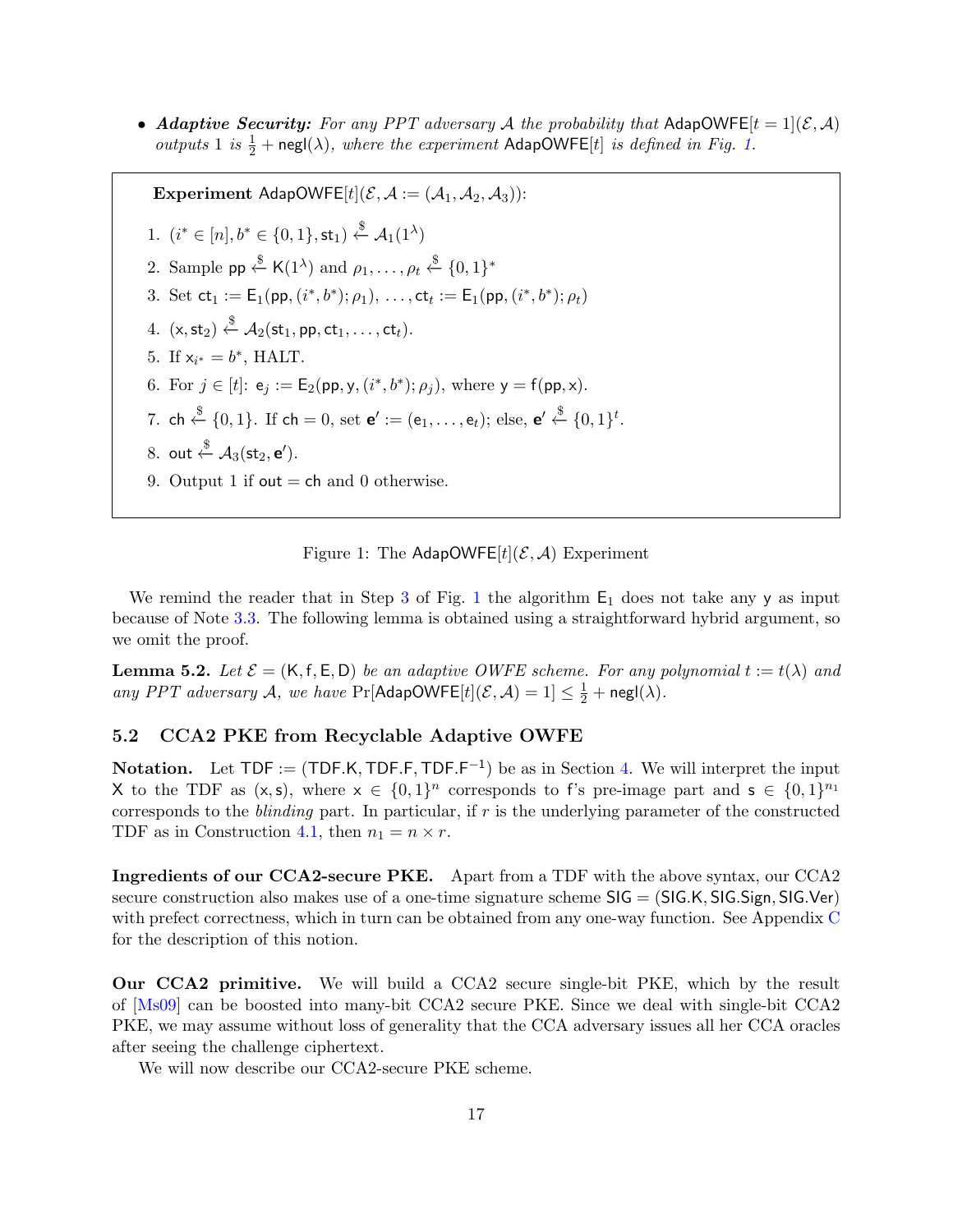- ***Adaptive Security:*** *For any PPT adversary $\mathcal{A}$ the probability that $\mathsf{AdapOWFE}[t=1](\mathcal{E},\mathcal{A})$ outputs 1 is $\frac{1}{2}+\mathsf{negl}(\lambda)$, where the experiment $\mathsf{AdapOWFE}[t]$ is defined in Fig. 1.*

**Experiment** $\mathsf{AdapOWFE}[t](\mathcal{E},\mathcal{A} := (\mathcal{A}_1,\mathcal{A}_2,\mathcal{A}_3))$:

1. $(i^* \in [n], b^* \in \{0,1\}, \mathsf{st}_1) \xleftarrow{\$} \mathcal{A}_1(1^\lambda)$
2. Sample $\mathsf{pp} \xleftarrow{\$} \mathsf{K}(1^\lambda)$ and $\rho_1,\ldots,\rho_t \xleftarrow{\$} \{0,1\}^*$
3. Set $\mathsf{ct}_1 := \mathsf{E}_1(\mathsf{pp},(i^*,b^*);\rho_1), \ldots, \mathsf{ct}_t := \mathsf{E}_1(\mathsf{pp},(i^*,b^*);\rho_t)$
4. $(\mathsf{x},\mathsf{st}_2) \xleftarrow{\$} \mathcal{A}_2(\mathsf{st}_1,\mathsf{pp},\mathsf{ct}_1,\ldots,\mathsf{ct}_t)$.
5. If $\mathsf{x}_{i^*} = b^*$, HALT.
6. For $j \in [t]$: $\mathsf{e}_j := \mathsf{E}_2(\mathsf{pp},\mathsf{y},(i^*,b^*);\rho_j)$, where $\mathsf{y} = \mathsf{f}(\mathsf{pp},\mathsf{x})$.
7. $\mathsf{ch} \xleftarrow{\$} \{0,1\}$. If $\mathsf{ch}=0$, set $\mathbf{e}' := (\mathsf{e}_1,\ldots,\mathsf{e}_t)$; else, $\mathbf{e}' \xleftarrow{\$} \{0,1\}^t$.
8. $\mathsf{out} \xleftarrow{\$} \mathcal{A}_3(\mathsf{st}_2,\mathbf{e}')$.
9. Output 1 if $\mathsf{out} = \mathsf{ch}$ and 0 otherwise.

Figure 1: The $\mathsf{AdapOWFE}[t](\mathcal{E},\mathcal{A})$ Experiment

We remind the reader that in Step 3 of Fig. 1 the algorithm $\mathsf{E}_1$ does not take any $\mathsf{y}$ as input because of Note 3.3. The following lemma is obtained using a straightforward hybrid argument, so we omit the proof.

**Lemma 5.2.** *Let $\mathcal{E} = (\mathsf{K},\mathsf{f},\mathsf{E},\mathsf{D})$ be an adaptive OWFE scheme. For any polynomial $t := t(\lambda)$ and any PPT adversary $\mathcal{A}$, we have $\Pr[\mathsf{AdapOWFE}[t](\mathcal{E},\mathcal{A}) = 1] \leq \frac{1}{2}+\mathsf{negl}(\lambda)$.*

## 5.2 CCA2 PKE from Recyclable Adaptive OWFE

**Notation.** Let $\mathsf{TDF} := (\mathsf{TDF.K},\mathsf{TDF.F},\mathsf{TDF.F}^{-1})$ be as in Section 4. We will interpret the input $\mathsf{X}$ to the TDF as $(\mathsf{x},\mathsf{s})$, where $\mathsf{x} \in \{0,1\}^n$ corresponds to $\mathsf{f}$'s pre-image part and $\mathsf{s} \in \{0,1\}^{n_1}$ corresponds to the *blinding* part. In particular, if $r$ is the underlying parameter of the constructed TDF as in Construction 4.1, then $n_1 = n \times r$.

**Ingredients of our CCA2-secure PKE.** Apart from a TDF with the above syntax, our CCA2 secure construction also makes use of a one-time signature scheme $\mathsf{SIG} = (\mathsf{SIG.K},\mathsf{SIG.Sign},\mathsf{SIG.Ver})$ with prefect correctness, which in turn can be obtained from any one-way function. See Appendix C for the description of this notion.

**Our CCA2 primitive.** We will build a CCA2 secure single-bit PKE, which by the result of [Ms09] can be boosted into many-bit CCA2 secure PKE. Since we deal with single-bit CCA2 PKE, we may assume without loss of generality that the CCA adversary issues all her CCA oracles after seeing the challenge ciphertext.

We will now describe our CCA2-secure PKE scheme.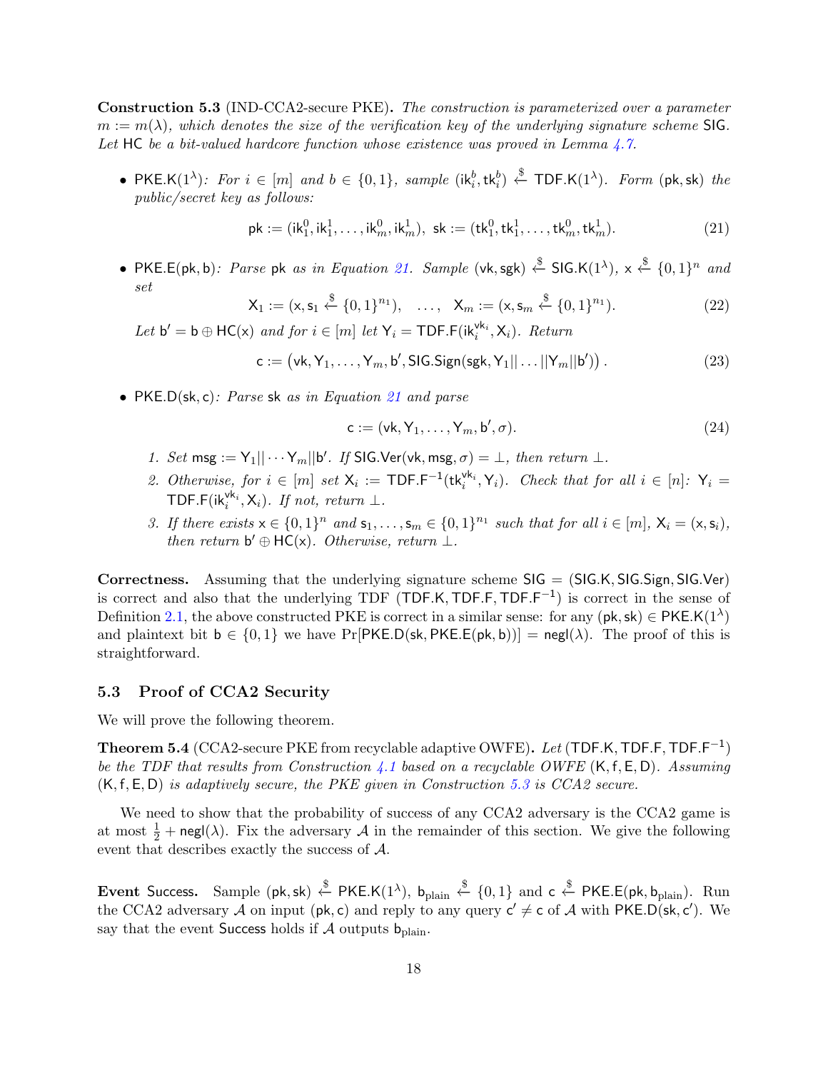**Construction 5.3** (IND-CCA2-secure PKE). *The construction is parameterized over a parameter $m := m(\lambda)$, which denotes the size of the verification key of the underlying signature scheme* $\mathsf{SIG}$*. Let* $\mathsf{HC}$ *be a bit-valued hardcore function whose existence was proved in Lemma 4.7.*

- $\mathsf{PKE.K}(1^\lambda)$*: For $i \in [m]$ and $b \in \{0,1\}$, sample $(\mathsf{ik}_i^b, \mathsf{tk}_i^b) \xleftarrow{\$} \mathsf{TDF.K}(1^\lambda)$. Form $(\mathsf{pk}, \mathsf{sk})$ the public/secret key as follows:*

$$\mathsf{pk} := (\mathsf{ik}_1^0, \mathsf{ik}_1^1, \ldots, \mathsf{ik}_m^0, \mathsf{ik}_m^1), \ \mathsf{sk} := (\mathsf{tk}_1^0, \mathsf{tk}_1^1, \ldots, \mathsf{tk}_m^0, \mathsf{tk}_m^1). \tag{21}$$

- $\mathsf{PKE.E}(\mathsf{pk}, \mathsf{b})$*: Parse* $\mathsf{pk}$ *as in Equation 21. Sample $(\mathsf{vk}, \mathsf{sgk}) \xleftarrow{\$} \mathsf{SIG.K}(1^\lambda)$, $\mathsf{x} \xleftarrow{\$} \{0,1\}^n$ and set*

$$\mathsf{X}_1 := (\mathsf{x}, \mathsf{s}_1 \xleftarrow{\$} \{0,1\}^{n_1}), \quad \ldots, \quad \mathsf{X}_m := (\mathsf{x}, \mathsf{s}_m \xleftarrow{\$} \{0,1\}^{n_1}). \tag{22}$$

*Let $\mathsf{b}' = \mathsf{b} \oplus \mathsf{HC}(\mathsf{x})$ and for $i \in [m]$ let $\mathsf{Y}_i = \mathsf{TDF.F}(\mathsf{ik}_i^{\mathsf{vk}_i}, \mathsf{X}_i)$. Return*

$$\mathsf{c} := \left(\mathsf{vk}, \mathsf{Y}_1, \ldots, \mathsf{Y}_m, \mathsf{b}', \mathsf{SIG.Sign}(\mathsf{sgk}, \mathsf{Y}_1 || \ldots || \mathsf{Y}_m || \mathsf{b}')\right). \tag{23}$$

- $\mathsf{PKE.D}(\mathsf{sk}, \mathsf{c})$*: Parse* $\mathsf{sk}$ *as in Equation 21 and parse*

$$\mathsf{c} := (\mathsf{vk}, \mathsf{Y}_1, \ldots, \mathsf{Y}_m, \mathsf{b}', \sigma). \tag{24}$$

  1. *Set $\mathsf{msg} := \mathsf{Y}_1 || \cdots \mathsf{Y}_m || \mathsf{b}'$. If $\mathsf{SIG.Ver}(\mathsf{vk}, \mathsf{msg}, \sigma) = \perp$, then return $\perp$.*
  2. *Otherwise, for $i \in [m]$ set $\mathsf{X}_i := \mathsf{TDF.F}^{-1}(\mathsf{tk}_i^{\mathsf{vk}_i}, \mathsf{Y}_i)$. Check that for all $i \in [n]$: $\mathsf{Y}_i = \mathsf{TDF.F}(\mathsf{ik}_i^{\mathsf{vk}_i}, \mathsf{X}_i)$. If not, return $\perp$.*
  3. *If there exists $\mathsf{x} \in \{0,1\}^n$ and $\mathsf{s}_1, \ldots, \mathsf{s}_m \in \{0,1\}^{n_1}$ such that for all $i \in [m]$, $\mathsf{X}_i = (\mathsf{x}, \mathsf{s}_i)$, then return $\mathsf{b}' \oplus \mathsf{HC}(\mathsf{x})$. Otherwise, return $\perp$.*

**Correctness.** Assuming that the underlying signature scheme $\mathsf{SIG} = (\mathsf{SIG.K}, \mathsf{SIG.Sign}, \mathsf{SIG.Ver})$ is correct and also that the underlying TDF $(\mathsf{TDF.K}, \mathsf{TDF.F}, \mathsf{TDF.F}^{-1})$ is correct in the sense of Definition 2.1, the above constructed PKE is correct in a similar sense: for any $(\mathsf{pk}, \mathsf{sk}) \in \mathsf{PKE.K}(1^\lambda)$ and plaintext bit $\mathsf{b} \in \{0,1\}$ we have $\Pr[\mathsf{PKE.D}(\mathsf{sk}, \mathsf{PKE.E}(\mathsf{pk}, \mathsf{b}))] = \mathsf{negl}(\lambda)$. The proof of this is straightforward.

## 5.3 Proof of CCA2 Security

We will prove the following theorem.

**Theorem 5.4** (CCA2-secure PKE from recyclable adaptive OWFE). *Let $(\mathsf{TDF.K}, \mathsf{TDF.F}, \mathsf{TDF.F}^{-1})$ be the TDF that results from Construction 4.1 based on a recyclable OWFE $(\mathsf{K}, \mathsf{f}, \mathsf{E}, \mathsf{D})$. Assuming $(\mathsf{K}, \mathsf{f}, \mathsf{E}, \mathsf{D})$ is adaptively secure, the PKE given in Construction 5.3 is CCA2 secure.*

We need to show that the probability of success of any CCA2 adversary is the CCA2 game is at most $\frac{1}{2} + \mathsf{negl}(\lambda)$. Fix the adversary $\mathcal{A}$ in the remainder of this section. We give the following event that describes exactly the success of $\mathcal{A}$.

**Event** $\mathsf{Success}$**.** Sample $(\mathsf{pk}, \mathsf{sk}) \xleftarrow{\$} \mathsf{PKE.K}(1^\lambda)$, $\mathsf{b}_{\text{plain}} \xleftarrow{\$} \{0,1\}$ and $\mathsf{c} \xleftarrow{\$} \mathsf{PKE.E}(\mathsf{pk}, \mathsf{b}_{\text{plain}})$. Run the CCA2 adversary $\mathcal{A}$ on input $(\mathsf{pk}, \mathsf{c})$ and reply to any query $\mathsf{c}' \neq \mathsf{c}$ of $\mathcal{A}$ with $\mathsf{PKE.D}(\mathsf{sk}, \mathsf{c}')$. We say that the event $\mathsf{Success}$ holds if $\mathcal{A}$ outputs $\mathsf{b}_{\text{plain}}$.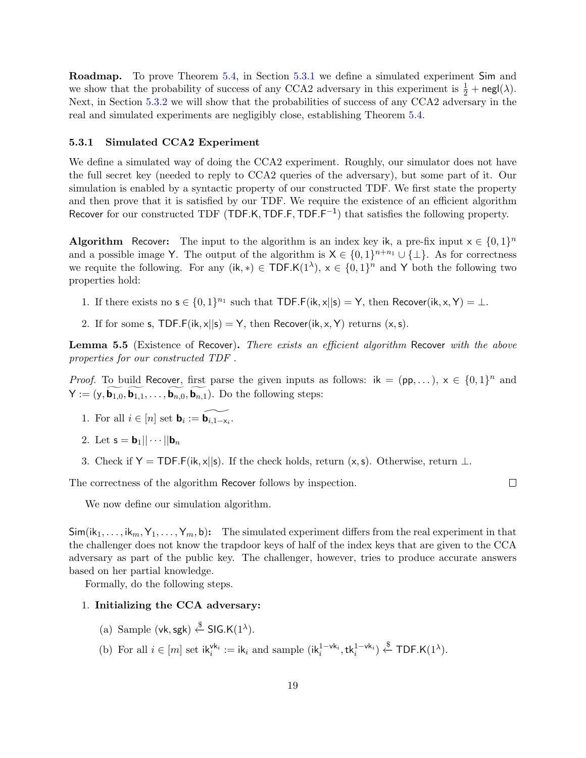**Roadmap.** To prove Theorem 5.4, in Section 5.3.1 we define a simulated experiment $\mathsf{Sim}$ and we show that the probability of success of any CCA2 adversary in this experiment is $\frac{1}{2} + \mathsf{negl}(\lambda)$. Next, in Section 5.3.2 we will show that the probabilities of success of any CCA2 adversary in the real and simulated experiments are negligibly close, establishing Theorem 5.4.

### 5.3.1 Simulated CCA2 Experiment

We define a simulated way of doing the CCA2 experiment. Roughly, our simulator does not have the full secret key (needed to reply to CCA2 queries of the adversary), but some part of it. Our simulation is enabled by a syntactic property of our constructed TDF. We first state the property and then prove that it is satisfied by our TDF. We require the existence of an efficient algorithm $\mathsf{Recover}$ for our constructed TDF $(\mathsf{TDF.K}, \mathsf{TDF.F}, \mathsf{TDF.F}^{-1})$ that satisfies the following property.

**Algorithm** $\mathsf{Recover}$**:** The input to the algorithm is an index key $\mathsf{ik}$, a pre-fix input $\mathsf{x} \in \{0,1\}^n$ and a possible image $\mathsf{Y}$. The output of the algorithm is $\mathsf{X} \in \{0,1\}^{n+n_1} \cup \{\perp\}$. As for correctness we requite the following. For any $(\mathsf{ik}, *) \in \mathsf{TDF.K}(1^\lambda)$, $\mathsf{x} \in \{0,1\}^n$ and $\mathsf{Y}$ both the following two properties hold:

1. If there exists no $\mathsf{s} \in \{0,1\}^{n_1}$ such that $\mathsf{TDF.F}(\mathsf{ik}, \mathsf{x}||\mathsf{s}) = \mathsf{Y}$, then $\mathsf{Recover}(\mathsf{ik}, \mathsf{x}, \mathsf{Y}) = \perp$.
2. If for some $\mathsf{s}$, $\mathsf{TDF.F}(\mathsf{ik}, \mathsf{x}||\mathsf{s}) = \mathsf{Y}$, then $\mathsf{Recover}(\mathsf{ik}, \mathsf{x}, \mathsf{Y})$ returns $(\mathsf{x}, \mathsf{s})$.

**Lemma 5.5** (Existence of $\mathsf{Recover}$)**.** *There exists an efficient algorithm* $\mathsf{Recover}$ *with the above properties for our constructed TDF .*

*Proof.* To build $\mathsf{Recover}$, first parse the given inputs as follows: $\mathsf{ik} = (\mathsf{pp}, \ldots)$, $\mathsf{x} \in \{0,1\}^n$ and $\mathsf{Y} := (\mathsf{y}, \widetilde{\mathbf{b}_{1,0}}, \widetilde{\mathbf{b}_{1,1}}, \ldots, \widetilde{\mathbf{b}_{n,0}}, \widetilde{\mathbf{b}_{n,1}})$. Do the following steps:

1. For all $i \in [n]$ set $\mathbf{b}_i := \widetilde{\mathbf{b}_{i,1-\mathsf{x}_i}}$.
2. Let $\mathsf{s} = \mathbf{b}_1 || \cdots || \mathbf{b}_n$
3. Check if $\mathsf{Y} = \mathsf{TDF.F}(\mathsf{ik}, \mathsf{x}||\mathsf{s})$. If the check holds, return $(\mathsf{x}, \mathsf{s})$. Otherwise, return $\perp$.

The correctness of the algorithm $\mathsf{Recover}$ follows by inspection. $\square$

We now define our simulation algorithm.

$\mathsf{Sim}(\mathsf{ik}_1, \ldots, \mathsf{ik}_m, \mathsf{Y}_1, \ldots, \mathsf{Y}_m, \mathsf{b})$**:** The simulated experiment differs from the real experiment in that the challenger does not know the trapdoor keys of half of the index keys that are given to the CCA adversary as part of the public key. The challenger, however, tries to produce accurate answers based on her partial knowledge.

Formally, do the following steps.

1. **Initializing the CCA adversary:**
   (a) Sample $(\mathsf{vk}, \mathsf{sgk}) \xleftarrow{\$} \mathsf{SIG.K}(1^\lambda)$.
   (b) For all $i \in [m]$ set $\mathsf{ik}_i^{\mathsf{vk}_i} := \mathsf{ik}_i$ and sample $(\mathsf{ik}_i^{1-\mathsf{vk}_i}, \mathsf{tk}_i^{1-\mathsf{vk}_i}) \xleftarrow{\$} \mathsf{TDF.K}(1^\lambda)$.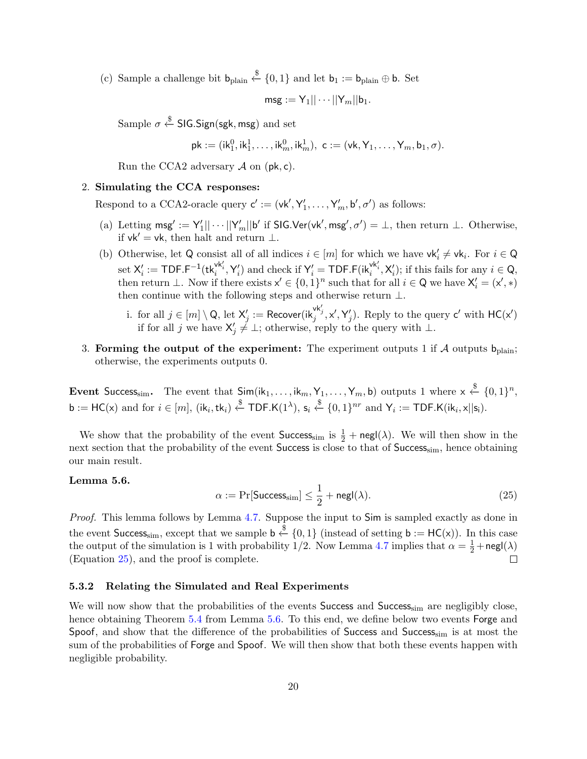(c) Sample a challenge bit $\mathsf{b}_{\text{plain}} \xleftarrow{\$} \{0,1\}$ and let $\mathsf{b}_1 := \mathsf{b}_{\text{plain}} \oplus \mathsf{b}$. Set

$$\mathsf{msg} := \mathsf{Y}_1 || \cdots || \mathsf{Y}_m || \mathsf{b}_1.$$

Sample $\sigma \xleftarrow{\$} \mathsf{SIG.Sign}(\mathsf{sgk}, \mathsf{msg})$ and set

$$\mathsf{pk} := (\mathsf{ik}_1^0, \mathsf{ik}_1^1, \ldots, \mathsf{ik}_m^0, \mathsf{ik}_m^1), \; \mathsf{c} := (\mathsf{vk}, \mathsf{Y}_1, \ldots, \mathsf{Y}_m, \mathsf{b}_1, \sigma).$$

Run the CCA2 adversary $\mathcal{A}$ on $(\mathsf{pk}, \mathsf{c})$.

2. **Simulating the CCA responses:**

   Respond to a CCA2-oracle query $\mathsf{c}' := (\mathsf{vk}', \mathsf{Y}'_1, \ldots, \mathsf{Y}'_m, \mathsf{b}', \sigma')$ as follows:

   (a) Letting $\mathsf{msg}' := \mathsf{Y}'_1 || \cdots || \mathsf{Y}'_m || \mathsf{b}'$ if $\mathsf{SIG.Ver}(\mathsf{vk}', \mathsf{msg}', \sigma') = \perp$, then return $\perp$. Otherwise, if $\mathsf{vk}' = \mathsf{vk}$, then halt and return $\perp$.

   (b) Otherwise, let $\mathsf{Q}$ consist all of all indices $i \in [m]$ for which we have $\mathsf{vk}'_i \neq \mathsf{vk}_i$. For $i \in \mathsf{Q}$ set $\mathsf{X}'_i := \mathsf{TDF.F}^{-1}(\mathsf{tk}_i^{\mathsf{vk}'_i}, \mathsf{Y}'_i)$ and check if $\mathsf{Y}'_i = \mathsf{TDF.F}(\mathsf{ik}_i^{\mathsf{vk}'_i}, \mathsf{X}'_i)$; if this fails for any $i \in \mathsf{Q}$, then return $\perp$. Now if there exists $\mathsf{x}' \in \{0,1\}^n$ such that for all $i \in \mathsf{Q}$ we have $\mathsf{X}'_i = (\mathsf{x}', *)$ then continue with the following steps and otherwise return $\perp$.

      i. for all $j \in [m] \setminus \mathsf{Q}$, let $\mathsf{X}'_j := \mathsf{Recover}(\mathsf{ik}_j^{\mathsf{vk}'_j}, \mathsf{x}', \mathsf{Y}'_j)$. Reply to the query $\mathsf{c}'$ with $\mathsf{HC}(\mathsf{x}')$ if for all $j$ we have $\mathsf{X}'_j \neq \perp$; otherwise, reply to the query with $\perp$.

3. **Forming the output of the experiment:** The experiment outputs 1 if $\mathcal{A}$ outputs $\mathsf{b}_{\text{plain}}$; otherwise, the experiments outputs 0.

**Event $\mathsf{Success}_{\text{sim}}$.** The event that $\mathsf{Sim}(\mathsf{ik}_1, \ldots, \mathsf{ik}_m, \mathsf{Y}_1, \ldots, \mathsf{Y}_m, \mathsf{b})$ outputs 1 where $\mathsf{x} \xleftarrow{\$} \{0,1\}^n$, $\mathsf{b} := \mathsf{HC}(\mathsf{x})$ and for $i \in [m]$, $(\mathsf{ik}_i, \mathsf{tk}_i) \xleftarrow{\$} \mathsf{TDF.K}(1^\lambda)$, $\mathsf{s}_i \xleftarrow{\$} \{0,1\}^{nr}$ and $\mathsf{Y}_i := \mathsf{TDF.K}(\mathsf{ik}_i, \mathsf{x}||\mathsf{s}_i)$.

We show that the probability of the event $\mathsf{Success}_{\text{sim}}$ is $\frac{1}{2} + \mathsf{negl}(\lambda)$. We will then show in the next section that the probability of the event $\mathsf{Success}$ is close to that of $\mathsf{Success}_{\text{sim}}$, hence obtaining our main result.

**Lemma 5.6.**

$$\alpha := \Pr[\mathsf{Success}_{\text{sim}}] \leq \frac{1}{2} + \mathsf{negl}(\lambda). \tag{25}$$

*Proof.* This lemma follows by Lemma 4.7. Suppose the input to $\mathsf{Sim}$ is sampled exactly as done in the event $\mathsf{Success}_{\text{sim}}$, except that we sample $\mathsf{b} \xleftarrow{\$} \{0,1\}$ (instead of setting $\mathsf{b} := \mathsf{HC}(\mathsf{x})$). In this case the output of the simulation is 1 with probability 1/2. Now Lemma 4.7 implies that $\alpha = \frac{1}{2} + \mathsf{negl}(\lambda)$ (Equation 25), and the proof is complete. □

### 5.3.2 Relating the Simulated and Real Experiments

We will now show that the probabilities of the events $\mathsf{Success}$ and $\mathsf{Success}_{\text{sim}}$ are negligibly close, hence obtaining Theorem 5.4 from Lemma 5.6. To this end, we define below two events $\mathsf{Forge}$ and $\mathsf{Spoof}$, and show that the difference of the probabilities of $\mathsf{Success}$ and $\mathsf{Success}_{\text{sim}}$ is at most the sum of the probabilities of $\mathsf{Forge}$ and $\mathsf{Spoof}$. We will then show that both these events happen with negligible probability.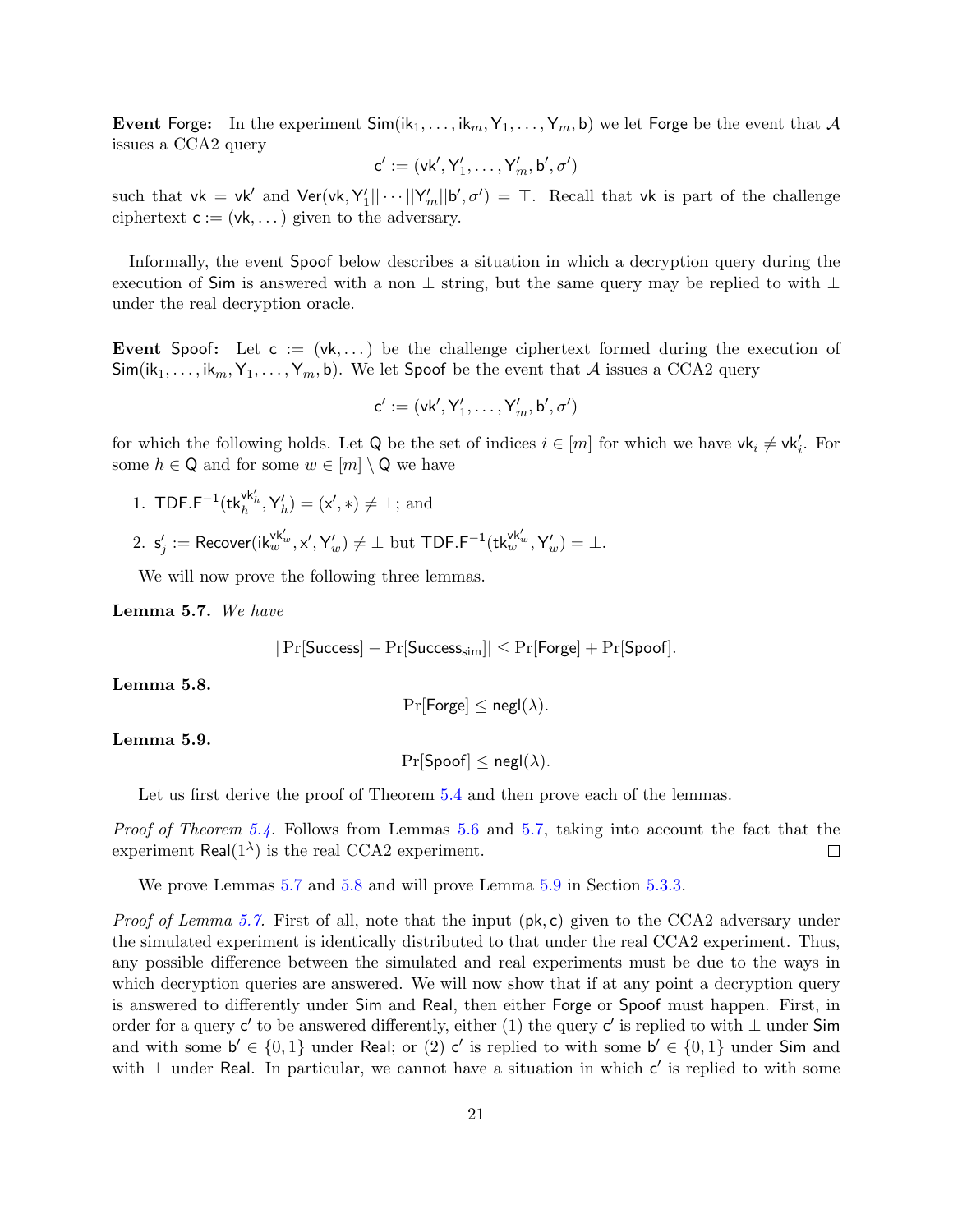**Event Forge:** In the experiment $\mathsf{Sim}(\mathsf{ik}_1, \ldots, \mathsf{ik}_m, \mathsf{Y}_1, \ldots, \mathsf{Y}_m, \mathsf{b})$ we let $\mathsf{Forge}$ be the event that $\mathcal{A}$ issues a CCA2 query

$$\mathsf{c}' := (\mathsf{vk}', \mathsf{Y}'_1, \ldots, \mathsf{Y}'_m, \mathsf{b}', \sigma')$$

such that $\mathsf{vk} = \mathsf{vk}'$ and $\mathsf{Ver}(\mathsf{vk}, \mathsf{Y}'_1 || \cdots || \mathsf{Y}'_m || \mathsf{b}', \sigma') = \top$. Recall that $\mathsf{vk}$ is part of the challenge ciphertext $\mathsf{c} := (\mathsf{vk}, \ldots)$ given to the adversary.

Informally, the event $\mathsf{Spoof}$ below describes a situation in which a decryption query during the execution of $\mathsf{Sim}$ is answered with a non $\perp$ string, but the same query may be replied to with $\perp$ under the real decryption oracle.

**Event Spoof:** Let $\mathsf{c} := (\mathsf{vk}, \ldots)$ be the challenge ciphertext formed during the execution of $\mathsf{Sim}(\mathsf{ik}_1, \ldots, \mathsf{ik}_m, \mathsf{Y}_1, \ldots, \mathsf{Y}_m, \mathsf{b})$. We let $\mathsf{Spoof}$ be the event that $\mathcal{A}$ issues a CCA2 query

$$\mathsf{c}' := (\mathsf{vk}', \mathsf{Y}'_1, \ldots, \mathsf{Y}'_m, \mathsf{b}', \sigma')$$

for which the following holds. Let $\mathsf{Q}$ be the set of indices $i \in [m]$ for which we have $\mathsf{vk}_i \neq \mathsf{vk}'_i$. For some $h \in \mathsf{Q}$ and for some $w \in [m] \setminus \mathsf{Q}$ we have

1. $\mathsf{TDF.F}^{-1}(\mathsf{tk}_h^{\mathsf{vk}'_h}, \mathsf{Y}'_h) = (\mathsf{x}', *) \neq \perp$; and
2. $\mathsf{s}'_j := \mathsf{Recover}(\mathsf{ik}_w^{\mathsf{vk}'_w}, \mathsf{x}', \mathsf{Y}'_w) \neq \perp$ but $\mathsf{TDF.F}^{-1}(\mathsf{tk}_w^{\mathsf{vk}'_w}, \mathsf{Y}'_w) = \perp$.

We will now prove the following three lemmas.

**Lemma 5.7.** *We have*

$$|\Pr[\mathsf{Success}] - \Pr[\mathsf{Success}_{\mathrm{sim}}]| \leq \Pr[\mathsf{Forge}] + \Pr[\mathsf{Spoof}].$$

**Lemma 5.8.**

$$\Pr[\mathsf{Forge}] \leq \mathsf{negl}(\lambda).$$

**Lemma 5.9.**

$$\Pr[\mathsf{Spoof}] \leq \mathsf{negl}(\lambda).$$

Let us first derive the proof of Theorem 5.4 and then prove each of the lemmas.

*Proof of Theorem 5.4.* Follows from Lemmas 5.6 and 5.7, taking into account the fact that the experiment $\mathsf{Real}(1^\lambda)$ is the real CCA2 experiment. □

We prove Lemmas 5.7 and 5.8 and will prove Lemma 5.9 in Section 5.3.3.

*Proof of Lemma 5.7.* First of all, note that the input $(\mathsf{pk}, \mathsf{c})$ given to the CCA2 adversary under the simulated experiment is identically distributed to that under the real CCA2 experiment. Thus, any possible difference between the simulated and real experiments must be due to the ways in which decryption queries are answered. We will now show that if at any point a decryption query is answered to differently under $\mathsf{Sim}$ and $\mathsf{Real}$, then either $\mathsf{Forge}$ or $\mathsf{Spoof}$ must happen. First, in order for a query $\mathsf{c}'$ to be answered differently, either (1) the query $\mathsf{c}'$ is replied to with $\perp$ under $\mathsf{Sim}$ and with some $\mathsf{b}' \in \{0, 1\}$ under $\mathsf{Real}$; or (2) $\mathsf{c}'$ is replied to with some $\mathsf{b}' \in \{0, 1\}$ under $\mathsf{Sim}$ and with $\perp$ under $\mathsf{Real}$. In particular, we cannot have a situation in which $\mathsf{c}'$ is replied to with some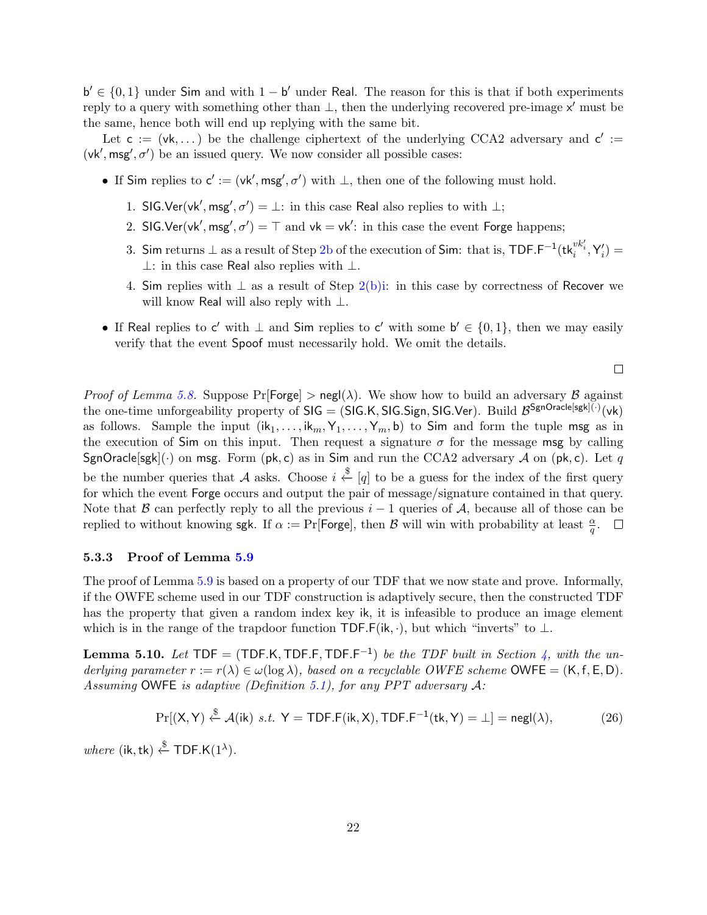$\mathsf{b}' \in \{0,1\}$ under $\mathsf{Sim}$ and with $1-\mathsf{b}'$ under $\mathsf{Real}$. The reason for this is that if both experiments reply to a query with something other than $\perp$, then the underlying recovered pre-image $\mathsf{x}'$ must be the same, hence both will end up replying with the same bit.

Let $\mathsf{c} := (\mathsf{vk}, \dots)$ be the challenge ciphertext of the underlying CCA2 adversary and $\mathsf{c}' := (\mathsf{vk}', \mathsf{msg}', \sigma')$ be an issued query. We now consider all possible cases:

- If $\mathsf{Sim}$ replies to $\mathsf{c}' := (\mathsf{vk}', \mathsf{msg}', \sigma')$ with $\perp$, then one of the following must hold.
  1. $\mathsf{SIG.Ver}(\mathsf{vk}', \mathsf{msg}', \sigma') = \perp$: in this case $\mathsf{Real}$ also replies to with $\perp$;
  2. $\mathsf{SIG.Ver}(\mathsf{vk}', \mathsf{msg}', \sigma') = \top$ and $\mathsf{vk} = \mathsf{vk}'$: in this case the event $\mathsf{Forge}$ happens;
  3. $\mathsf{Sim}$ returns $\perp$ as a result of Step 2b of the execution of $\mathsf{Sim}$: that is, $\mathsf{TDF.F}^{-1}(\mathsf{tk}_i^{vk'_i}, \mathsf{Y}'_i) = \perp$: in this case $\mathsf{Real}$ also replies with $\perp$.
  4. $\mathsf{Sim}$ replies with $\perp$ as a result of Step 2(b)i: in this case by correctness of $\mathsf{Recover}$ we will know $\mathsf{Real}$ will also reply with $\perp$.
- If $\mathsf{Real}$ replies to $\mathsf{c}'$ with $\perp$ and $\mathsf{Sim}$ replies to $\mathsf{c}'$ with some $\mathsf{b}' \in \{0,1\}$, then we may easily verify that the event $\mathsf{Spoof}$ must necessarily hold. We omit the details.

□

*Proof of Lemma 5.8.* Suppose $\Pr[\mathsf{Forge}] > \mathsf{negl}(\lambda)$. We show how to build an adversary $\mathcal{B}$ against the one-time unforgeability property of $\mathsf{SIG} = (\mathsf{SIG.K}, \mathsf{SIG.Sign}, \mathsf{SIG.Ver})$. Build $\mathcal{B}^{\mathsf{SgnOracle}[\mathsf{sgk}](\cdot)}(\mathsf{vk})$ as follows. Sample the input $(\mathsf{ik}_1, \dots, \mathsf{ik}_m, \mathsf{Y}_1, \dots, \mathsf{Y}_m, \mathsf{b})$ to $\mathsf{Sim}$ and form the tuple $\mathsf{msg}$ as in the execution of $\mathsf{Sim}$ on this input. Then request a signature $\sigma$ for the message $\mathsf{msg}$ by calling $\mathsf{SgnOracle}[\mathsf{sgk}](\cdot)$ on $\mathsf{msg}$. Form $(\mathsf{pk}, \mathsf{c})$ as in $\mathsf{Sim}$ and run the CCA2 adversary $\mathcal{A}$ on $(\mathsf{pk}, \mathsf{c})$. Let $q$ be the number queries that $\mathcal{A}$ asks. Choose $i \xleftarrow{\$} [q]$ to be a guess for the index of the first query for which the event $\mathsf{Forge}$ occurs and output the pair of message/signature contained in that query. Note that $\mathcal{B}$ can perfectly reply to all the previous $i-1$ queries of $\mathcal{A}$, because all of those can be replied to without knowing $\mathsf{sgk}$. If $\alpha := \Pr[\mathsf{Forge}]$, then $\mathcal{B}$ will win with probability at least $\frac{\alpha}{q}$. □

### 5.3.3 Proof of Lemma 5.9

The proof of Lemma 5.9 is based on a property of our TDF that we now state and prove. Informally, if the OWFE scheme used in our TDF construction is adaptively secure, then the constructed TDF has the property that given a random index key $\mathsf{ik}$, it is infeasible to produce an image element which is in the range of the trapdoor function $\mathsf{TDF.F}(\mathsf{ik}, \cdot)$, but which "inverts" to $\perp$.

**Lemma 5.10.** *Let $\mathsf{TDF} = (\mathsf{TDF.K}, \mathsf{TDF.F}, \mathsf{TDF.F}^{-1})$ be the TDF built in Section 4, with the underlying parameter $r := r(\lambda) \in \omega(\log \lambda)$, based on a recyclable OWFE scheme $\mathsf{OWFE} = (\mathsf{K}, \mathsf{f}, \mathsf{E}, \mathsf{D})$. Assuming $\mathsf{OWFE}$ is adaptive (Definition 5.1), for any PPT adversary $\mathcal{A}$:*

$$\Pr[(\mathsf{X}, \mathsf{Y}) \xleftarrow{\$} \mathcal{A}(\mathsf{ik}) \text{ s.t. } \mathsf{Y} = \mathsf{TDF.F}(\mathsf{ik}, \mathsf{X}), \mathsf{TDF.F}^{-1}(\mathsf{tk}, \mathsf{Y}) = \perp] = \mathsf{negl}(\lambda), \tag{26}$$

*where* $(\mathsf{ik}, \mathsf{tk}) \xleftarrow{\$} \mathsf{TDF.K}(1^\lambda)$.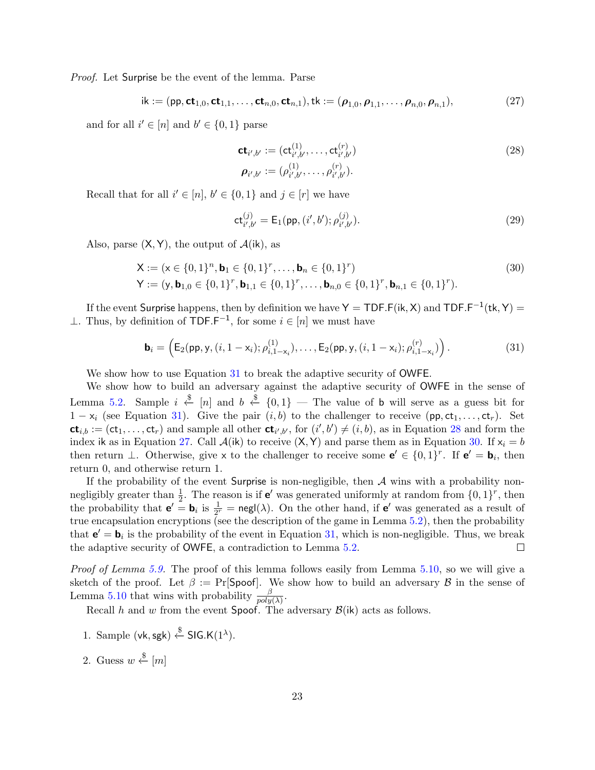*Proof.* Let $\mathsf{Surprise}$ be the event of the lemma. Parse

$$\mathsf{ik} := (\mathsf{pp}, \mathbf{ct}_{1,0}, \mathbf{ct}_{1,1}, \ldots, \mathbf{ct}_{n,0}, \mathbf{ct}_{n,1}), \mathsf{tk} := (\boldsymbol{\rho}_{1,0}, \boldsymbol{\rho}_{1,1}, \ldots, \boldsymbol{\rho}_{n,0}, \boldsymbol{\rho}_{n,1}), \tag{27}$$

and for all $i' \in [n]$ and $b' \in \{0,1\}$ parse

$$\begin{aligned} \mathbf{ct}_{i',b'} &:= (\mathsf{ct}^{(1)}_{i',b'}, \ldots, \mathsf{ct}^{(r)}_{i',b'}) \\ \boldsymbol{\rho}_{i',b'} &:= (\rho^{(1)}_{i',b'}, \ldots, \rho^{(r)}_{i',b'}). \end{aligned} \tag{28}$$

Recall that for all $i' \in [n]$, $b' \in \{0,1\}$ and $j \in [r]$ we have

$$\mathsf{ct}^{(j)}_{i',b'} = \mathsf{E}_1(\mathsf{pp}, (i',b'); \rho^{(j)}_{i',b'}). \tag{29}$$

Also, parse $(\mathsf{X}, \mathsf{Y})$, the output of $\mathcal{A}(\mathsf{ik})$, as

$$\begin{aligned} \mathsf{X} &:= (\mathsf{x} \in \{0,1\}^n, \mathbf{b}_1 \in \{0,1\}^r, \ldots, \mathbf{b}_n \in \{0,1\}^r) \\ \mathsf{Y} &:= (\mathsf{y}, \mathbf{b}_{1,0} \in \{0,1\}^r, \mathbf{b}_{1,1} \in \{0,1\}^r, \ldots, \mathbf{b}_{n,0} \in \{0,1\}^r, \mathbf{b}_{n,1} \in \{0,1\}^r). \end{aligned} \tag{30}$$

If the event $\mathsf{Surprise}$ happens, then by definition we have $\mathsf{Y} = \mathsf{TDF.F}(\mathsf{ik}, \mathsf{X})$ and $\mathsf{TDF.F}^{-1}(\mathsf{tk}, \mathsf{Y}) = \perp$. Thus, by definition of $\mathsf{TDF.F}^{-1}$, for some $i \in [n]$ we must have

$$\mathbf{b}_i = \left(\mathsf{E}_2(\mathsf{pp}, \mathsf{y}, (i, 1-\mathsf{x}_i); \rho^{(1)}_{i,1-\mathsf{x}_i}), \ldots, \mathsf{E}_2(\mathsf{pp}, \mathsf{y}, (i, 1-\mathsf{x}_i); \rho^{(r)}_{i,1-\mathsf{x}_i})\right). \tag{31}$$

We show how to use Equation 31 to break the adaptive security of $\mathsf{OWFE}$.

We show how to build an adversary against the adaptive security of $\mathsf{OWFE}$ in the sense of Lemma 5.2. Sample $i \xleftarrow{\$} [n]$ and $b \xleftarrow{\$} \{0,1\}$ — The value of $\mathsf{b}$ will serve as a guess bit for $1 - \mathsf{x}_i$ (see Equation 31). Give the pair $(i, b)$ to the challenger to receive $(\mathsf{pp}, \mathsf{ct}_1, \ldots, \mathsf{ct}_r)$. Set $\mathbf{ct}_{i,b} := (\mathsf{ct}_1, \ldots, \mathsf{ct}_r)$ and sample all other $\mathbf{ct}_{i',b'}$, for $(i',b') \neq (i,b)$, as in Equation 28 and form the index $\mathsf{ik}$ as in Equation 27. Call $\mathcal{A}(\mathsf{ik})$ to receive $(\mathsf{X}, \mathsf{Y})$ and parse them as in Equation 30. If $\mathsf{x}_i = \mathsf{b}$ then return $\perp$. Otherwise, give $\mathsf{x}$ to the challenger to receive some $\mathbf{e}' \in \{0,1\}^r$. If $\mathbf{e}' = \mathbf{b}_i$, then return 0, and otherwise return 1.

If the probability of the event $\mathsf{Surprise}$ is non-negligible, then $\mathcal{A}$ wins with a probability non-negligibly greater than $\frac{1}{2}$. The reason is if $\mathbf{e}'$ was generated uniformly at random from $\{0,1\}^r$, then the probability that $\mathbf{e}' = \mathbf{b}_i$ is $\frac{1}{2^r} = \mathsf{negl}(\lambda)$. On the other hand, if $\mathbf{e}'$ was generated as a result of true encapsulation encryptions (see the description of the game in Lemma 5.2), then the probability that $\mathbf{e}' = \mathbf{b}_i$ is the probability of the event in Equation 31, which is non-negligible. Thus, we break the adaptive security of $\mathsf{OWFE}$, a contradiction to Lemma 5.2. ∎

*Proof of Lemma 5.9.* The proof of this lemma follows easily from Lemma 5.10, so we will give a sketch of the proof. Let $\beta := \Pr[\mathsf{Spoof}]$. We show how to build an adversary $\mathcal{B}$ in the sense of Lemma 5.10 that wins with probability $\frac{\beta}{poly(\lambda)}$.

Recall $h$ and $w$ from the event $\mathsf{Spoof}$. The adversary $\mathcal{B}(\mathsf{ik})$ acts as follows.

1. Sample $(\mathsf{vk}, \mathsf{sgk}) \xleftarrow{\$} \mathsf{SIG.K}(1^\lambda)$.
2. Guess $w \xleftarrow{\$} [m]$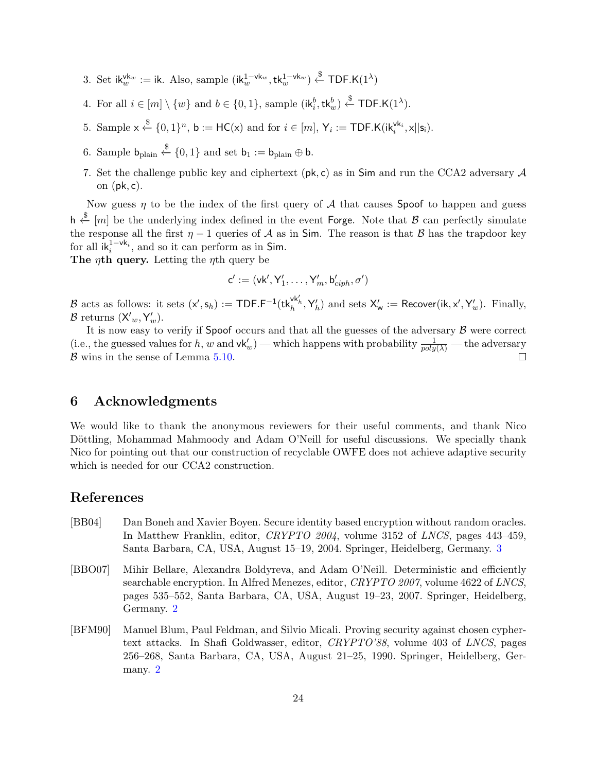3. Set $\mathsf{ik}_w^{\mathsf{vk}_w} := \mathsf{ik}$. Also, sample $(\mathsf{ik}_w^{1-\mathsf{vk}_w}, \mathsf{tk}_w^{1-\mathsf{vk}_w}) \xleftarrow{\$} \mathsf{TDF.K}(1^\lambda)$

4. For all $i \in [m] \setminus \{w\}$ and $b \in \{0,1\}$, sample $(\mathsf{ik}_i^b, \mathsf{tk}_w^b) \xleftarrow{\$} \mathsf{TDF.K}(1^\lambda)$.

5. Sample $\mathsf{x} \xleftarrow{\$} \{0,1\}^n$, $\mathsf{b} := \mathsf{HC}(\mathsf{x})$ and for $i \in [m]$, $\mathsf{Y}_i := \mathsf{TDF.K}(\mathsf{ik}_i^{\mathsf{vk}_i}, \mathsf{x}||\mathsf{s}_i)$.

6. Sample $\mathsf{b}_{\text{plain}} \xleftarrow{\$} \{0,1\}$ and set $\mathsf{b}_1 := \mathsf{b}_{\text{plain}} \oplus \mathsf{b}$.

7. Set the challenge public key and ciphertext $(\mathsf{pk}, \mathsf{c})$ as in $\mathsf{Sim}$ and run the CCA2 adversary $\mathcal{A}$ on $(\mathsf{pk}, \mathsf{c})$.

Now guess $\eta$ to be the index of the first query of $\mathcal{A}$ that causes $\mathsf{Spoof}$ to happen and guess $\mathsf{h} \xleftarrow{\$} [m]$ be the underlying index defined in the event $\mathsf{Forge}$. Note that $\mathcal{B}$ can perfectly simulate the response all the first $\eta - 1$ queries of $\mathcal{A}$ as in $\mathsf{Sim}$. The reason is that $\mathcal{B}$ has the trapdoor key for all $\mathsf{ik}_i^{1-\mathsf{vk}_i}$, and so it can perform as in $\mathsf{Sim}$.

**The $\eta$th query.** Letting the $\eta$th query be

$$\mathsf{c}' := (\mathsf{vk}', \mathsf{Y}_1', \ldots, \mathsf{Y}_m', \mathsf{b}_{ciph}', \sigma')$$

$\mathcal{B}$ acts as follows: it sets $(\mathsf{x}', \mathsf{s}_h) := \mathsf{TDF.F}^{-1}(\mathsf{tk}_h^{\mathsf{vk}'_h}, \mathsf{Y}_h')$ and sets $\mathsf{X}_\mathsf{w}' := \mathsf{Recover}(\mathsf{ik}, \mathsf{x}', \mathsf{Y}_w')$. Finally, $\mathcal{B}$ returns $(\mathsf{X}'_w, \mathsf{Y}'_w)$.

It is now easy to verify if $\mathsf{Spoof}$ occurs and that all the guesses of the adversary $\mathcal{B}$ were correct (i.e., the guessed values for $h$, $w$ and $\mathsf{vk}_w'$) — which happens with probability $\frac{1}{poly(\lambda)}$ — the adversary $\mathcal{B}$ wins in the sense of Lemma 5.10. □

# 6 Acknowledgments

We would like to thank the anonymous reviewers for their useful comments, and thank Nico Döttling, Mohammad Mahmoody and Adam O'Neill for useful discussions. We specially thank Nico for pointing out that our construction of recyclable OWFE does not achieve adaptive security which is needed for our CCA2 construction.

# References

[BB04] Dan Boneh and Xavier Boyen. Secure identity based encryption without random oracles. In Matthew Franklin, editor, *CRYPTO 2004*, volume 3152 of *LNCS*, pages 443–459, Santa Barbara, CA, USA, August 15–19, 2004. Springer, Heidelberg, Germany. 3

[BBO07] Mihir Bellare, Alexandra Boldyreva, and Adam O'Neill. Deterministic and efficiently searchable encryption. In Alfred Menezes, editor, *CRYPTO 2007*, volume 4622 of *LNCS*, pages 535–552, Santa Barbara, CA, USA, August 19–23, 2007. Springer, Heidelberg, Germany. 2

[BFM90] Manuel Blum, Paul Feldman, and Silvio Micali. Proving security against chosen cyphertext attacks. In Shafi Goldwasser, editor, *CRYPTO'88*, volume 403 of *LNCS*, pages 256–268, Santa Barbara, CA, USA, August 21–25, 1990. Springer, Heidelberg, Germany. 2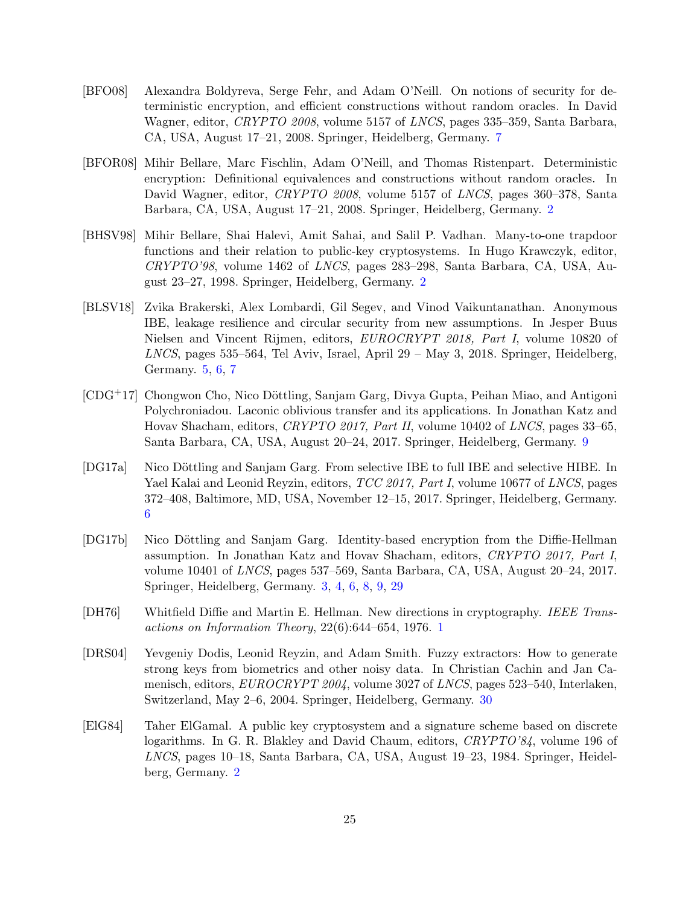[BFO08] Alexandra Boldyreva, Serge Fehr, and Adam O'Neill. On notions of security for deterministic encryption, and efficient constructions without random oracles. In David Wagner, editor, *CRYPTO 2008*, volume 5157 of *LNCS*, pages 335–359, Santa Barbara, CA, USA, August 17–21, 2008. Springer, Heidelberg, Germany. 7

[BFOR08] Mihir Bellare, Marc Fischlin, Adam O'Neill, and Thomas Ristenpart. Deterministic encryption: Definitional equivalences and constructions without random oracles. In David Wagner, editor, *CRYPTO 2008*, volume 5157 of *LNCS*, pages 360–378, Santa Barbara, CA, USA, August 17–21, 2008. Springer, Heidelberg, Germany. 2

[BHSV98] Mihir Bellare, Shai Halevi, Amit Sahai, and Salil P. Vadhan. Many-to-one trapdoor functions and their relation to public-key cryptosystems. In Hugo Krawczyk, editor, *CRYPTO'98*, volume 1462 of *LNCS*, pages 283–298, Santa Barbara, CA, USA, August 23–27, 1998. Springer, Heidelberg, Germany. 2

[BLSV18] Zvika Brakerski, Alex Lombardi, Gil Segev, and Vinod Vaikuntanathan. Anonymous IBE, leakage resilience and circular security from new assumptions. In Jesper Buus Nielsen and Vincent Rijmen, editors, *EUROCRYPT 2018, Part I*, volume 10820 of *LNCS*, pages 535–564, Tel Aviv, Israel, April 29 – May 3, 2018. Springer, Heidelberg, Germany. 5, 6, 7

[CDG+17] Chongwon Cho, Nico Döttling, Sanjam Garg, Divya Gupta, Peihan Miao, and Antigoni Polychroniadou. Laconic oblivious transfer and its applications. In Jonathan Katz and Hovav Shacham, editors, *CRYPTO 2017, Part II*, volume 10402 of *LNCS*, pages 33–65, Santa Barbara, CA, USA, August 20–24, 2017. Springer, Heidelberg, Germany. 9

[DG17a] Nico Döttling and Sanjam Garg. From selective IBE to full IBE and selective HIBE. In Yael Kalai and Leonid Reyzin, editors, *TCC 2017, Part I*, volume 10677 of *LNCS*, pages 372–408, Baltimore, MD, USA, November 12–15, 2017. Springer, Heidelberg, Germany. 6

[DG17b] Nico Döttling and Sanjam Garg. Identity-based encryption from the Diffie-Hellman assumption. In Jonathan Katz and Hovav Shacham, editors, *CRYPTO 2017, Part I*, volume 10401 of *LNCS*, pages 537–569, Santa Barbara, CA, USA, August 20–24, 2017. Springer, Heidelberg, Germany. 3, 4, 6, 8, 9, 29

[DH76] Whitfield Diffie and Martin E. Hellman. New directions in cryptography. *IEEE Transactions on Information Theory*, 22(6):644–654, 1976. 1

[DRS04] Yevgeniy Dodis, Leonid Reyzin, and Adam Smith. Fuzzy extractors: How to generate strong keys from biometrics and other noisy data. In Christian Cachin and Jan Camenisch, editors, *EUROCRYPT 2004*, volume 3027 of *LNCS*, pages 523–540, Interlaken, Switzerland, May 2–6, 2004. Springer, Heidelberg, Germany. 30

[ElG84] Taher ElGamal. A public key cryptosystem and a signature scheme based on discrete logarithms. In G. R. Blakley and David Chaum, editors, *CRYPTO'84*, volume 196 of *LNCS*, pages 10–18, Santa Barbara, CA, USA, August 19–23, 1984. Springer, Heidelberg, Germany. 2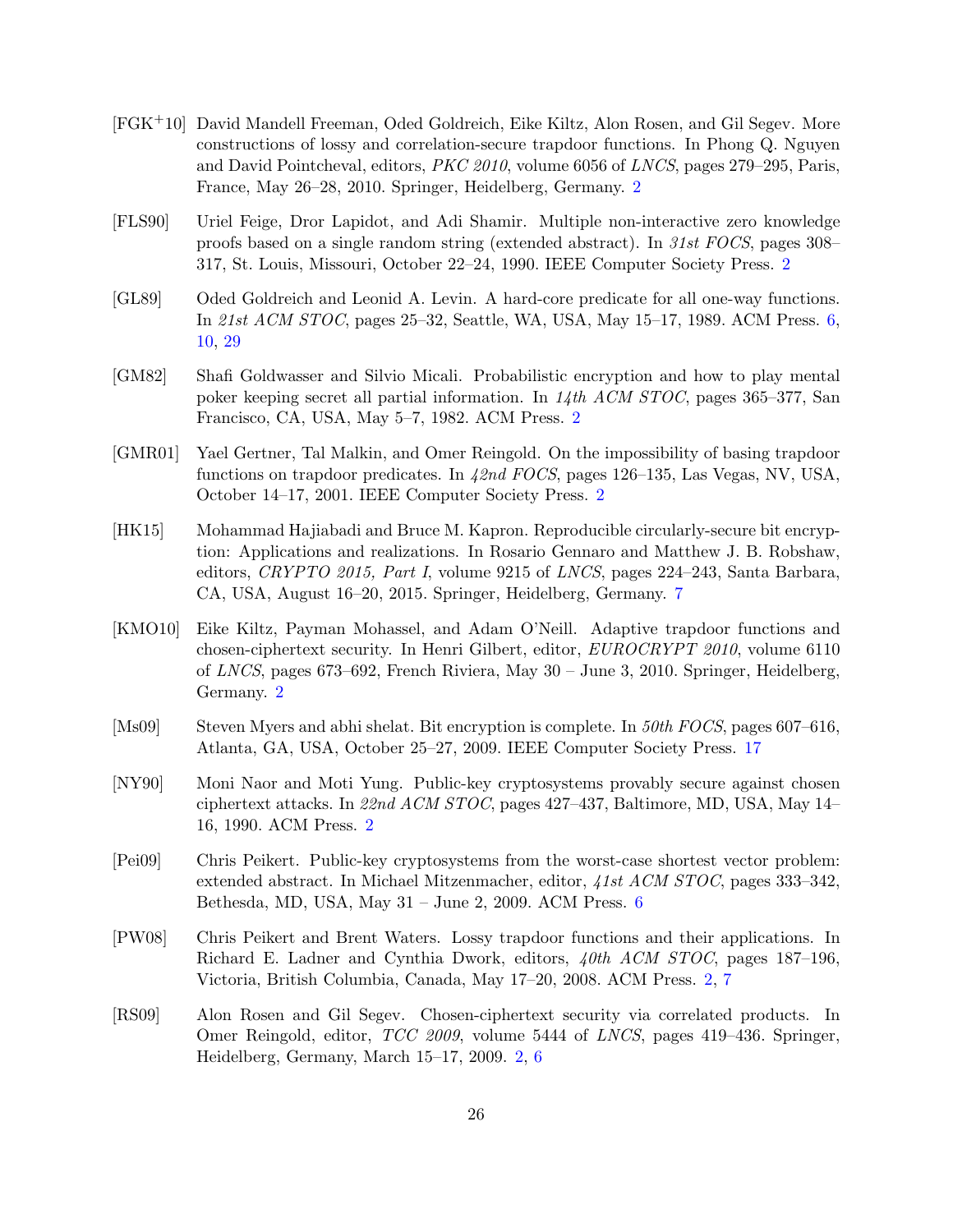[FGK+10] David Mandell Freeman, Oded Goldreich, Eike Kiltz, Alon Rosen, and Gil Segev. More constructions of lossy and correlation-secure trapdoor functions. In Phong Q. Nguyen and David Pointcheval, editors, *PKC 2010*, volume 6056 of *LNCS*, pages 279–295, Paris, France, May 26–28, 2010. Springer, Heidelberg, Germany. 2

[FLS90] Uriel Feige, Dror Lapidot, and Adi Shamir. Multiple non-interactive zero knowledge proofs based on a single random string (extended abstract). In *31st FOCS*, pages 308–317, St. Louis, Missouri, October 22–24, 1990. IEEE Computer Society Press. 2

[GL89] Oded Goldreich and Leonid A. Levin. A hard-core predicate for all one-way functions. In *21st ACM STOC*, pages 25–32, Seattle, WA, USA, May 15–17, 1989. ACM Press. 6, 10, 29

[GM82] Shafi Goldwasser and Silvio Micali. Probabilistic encryption and how to play mental poker keeping secret all partial information. In *14th ACM STOC*, pages 365–377, San Francisco, CA, USA, May 5–7, 1982. ACM Press. 2

[GMR01] Yael Gertner, Tal Malkin, and Omer Reingold. On the impossibility of basing trapdoor functions on trapdoor predicates. In *42nd FOCS*, pages 126–135, Las Vegas, NV, USA, October 14–17, 2001. IEEE Computer Society Press. 2

[HK15] Mohammad Hajiabadi and Bruce M. Kapron. Reproducible circularly-secure bit encryption: Applications and realizations. In Rosario Gennaro and Matthew J. B. Robshaw, editors, *CRYPTO 2015, Part I*, volume 9215 of *LNCS*, pages 224–243, Santa Barbara, CA, USA, August 16–20, 2015. Springer, Heidelberg, Germany. 7

[KMO10] Eike Kiltz, Payman Mohassel, and Adam O'Neill. Adaptive trapdoor functions and chosen-ciphertext security. In Henri Gilbert, editor, *EUROCRYPT 2010*, volume 6110 of *LNCS*, pages 673–692, French Riviera, May 30 – June 3, 2010. Springer, Heidelberg, Germany. 2

[Ms09] Steven Myers and abhi shelat. Bit encryption is complete. In *50th FOCS*, pages 607–616, Atlanta, GA, USA, October 25–27, 2009. IEEE Computer Society Press. 17

[NY90] Moni Naor and Moti Yung. Public-key cryptosystems provably secure against chosen ciphertext attacks. In *22nd ACM STOC*, pages 427–437, Baltimore, MD, USA, May 14–16, 1990. ACM Press. 2

[Pei09] Chris Peikert. Public-key cryptosystems from the worst-case shortest vector problem: extended abstract. In Michael Mitzenmacher, editor, *41st ACM STOC*, pages 333–342, Bethesda, MD, USA, May 31 – June 2, 2009. ACM Press. 6

[PW08] Chris Peikert and Brent Waters. Lossy trapdoor functions and their applications. In Richard E. Ladner and Cynthia Dwork, editors, *40th ACM STOC*, pages 187–196, Victoria, British Columbia, Canada, May 17–20, 2008. ACM Press. 2, 7

[RS09] Alon Rosen and Gil Segev. Chosen-ciphertext security via correlated products. In Omer Reingold, editor, *TCC 2009*, volume 5444 of *LNCS*, pages 419–436. Springer, Heidelberg, Germany, March 15–17, 2009. 2, 6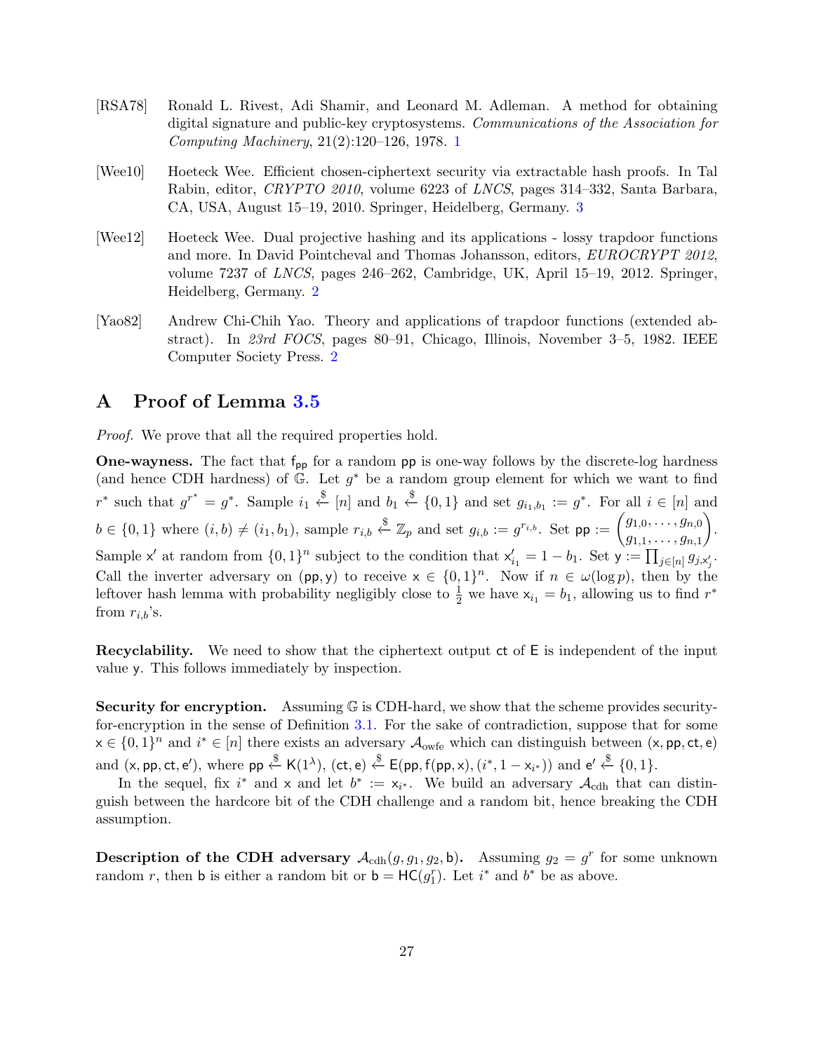[RSA78] Ronald L. Rivest, Adi Shamir, and Leonard M. Adleman. A method for obtaining digital signature and public-key cryptosystems. *Communications of the Association for Computing Machinery*, 21(2):120–126, 1978. 1

[Wee10] Hoeteck Wee. Efficient chosen-ciphertext security via extractable hash proofs. In Tal Rabin, editor, *CRYPTO 2010*, volume 6223 of *LNCS*, pages 314–332, Santa Barbara, CA, USA, August 15–19, 2010. Springer, Heidelberg, Germany. 3

[Wee12] Hoeteck Wee. Dual projective hashing and its applications - lossy trapdoor functions and more. In David Pointcheval and Thomas Johansson, editors, *EUROCRYPT 2012*, volume 7237 of *LNCS*, pages 246–262, Cambridge, UK, April 15–19, 2012. Springer, Heidelberg, Germany. 2

[Yao82] Andrew Chi-Chih Yao. Theory and applications of trapdoor functions (extended abstract). In *23rd FOCS*, pages 80–91, Chicago, Illinois, November 3–5, 1982. IEEE Computer Society Press. 2

# A Proof of Lemma 3.5

*Proof.* We prove that all the required properties hold.

**One-wayness.** The fact that $\mathsf{f}_{\mathsf{pp}}$ for a random $\mathsf{pp}$ is one-way follows by the discrete-log hardness (and hence CDH hardness) of $\mathbb{G}$. Let $g^*$ be a random group element for which we want to find $r^*$ such that $g^{r^*} = g^*$. Sample $i_1 \xleftarrow{\$} [n]$ and $b_1 \xleftarrow{\$} \{0,1\}$ and set $g_{i_1,b_1} := g^*$. For all $i \in [n]$ and $b \in \{0,1\}$ where $(i,b) \neq (i_1, b_1)$, sample $r_{i,b} \xleftarrow{\$} \mathbb{Z}_p$ and set $g_{i,b} := g^{r_{i,b}}$. Set $\mathsf{pp} := \begin{pmatrix} g_{1,0}, \ldots, g_{n,0} \\ g_{1,1}, \ldots, g_{n,1} \end{pmatrix}$. Sample $\mathsf{x}'$ at random from $\{0,1\}^n$ subject to the condition that $\mathsf{x}'_{i_1} = 1 - b_1$. Set $\mathsf{y} := \prod_{j \in [n]} g_{j,\mathsf{x}'_j}$. Call the inverter adversary on $(\mathsf{pp}, \mathsf{y})$ to receive $\mathsf{x} \in \{0,1\}^n$. Now if $n \in \omega(\log p)$, then by the leftover hash lemma with probability negligibly close to $\frac{1}{2}$ we have $\mathsf{x}_{i_1} = b_1$, allowing us to find $r^*$ from $r_{i,b}$'s.

**Recyclability.** We need to show that the ciphertext output $\mathsf{ct}$ of $\mathsf{E}$ is independent of the input value $\mathsf{y}$. This follows immediately by inspection.

**Security for encryption.** Assuming $\mathbb{G}$ is CDH-hard, we show that the scheme provides security-for-encryption in the sense of Definition 3.1. For the sake of contradiction, suppose that for some $\mathsf{x} \in \{0,1\}^n$ and $i^* \in [n]$ there exists an adversary $\mathcal{A}_{\text{owfe}}$ which can distinguish between $(\mathsf{x}, \mathsf{pp}, \mathsf{ct}, \mathsf{e})$ and $(\mathsf{x}, \mathsf{pp}, \mathsf{ct}, \mathsf{e}')$, where $\mathsf{pp} \xleftarrow{\$} \mathsf{K}(1^\lambda)$, $(\mathsf{ct}, \mathsf{e}) \xleftarrow{\$} \mathsf{E}(\mathsf{pp}, \mathsf{f}(\mathsf{pp}, \mathsf{x}), (i^*, 1 - \mathsf{x}_{i^*}))$ and $\mathsf{e}' \xleftarrow{\$} \{0,1\}$.

In the sequel, fix $i^*$ and $\mathsf{x}$ and let $b^* := \mathsf{x}_{i^*}$. We build an adversary $\mathcal{A}_{\text{cdh}}$ that can distinguish between the hardcore bit of the CDH challenge and a random bit, hence breaking the CDH assumption.

**Description of the CDH adversary $\mathcal{A}_{\text{cdh}}(g, g_1, g_2, \mathsf{b})$.** Assuming $g_2 = g^r$ for some unknown random $r$, then $\mathsf{b}$ is either a random bit or $\mathsf{b} = \mathsf{HC}(g_1^r)$. Let $i^*$ and $b^*$ be as above.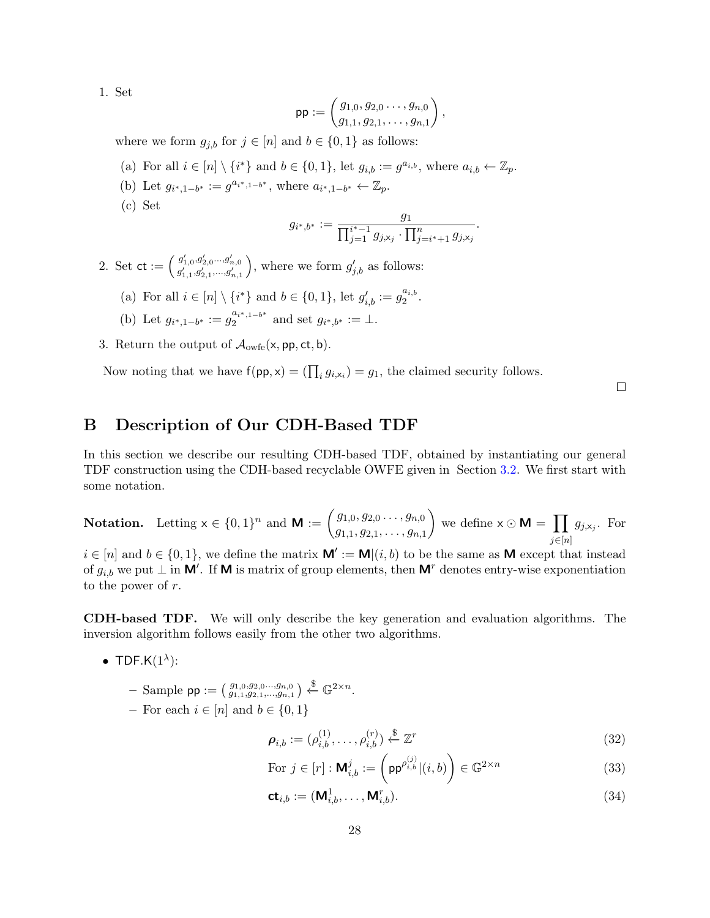1. Set

$$\mathsf{pp} := \begin{pmatrix} g_{1,0}, g_{2,0} \dots, g_{n,0} \\ g_{1,1}, g_{2,1}, \dots, g_{n,1} \end{pmatrix},$$

where we form $g_{j,b}$ for $j \in [n]$ and $b \in \{0,1\}$ as follows:

   (a) For all $i \in [n] \setminus \{i^*\}$ and $b \in \{0,1\}$, let $g_{i,b} := g^{a_{i,b}}$, where $a_{i,b} \leftarrow \mathbb{Z}_p$.

   (b) Let $g_{i^*,1-b^*} := g^{a_{i^*,1-b^*}}$, where $a_{i^*,1-b^*} \leftarrow \mathbb{Z}_p$.

   (c) Set

$$g_{i^*,b^*} := \frac{g_1}{\prod_{j=1}^{i^*-1} g_{j,\mathsf{x}_j} \cdot \prod_{j=i^*+1}^{n} g_{j,\mathsf{x}_j}}.$$

2. Set $\mathsf{ct} := \left( \begin{smallmatrix} g'_{1,0}, g'_{2,0} \dots, g'_{n,0} \\ g'_{1,1}, g'_{2,1}, \dots, g'_{n,1} \end{smallmatrix} \right)$, where we form $g'_{j,b}$ as follows:

   (a) For all $i \in [n] \setminus \{i^*\}$ and $b \in \{0,1\}$, let $g'_{i,b} := g_2^{a_{i,b}}$.

   (b) Let $g_{i^*,1-b^*} := g_2^{a_{i^*,1-b^*}}$ and set $g_{i^*,b^*} := \perp$.

3. Return the output of $\mathcal{A}_{\text{owfe}}(\mathsf{x}, \mathsf{pp}, \mathsf{ct}, \mathsf{b})$.

Now noting that we have $\mathsf{f}(\mathsf{pp}, \mathsf{x}) = (\prod_i g_{i,\mathsf{x}_i}) = g_1$, the claimed security follows. □

# B Description of Our CDH-Based TDF

In this section we describe our resulting CDH-based TDF, obtained by instantiating our general TDF construction using the CDH-based recyclable OWFE given in Section 3.2. We first start with some notation.

**Notation.** Letting $\mathsf{x} \in \{0,1\}^n$ and $\mathbf{M} := \begin{pmatrix} g_{1,0}, g_{2,0} \dots, g_{n,0} \\ g_{1,1}, g_{2,1}, \dots, g_{n,1} \end{pmatrix}$ we define $\mathsf{x} \odot \mathbf{M} = \prod_{j \in [n]} g_{j,\mathsf{x}_j}$. For $i \in [n]$ and $b \in \{0,1\}$, we define the matrix $\mathbf{M}' := \mathbf{M}|(i,b)$ to be the same as $\mathbf{M}$ except that instead of $g_{i,b}$ we put $\perp$ in $\mathbf{M}'$. If $\mathbf{M}$ is matrix of group elements, then $\mathbf{M}^r$ denotes entry-wise exponentiation to the power of $r$.

**CDH-based TDF.** We will only describe the key generation and evaluation algorithms. The inversion algorithm follows easily from the other two algorithms.

- $\mathsf{TDF.K}(1^\lambda)$:
  - Sample $\mathsf{pp} := \left( \begin{smallmatrix} g_{1,0}, g_{2,0} \dots, g_{n,0} \\ g_{1,1}, g_{2,1}, \dots, g_{n,1} \end{smallmatrix} \right) \xleftarrow{\$} \mathbb{G}^{2 \times n}$.
  - For each $i \in [n]$ and $b \in \{0,1\}$

$$\boldsymbol{\rho}_{i,b} := (\rho_{i,b}^{(1)}, \dots, \rho_{i,b}^{(r)}) \xleftarrow{\$} \mathbb{Z}^r \tag{32}$$

$$\text{For } j \in [r] : \mathbf{M}_{i,b}^j := \left( \mathsf{pp}^{\rho_{i,b}^{(j)}} | (i,b) \right) \in \mathbb{G}^{2 \times n} \tag{33}$$

$$\mathbf{ct}_{i,b} := (\mathbf{M}_{i,b}^1, \dots, \mathbf{M}_{i,b}^r). \tag{34}$$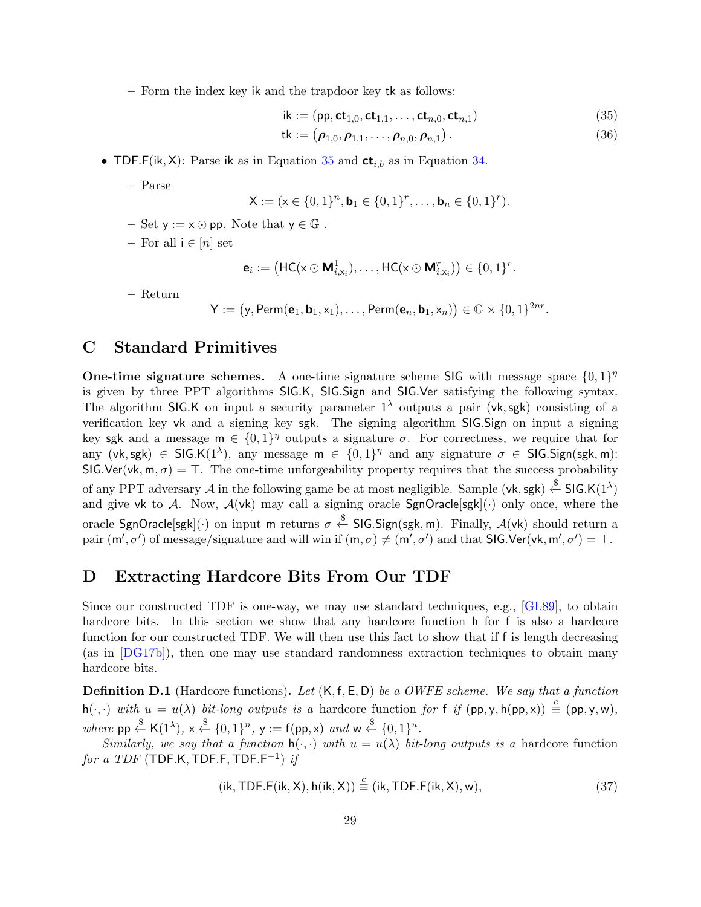– Form the index key $\mathsf{ik}$ and the trapdoor key $\mathsf{tk}$ as follows:

$$\mathsf{ik} := (\mathsf{pp}, \mathbf{ct}_{1,0}, \mathbf{ct}_{1,1}, \ldots, \mathbf{ct}_{n,0}, \mathbf{ct}_{n,1}) \tag{35}$$

$$\mathsf{tk} := \left(\boldsymbol{\rho}_{1,0}, \boldsymbol{\rho}_{1,1}, \ldots, \boldsymbol{\rho}_{n,0}, \boldsymbol{\rho}_{n,1}\right). \tag{36}$$

- $\mathsf{TDF.F}(\mathsf{ik}, \mathsf{X})$: Parse $\mathsf{ik}$ as in Equation 35 and $\mathbf{ct}_{i,b}$ as in Equation 34.

  – Parse

  $$\mathsf{X} := (\mathsf{x} \in \{0,1\}^n, \mathbf{b}_1 \in \{0,1\}^r, \ldots, \mathbf{b}_n \in \{0,1\}^r).$$

  – Set $\mathsf{y} := \mathsf{x} \odot \mathsf{pp}$. Note that $\mathsf{y} \in \mathbb{G}$ .

  – For all $\mathsf{i} \in [n]$ set

  $$\mathbf{e}_i := \left(\mathsf{HC}(\mathsf{x} \odot \mathbf{M}^1_{i,\mathsf{x}_i}), \ldots, \mathsf{HC}(\mathsf{x} \odot \mathbf{M}^r_{i,\mathsf{x}_i})\right) \in \{0,1\}^r.$$

  – Return

  $$\mathsf{Y} := \left(\mathsf{y}, \mathsf{Perm}(\mathbf{e}_1, \mathbf{b}_1, \mathsf{x}_1), \ldots, \mathsf{Perm}(\mathbf{e}_n, \mathbf{b}_1, \mathsf{x}_n)\right) \in \mathbb{G} \times \{0,1\}^{2nr}.$$

# C Standard Primitives

**One-time signature schemes.** A one-time signature scheme $\mathsf{SIG}$ with message space $\{0,1\}^\eta$ is given by three PPT algorithms $\mathsf{SIG.K}$, $\mathsf{SIG.Sign}$ and $\mathsf{SIG.Ver}$ satisfying the following syntax. The algorithm $\mathsf{SIG.K}$ on input a security parameter $1^\lambda$ outputs a pair $(\mathsf{vk}, \mathsf{sgk})$ consisting of a verification key $\mathsf{vk}$ and a signing key $\mathsf{sgk}$. The signing algorithm $\mathsf{SIG.Sign}$ on input a signing key $\mathsf{sgk}$ and a message $\mathsf{m} \in \{0,1\}^\eta$ outputs a signature $\sigma$. For correctness, we require that for any $(\mathsf{vk}, \mathsf{sgk}) \in \mathsf{SIG.K}(1^\lambda)$, any message $\mathsf{m} \in \{0,1\}^\eta$ and any signature $\sigma \in \mathsf{SIG.Sign}(\mathsf{sgk}, \mathsf{m})$: $\mathsf{SIG.Ver}(\mathsf{vk}, \mathsf{m}, \sigma) = \top$. The one-time unforgeability property requires that the success probability of any PPT adversary $\mathcal{A}$ in the following game be at most negligible. Sample $(\mathsf{vk}, \mathsf{sgk}) \xleftarrow{\$} \mathsf{SIG.K}(1^\lambda)$ and give $\mathsf{vk}$ to $\mathcal{A}$. Now, $\mathcal{A}(\mathsf{vk})$ may call a signing oracle $\mathsf{SgnOracle}[\mathsf{sgk}](\cdot)$ only once, where the oracle $\mathsf{SgnOracle}[\mathsf{sgk}](\cdot)$ on input $\mathsf{m}$ returns $\sigma \xleftarrow{\$} \mathsf{SIG.Sign}(\mathsf{sgk}, \mathsf{m})$. Finally, $\mathcal{A}(\mathsf{vk})$ should return a pair $(\mathsf{m}', \sigma')$ of message/signature and will win if $(\mathsf{m}, \sigma) \neq (\mathsf{m}', \sigma')$ and that $\mathsf{SIG.Ver}(\mathsf{vk}, \mathsf{m}', \sigma') = \top$.

# D Extracting Hardcore Bits From Our TDF

Since our constructed TDF is one-way, we may use standard techniques, e.g., [GL89], to obtain hardcore bits. In this section we show that any hardcore function $\mathsf{h}$ for $\mathsf{f}$ is also a hardcore function for our constructed TDF. We will then use this fact to show that if $\mathsf{f}$ is length decreasing (as in [DG17b]), then one may use standard randomness extraction techniques to obtain many hardcore bits.

**Definition D.1** (Hardcore functions)**.** *Let $(\mathsf{K}, \mathsf{f}, \mathsf{E}, \mathsf{D})$ be a OWFE scheme. We say that a function $\mathsf{h}(\cdot,\cdot)$ with $u = u(\lambda)$ bit-long outputs is a* hardcore function *for $\mathsf{f}$ if $(\mathsf{pp}, \mathsf{y}, \mathsf{h}(\mathsf{pp}, \mathsf{x})) \stackrel{c}{\equiv} (\mathsf{pp}, \mathsf{y}, \mathsf{w})$, where $\mathsf{pp} \xleftarrow{\$} \mathsf{K}(1^\lambda)$, $\mathsf{x} \xleftarrow{\$} \{0,1\}^n$, $\mathsf{y} := \mathsf{f}(\mathsf{pp}, \mathsf{x})$ and $\mathsf{w} \xleftarrow{\$} \{0,1\}^u$.*

*Similarly, we say that a function $\mathsf{h}(\cdot,\cdot)$ with $u = u(\lambda)$ bit-long outputs is a* hardcore function *for a TDF $(\mathsf{TDF.K}, \mathsf{TDF.F}, \mathsf{TDF.F}^{-1})$ if*

$$(\mathsf{ik}, \mathsf{TDF.F}(\mathsf{ik}, \mathsf{X}), \mathsf{h}(\mathsf{ik}, \mathsf{X})) \stackrel{c}{\equiv} (\mathsf{ik}, \mathsf{TDF.F}(\mathsf{ik}, \mathsf{X}), \mathsf{w}), \tag{37}$$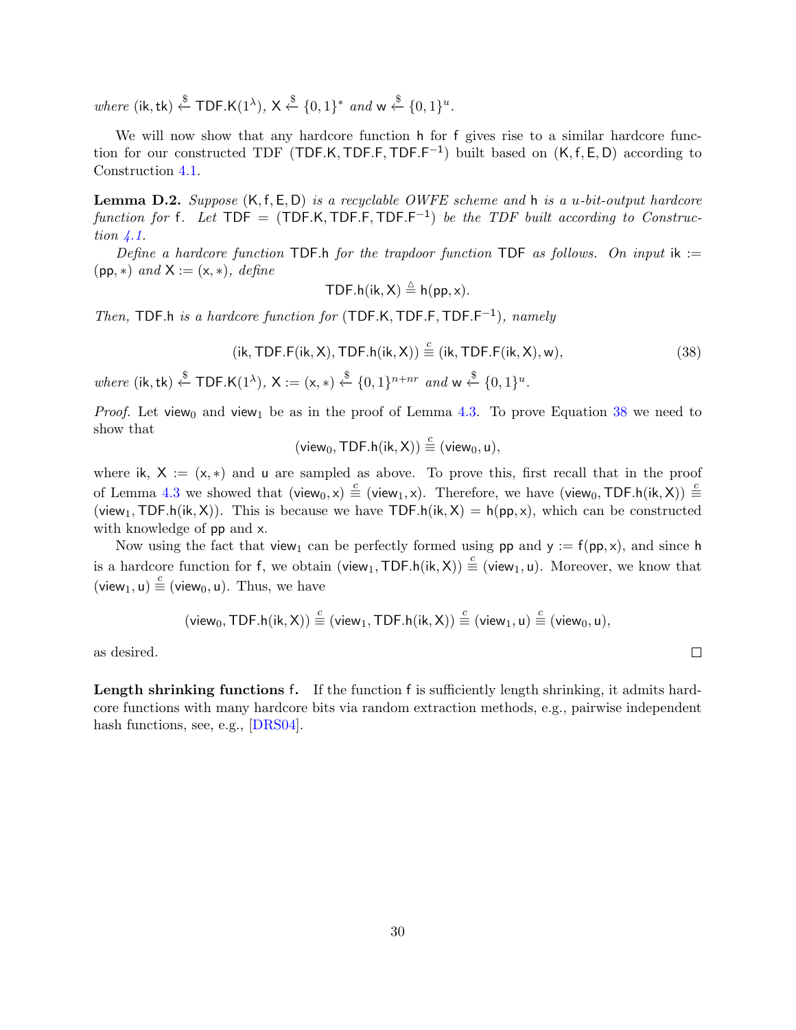*where* $(\mathsf{ik}, \mathsf{tk}) \xleftarrow{\$} \mathsf{TDF.K}(1^\lambda)$, $\mathsf{X} \xleftarrow{\$} \{0,1\}^*$ *and* $\mathsf{w} \xleftarrow{\$} \{0,1\}^u$.

We will now show that any hardcore function $\mathsf{h}$ for $\mathsf{f}$ gives rise to a similar hardcore function for our constructed TDF $(\mathsf{TDF.K}, \mathsf{TDF.F}, \mathsf{TDF.F}^{-1})$ built based on $(\mathsf{K}, \mathsf{f}, \mathsf{E}, \mathsf{D})$ according to Construction 4.1.

**Lemma D.2.** *Suppose* $(\mathsf{K}, \mathsf{f}, \mathsf{E}, \mathsf{D})$ *is a recyclable OWFE scheme and* $\mathsf{h}$ *is a* $u$*-bit-output hardcore function for* $\mathsf{f}$*. Let* $\mathsf{TDF} = (\mathsf{TDF.K}, \mathsf{TDF.F}, \mathsf{TDF.F}^{-1})$ *be the TDF built according to Construction 4.1.*

*Define a hardcore function* $\mathsf{TDF.h}$ *for the trapdoor function* $\mathsf{TDF}$ *as follows. On input* $\mathsf{ik} := (\mathsf{pp}, *)$ *and* $\mathsf{X} := (\mathsf{x}, *)$*, define*

$$\mathsf{TDF.h}(\mathsf{ik}, \mathsf{X}) \triangleq \mathsf{h}(\mathsf{pp}, \mathsf{x}).$$

*Then,* $\mathsf{TDF.h}$ *is a hardcore function for* $(\mathsf{TDF.K}, \mathsf{TDF.F}, \mathsf{TDF.F}^{-1})$*, namely*

$$(\mathsf{ik}, \mathsf{TDF.F}(\mathsf{ik}, \mathsf{X}), \mathsf{TDF.h}(\mathsf{ik}, \mathsf{X})) \stackrel{c}{\equiv} (\mathsf{ik}, \mathsf{TDF.F}(\mathsf{ik}, \mathsf{X}), \mathsf{w}), \tag{38}$$

*where* $(\mathsf{ik}, \mathsf{tk}) \xleftarrow{\$} \mathsf{TDF.K}(1^\lambda)$, $\mathsf{X} := (\mathsf{x}, *) \xleftarrow{\$} \{0,1\}^{n+nr}$ *and* $\mathsf{w} \xleftarrow{\$} \{0,1\}^u$.

*Proof.* Let $\mathsf{view}_0$ and $\mathsf{view}_1$ be as in the proof of Lemma 4.3. To prove Equation 38 we need to show that

$$(\mathsf{view}_0, \mathsf{TDF.h}(\mathsf{ik}, \mathsf{X})) \stackrel{c}{\equiv} (\mathsf{view}_0, \mathsf{u}),$$

where $\mathsf{ik}$, $\mathsf{X} := (\mathsf{x}, *)$ and $\mathsf{u}$ are sampled as above. To prove this, first recall that in the proof of Lemma 4.3 we showed that $(\mathsf{view}_0, \mathsf{x}) \stackrel{c}{\equiv} (\mathsf{view}_1, \mathsf{x})$. Therefore, we have $(\mathsf{view}_0, \mathsf{TDF.h}(\mathsf{ik}, \mathsf{X})) \stackrel{c}{\equiv} (\mathsf{view}_1, \mathsf{TDF.h}(\mathsf{ik}, \mathsf{X}))$. This is because we have $\mathsf{TDF.h}(\mathsf{ik}, \mathsf{X}) = \mathsf{h}(\mathsf{pp}, \mathsf{x})$, which can be constructed with knowledge of $\mathsf{pp}$ and $\mathsf{x}$.

Now using the fact that $\mathsf{view}_1$ can be perfectly formed using $\mathsf{pp}$ and $\mathsf{y} := \mathsf{f}(\mathsf{pp}, \mathsf{x})$, and since $\mathsf{h}$ is a hardcore function for $\mathsf{f}$, we obtain $(\mathsf{view}_1, \mathsf{TDF.h}(\mathsf{ik}, \mathsf{X})) \stackrel{c}{\equiv} (\mathsf{view}_1, \mathsf{u})$. Moreover, we know that $(\mathsf{view}_1, \mathsf{u}) \stackrel{c}{\equiv} (\mathsf{view}_0, \mathsf{u})$. Thus, we have

$$(\mathsf{view}_0, \mathsf{TDF.h}(\mathsf{ik}, \mathsf{X})) \stackrel{c}{\equiv} (\mathsf{view}_1, \mathsf{TDF.h}(\mathsf{ik}, \mathsf{X})) \stackrel{c}{\equiv} (\mathsf{view}_1, \mathsf{u}) \stackrel{c}{\equiv} (\mathsf{view}_0, \mathsf{u}),$$

as desired. ◻

**Length shrinking functions $\mathsf{f}$.** If the function $\mathsf{f}$ is sufficiently length shrinking, it admits hardcore functions with many hardcore bits via random extraction methods, e.g., pairwise independent hash functions, see, e.g., [DRS04].